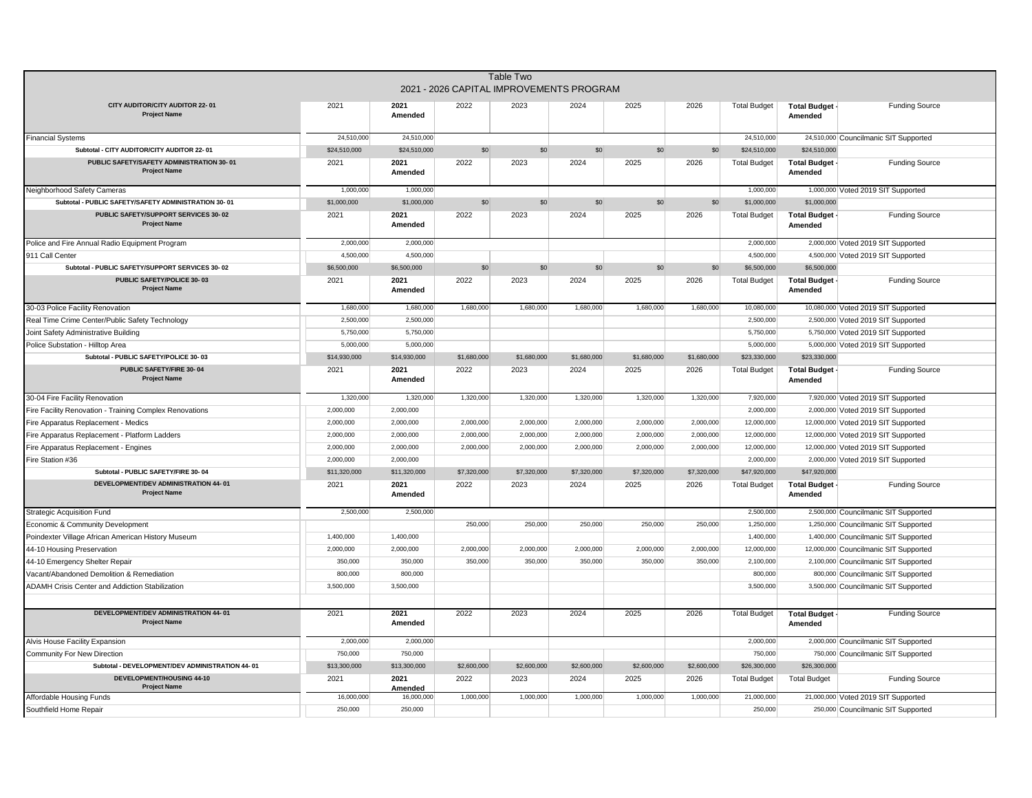# Table Two

## 2021 - 2026 CAPITAL IMPROVEMENTS PROGRAM

| CITY AUDITOR/CITY AUDITOR 22- 01 Project Name | 2021 | 2021 Amended | 2022 | 2023 | 2024 | 2025 | 2026 | Total Budget | Total Budget - Amended | Funding Source |
|---|---|---|---|---|---|---|---|---|---|---|
| Financial Systems | 24,510,000 | 24,510,000 | | | | | | 24,510,000 | 24,510,000 | Councilmanic SIT Supported |
| Subtotal - CITY AUDITOR/CITY AUDITOR 22- 01 | $24,510,000 | $24,510,000 | $0 | $0 | $0 | $0 | $0 | $24,510,000 | $24,510,000 | |
| **PUBLIC SAFETY/SAFETY ADMINISTRATION 30- 01 Project Name** | **2021** | **2021 Amended** | **2022** | **2023** | **2024** | **2025** | **2026** | **Total Budget** | **Total Budget - Amended** | **Funding Source** |
| Neighborhood Safety Cameras | 1,000,000 | 1,000,000 | | | | | | 1,000,000 | 1,000,000 | Voted 2019 SIT Supported |
| Subtotal - PUBLIC SAFETY/SAFETY ADMINISTRATION 30- 01 | $1,000,000 | $1,000,000 | $0 | $0 | $0 | $0 | $0 | $1,000,000 | $1,000,000 | |
| **PUBLIC SAFETY/SUPPORT SERVICES 30- 02 Project Name** | **2021** | **2021 Amended** | **2022** | **2023** | **2024** | **2025** | **2026** | **Total Budget** | **Total Budget - Amended** | **Funding Source** |
| Police and Fire Annual Radio Equipment Program | 2,000,000 | 2,000,000 | | | | | | 2,000,000 | 2,000,000 | Voted 2019 SIT Supported |
| 911 Call Center | 4,500,000 | 4,500,000 | | | | | | 4,500,000 | 4,500,000 | Voted 2019 SIT Supported |
| Subtotal - PUBLIC SAFETY/SUPPORT SERVICES 30- 02 | $6,500,000 | $6,500,000 | $0 | $0 | $0 | $0 | $0 | $6,500,000 | $6,500,000 | |
| **PUBLIC SAFETY/POLICE 30- 03 Project Name** | **2021** | **2021 Amended** | **2022** | **2023** | **2024** | **2025** | **2026** | **Total Budget** | **Total Budget - Amended** | **Funding Source** |
| 30-03 Police Facility Renovation | 1,680,000 | 1,680,000 | 1,680,000 | 1,680,000 | 1,680,000 | 1,680,000 | 1,680,000 | 10,080,000 | 10,080,000 | Voted 2019 SIT Supported |
| Real Time Crime Center/Public Safety Technology | 2,500,000 | 2,500,000 | | | | | | 2,500,000 | 2,500,000 | Voted 2019 SIT Supported |
| Joint Safety Administrative Building | 5,750,000 | 5,750,000 | | | | | | 5,750,000 | 5,750,000 | Voted 2019 SIT Supported |
| Police Substation - Hilltop Area | 5,000,000 | 5,000,000 | | | | | | 5,000,000 | 5,000,000 | Voted 2019 SIT Supported |
| Subtotal - PUBLIC SAFETY/POLICE 30- 03 | $14,930,000 | $14,930,000 | $1,680,000 | $1,680,000 | $1,680,000 | $1,680,000 | $1,680,000 | $23,330,000 | $23,330,000 | |
| **PUBLIC SAFETY/FIRE 30- 04 Project Name** | **2021** | **2021 Amended** | **2022** | **2023** | **2024** | **2025** | **2026** | **Total Budget** | **Total Budget - Amended** | **Funding Source** |
| 30-04 Fire Facility Renovation | 1,320,000 | 1,320,000 | 1,320,000 | 1,320,000 | 1,320,000 | 1,320,000 | 1,320,000 | 7,920,000 | 7,920,000 | Voted 2019 SIT Supported |
| Fire Facility Renovation - Training Complex Renovations | 2,000,000 | 2,000,000 | | | | | | 2,000,000 | 2,000,000 | Voted 2019 SIT Supported |
| Fire Apparatus Replacement - Medics | 2,000,000 | 2,000,000 | 2,000,000 | 2,000,000 | 2,000,000 | 2,000,000 | 2,000,000 | 12,000,000 | 12,000,000 | Voted 2019 SIT Supported |
| Fire Apparatus Replacement - Platform Ladders | 2,000,000 | 2,000,000 | 2,000,000 | 2,000,000 | 2,000,000 | 2,000,000 | 2,000,000 | 12,000,000 | 12,000,000 | Voted 2019 SIT Supported |
| Fire Apparatus Replacement - Engines | 2,000,000 | 2,000,000 | 2,000,000 | 2,000,000 | 2,000,000 | 2,000,000 | 2,000,000 | 12,000,000 | 12,000,000 | Voted 2019 SIT Supported |
| Fire Station #36 | 2,000,000 | 2,000,000 | | | | | | 2,000,000 | 2,000,000 | Voted 2019 SIT Supported |
| Subtotal - PUBLIC SAFETY/FIRE 30- 04 | $11,320,000 | $11,320,000 | $7,320,000 | $7,320,000 | $7,320,000 | $7,320,000 | $7,320,000 | $47,920,000 | $47,920,000 | |
| **DEVELOPMENT/DEV ADMINISTRATION 44- 01 Project Name** | **2021** | **2021 Amended** | **2022** | **2023** | **2024** | **2025** | **2026** | **Total Budget** | **Total Budget - Amended** | **Funding Source** |
| Strategic Acquisition Fund | 2,500,000 | 2,500,000 | | | | | | 2,500,000 | 2,500,000 | Councilmanic SIT Supported |
| Economic & Community Development | | | 250,000 | 250,000 | 250,000 | 250,000 | 250,000 | 1,250,000 | 1,250,000 | Councilmanic SIT Supported |
| Poindexter Village African American History Museum | 1,400,000 | 1,400,000 | | | | | | 1,400,000 | 1,400,000 | Councilmanic SIT Supported |
| 44-10 Housing Preservation | 2,000,000 | 2,000,000 | 2,000,000 | 2,000,000 | 2,000,000 | 2,000,000 | 2,000,000 | 12,000,000 | 12,000,000 | Councilmanic SIT Supported |
| 44-10 Emergency Shelter Repair | 350,000 | 350,000 | 350,000 | 350,000 | 350,000 | 350,000 | 350,000 | 2,100,000 | 2,100,000 | Councilmanic SIT Supported |
| Vacant/Abandoned Demolition & Remediation | 800,000 | 800,000 | | | | | | 800,000 | 800,000 | Councilmanic SIT Supported |
| ADAMH Crisis Center and Addiction Stabilization | 3,500,000 | 3,500,000 | | | | | | 3,500,000 | 3,500,000 | Councilmanic SIT Supported |
| **DEVELOPMENT/DEV ADMINISTRATION 44- 01 Project Name** | **2021** | **2021 Amended** | **2022** | **2023** | **2024** | **2025** | **2026** | **Total Budget** | **Total Budget - Amended** | **Funding Source** |
| Alvis House Facility Expansion | 2,000,000 | 2,000,000 | | | | | | 2,000,000 | 2,000,000 | Councilmanic SIT Supported |
| Community For New Direction | 750,000 | 750,000 | | | | | | 750,000 | 750,000 | Councilmanic SIT Supported |
| Subtotal - DEVELOPMENT/DEV ADMINISTRATION 44- 01 | $13,300,000 | $13,300,000 | $2,600,000 | $2,600,000 | $2,600,000 | $2,600,000 | $2,600,000 | $26,300,000 | $26,300,000 | |
| **DEVELOPMENT/HOUSING 44-10 Project Name** | **2021** | **2021 Amended** | **2022** | **2023** | **2024** | **2025** | **2026** | **Total Budget** | **Total Budget** | **Funding Source** |
| Affordable Housing Funds | 16,000,000 | 16,000,000 | 1,000,000 | 1,000,000 | 1,000,000 | 1,000,000 | 1,000,000 | 21,000,000 | 21,000,000 | Voted 2019 SIT Supported |
| Southfield Home Repair | 250,000 | 250,000 | | | | | | 250,000 | 250,000 | Councilmanic SIT Supported |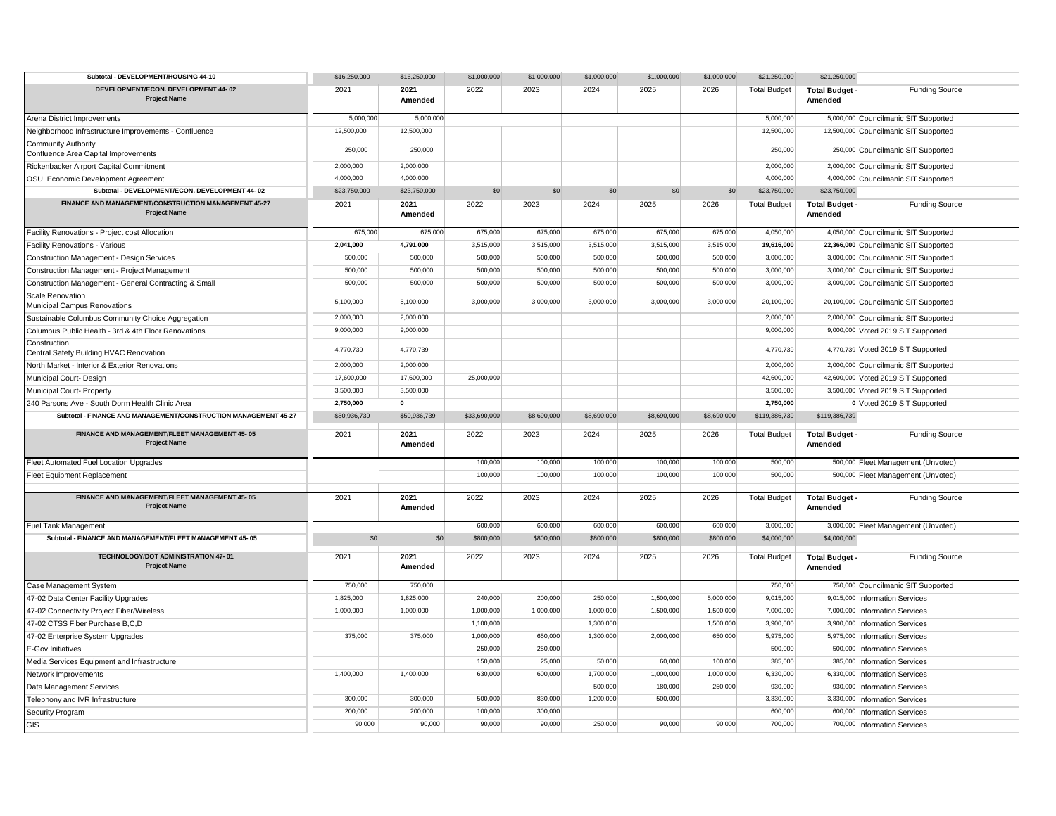| Subtotal - DEVELOPMENT/HOUSING 44-10 | $16,250,000 | $16,250,000 | $1,000,000 | $1,000,000 | $1,000,000 | $1,000,000 | $1,000,000 | $21,250,000 | $21,250,000 | |
|---|---|---|---|---|---|---|---|---|---|---|

| DEVELOPMENT/ECON. DEVELOPMENT 44- 02 Project Name | 2021 | 2021 Amended | 2022 | 2023 | 2024 | 2025 | 2026 | Total Budget | Total Budget - Amended | Funding Source |
|---|---|---|---|---|---|---|---|---|---|---|
| Arena District Improvements | 5,000,000 | 5,000,000 | | | | | | 5,000,000 | 5,000,000 | Councilmanic SIT Supported |
| Neighborhood Infrastructure Improvements - Confluence | 12,500,000 | 12,500,000 | | | | | | 12,500,000 | 12,500,000 | Councilmanic SIT Supported |
| Community Authority Confluence Area Capital Improvements | 250,000 | 250,000 | | | | | | 250,000 | 250,000 | Councilmanic SIT Supported |
| Rickenbacker Airport Capital Commitment | 2,000,000 | 2,000,000 | | | | | | 2,000,000 | 2,000,000 | Councilmanic SIT Supported |
| OSU Economic Development Agreement | 4,000,000 | 4,000,000 | | | | | | 4,000,000 | 4,000,000 | Councilmanic SIT Supported |
| Subtotal - DEVELOPMENT/ECON. DEVELOPMENT 44- 02 | $23,750,000 | $23,750,000 | $0 | $0 | $0 | $0 | $0 | $23,750,000 | $23,750,000 | |

| FINANCE AND MANAGEMENT/CONSTRUCTION MANAGEMENT 45-27 Project Name | 2021 | 2021 Amended | 2022 | 2023 | 2024 | 2025 | 2026 | Total Budget | Total Budget - Amended | Funding Source |
|---|---|---|---|---|---|---|---|---|---|---|
| Facility Renovations - Project cost Allocation | 675,000 | 675,000 | 675,000 | 675,000 | 675,000 | 675,000 | 675,000 | 4,050,000 | 4,050,000 | Councilmanic SIT Supported |
| Facility Renovations - Various | ~~2,041,000~~ | **4,791,000** | 3,515,000 | 3,515,000 | 3,515,000 | 3,515,000 | 3,515,000 | ~~19,616,000~~ | **22,366,000** | Councilmanic SIT Supported |
| Construction Management - Design Services | 500,000 | 500,000 | 500,000 | 500,000 | 500,000 | 500,000 | 500,000 | 3,000,000 | 3,000,000 | Councilmanic SIT Supported |
| Construction Management - Project Management | 500,000 | 500,000 | 500,000 | 500,000 | 500,000 | 500,000 | 500,000 | 3,000,000 | 3,000,000 | Councilmanic SIT Supported |
| Construction Management - General Contracting & Small | 500,000 | 500,000 | 500,000 | 500,000 | 500,000 | 500,000 | 500,000 | 3,000,000 | 3,000,000 | Councilmanic SIT Supported |
| Scale Renovation Municipal Campus Renovations | 5,100,000 | 5,100,000 | 3,000,000 | 3,000,000 | 3,000,000 | 3,000,000 | 3,000,000 | 20,100,000 | 20,100,000 | Councilmanic SIT Supported |
| Sustainable Columbus Community Choice Aggregation | 2,000,000 | 2,000,000 | | | | | | 2,000,000 | 2,000,000 | Councilmanic SIT Supported |
| Columbus Public Health - 3rd & 4th Floor Renovations | 9,000,000 | 9,000,000 | | | | | | 9,000,000 | 9,000,000 | Voted 2019 SIT Supported |
| Construction Central Safety Building HVAC Renovation | 4,770,739 | 4,770,739 | | | | | | 4,770,739 | 4,770,739 | Voted 2019 SIT Supported |
| North Market - Interior & Exterior Renovations | 2,000,000 | 2,000,000 | | | | | | 2,000,000 | 2,000,000 | Councilmanic SIT Supported |
| Municipal Court- Design | 17,600,000 | 17,600,000 | 25,000,000 | | | | | 42,600,000 | 42,600,000 | Voted 2019 SIT Supported |
| Municipal Court- Property | 3,500,000 | 3,500,000 | | | | | | 3,500,000 | 3,500,000 | Voted 2019 SIT Supported |
| 240 Parsons Ave - South Dorm Health Clinic Area | ~~2,750,000~~ | **0** | | | | | | ~~2,750,000~~ | **0** | Voted 2019 SIT Supported |
| Subtotal - FINANCE AND MANAGEMENT/CONSTRUCTION MANAGEMENT 45-27 | $50,936,739 | $50,936,739 | $33,690,000 | $8,690,000 | $8,690,000 | $8,690,000 | $8,690,000 | $119,386,739 | $119,386,739 | |

| FINANCE AND MANAGEMENT/FLEET MANAGEMENT 45- 05 Project Name | 2021 | 2021 Amended | 2022 | 2023 | 2024 | 2025 | 2026 | Total Budget | Total Budget - Amended | Funding Source |
|---|---|---|---|---|---|---|---|---|---|---|
| Fleet Automated Fuel Location Upgrades | | | 100,000 | 100,000 | 100,000 | 100,000 | 100,000 | 500,000 | 500,000 | Fleet Management (Unvoted) |
| Fleet Equipment Replacement | | | 100,000 | 100,000 | 100,000 | 100,000 | 100,000 | 500,000 | 500,000 | Fleet Management (Unvoted) |

| FINANCE AND MANAGEMENT/FLEET MANAGEMENT 45- 05 Project Name | 2021 | 2021 Amended | 2022 | 2023 | 2024 | 2025 | 2026 | Total Budget | Total Budget - Amended | Funding Source |
|---|---|---|---|---|---|---|---|---|---|---|
| Fuel Tank Management | | | 600,000 | 600,000 | 600,000 | 600,000 | 600,000 | 3,000,000 | 3,000,000 | Fleet Management (Unvoted) |
| Subtotal - FINANCE AND MANAGEMENT/FLEET MANAGEMENT 45- 05 | $0 | $0 | $800,000 | $800,000 | $800,000 | $800,000 | $800,000 | $4,000,000 | $4,000,000 | |

| TECHNOLOGY/DOT ADMINISTRATION 47- 01 Project Name | 2021 | 2021 Amended | 2022 | 2023 | 2024 | 2025 | 2026 | Total Budget | Total Budget - Amended | Funding Source |
|---|---|---|---|---|---|---|---|---|---|---|
| Case Management System | 750,000 | 750,000 | | | | | | 750,000 | 750,000 | Councilmanic SIT Supported |
| 47-02 Data Center Facility Upgrades | 1,825,000 | 1,825,000 | 240,000 | 200,000 | 250,000 | 1,500,000 | 5,000,000 | 9,015,000 | 9,015,000 | Information Services |
| 47-02 Connectivity Project Fiber/Wireless | 1,000,000 | 1,000,000 | 1,000,000 | 1,000,000 | 1,000,000 | 1,500,000 | 1,500,000 | 7,000,000 | 7,000,000 | Information Services |
| 47-02 CTSS Fiber Purchase B,C,D | | | 1,100,000 | | 1,300,000 | | 1,500,000 | 3,900,000 | 3,900,000 | Information Services |
| 47-02 Enterprise System Upgrades | 375,000 | 375,000 | 1,000,000 | 650,000 | 1,300,000 | 2,000,000 | 650,000 | 5,975,000 | 5,975,000 | Information Services |
| E-Gov Initiatives | | | 250,000 | 250,000 | | | | 500,000 | 500,000 | Information Services |
| Media Services Equipment and Infrastructure | | | 150,000 | 25,000 | 50,000 | 60,000 | 100,000 | 385,000 | 385,000 | Information Services |
| Network Improvements | 1,400,000 | 1,400,000 | 630,000 | 600,000 | 1,700,000 | 1,000,000 | 1,000,000 | 6,330,000 | 6,330,000 | Information Services |
| Data Management Services | | | | | 500,000 | 180,000 | 250,000 | 930,000 | 930,000 | Information Services |
| Telephony and IVR Infrastructure | 300,000 | 300,000 | 500,000 | 830,000 | 1,200,000 | 500,000 | | 3,330,000 | 3,330,000 | Information Services |
| Security Program | 200,000 | 200,000 | 100,000 | 300,000 | | | | 600,000 | 600,000 | Information Services |
| GIS | 90,000 | 90,000 | 90,000 | 90,000 | 250,000 | 90,000 | 90,000 | 700,000 | 700,000 | Information Services |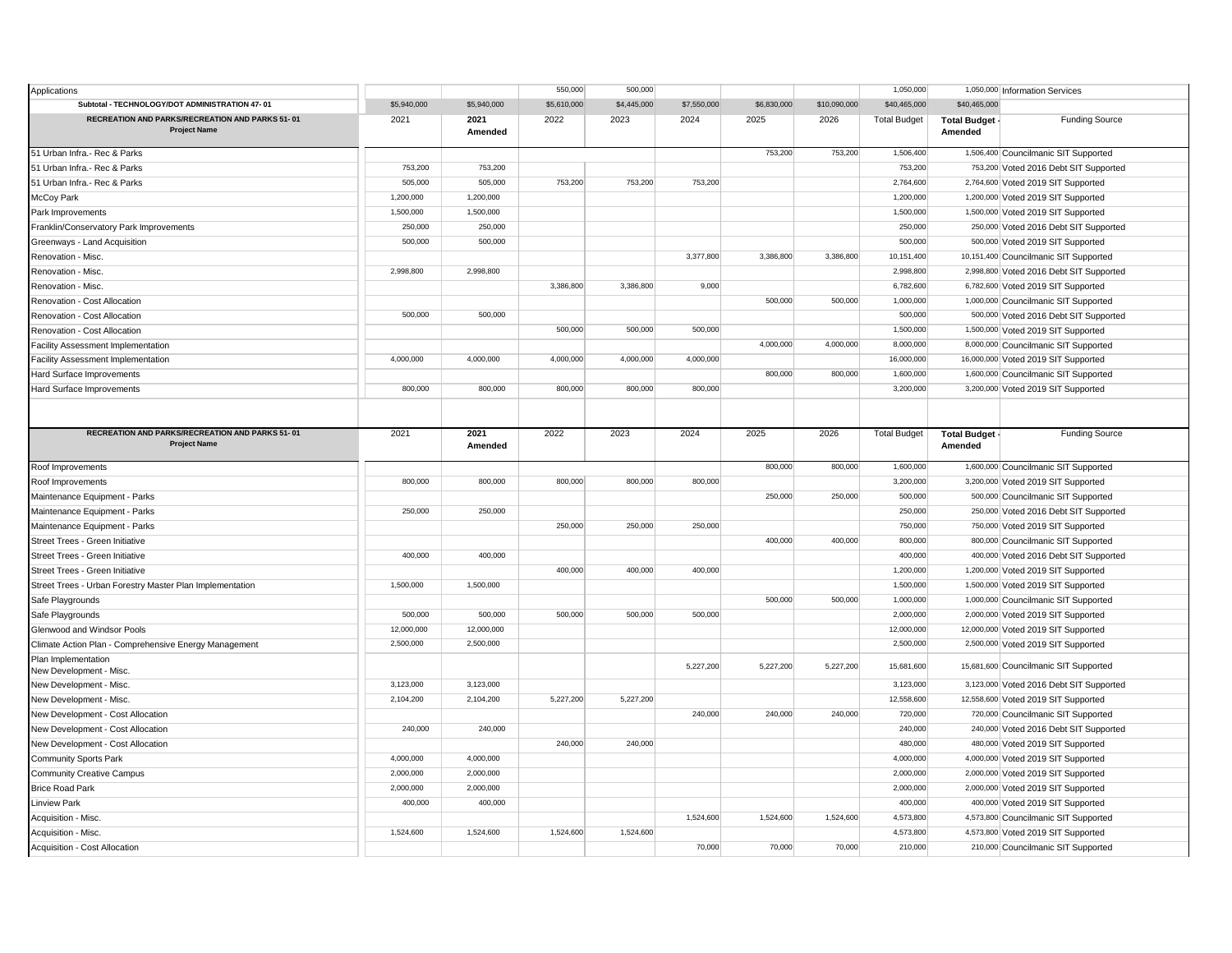| Applications | | | 550,000 | 500,000 | | | | 1,050,000 | 1,050,000 | Information Services |
|---|---|---|---|---|---|---|---|---|---|---|
| **Subtotal - TECHNOLOGY/DOT ADMINISTRATION 47- 01** | $5,940,000 | $5,940,000 | $5,610,000 | $4,445,000 | $7,550,000 | $6,830,000 | $10,090,000 | $40,465,000 | $40,465,000 | |

| RECREATION AND PARKS/RECREATION AND PARKS 51- 01 Project Name | 2021 | 2021 Amended | 2022 | 2023 | 2024 | 2025 | 2026 | Total Budget | Total Budget - Amended | Funding Source |
|---|---|---|---|---|---|---|---|---|---|---|
| 51 Urban Infra.- Rec & Parks | | | | | | 753,200 | 753,200 | 1,506,400 | 1,506,400 | Councilmanic SIT Supported |
| 51 Urban Infra.- Rec & Parks | 753,200 | 753,200 | | | | | | 753,200 | 753,200 | Voted 2016 Debt SIT Supported |
| 51 Urban Infra.- Rec & Parks | 505,000 | 505,000 | 753,200 | 753,200 | 753,200 | | | 2,764,600 | 2,764,600 | Voted 2019 SIT Supported |
| McCoy Park | 1,200,000 | 1,200,000 | | | | | | 1,200,000 | 1,200,000 | Voted 2019 SIT Supported |
| Park Improvements | 1,500,000 | 1,500,000 | | | | | | 1,500,000 | 1,500,000 | Voted 2019 SIT Supported |
| Franklin/Conservatory Park Improvements | 250,000 | 250,000 | | | | | | 250,000 | 250,000 | Voted 2016 Debt SIT Supported |
| Greenways - Land Acquisition | 500,000 | 500,000 | | | | | | 500,000 | 500,000 | Voted 2019 SIT Supported |
| Renovation - Misc. | | | | | 3,377,800 | 3,386,800 | 3,386,800 | 10,151,400 | 10,151,400 | Councilmanic SIT Supported |
| Renovation - Misc. | 2,998,800 | 2,998,800 | | | | | | 2,998,800 | 2,998,800 | Voted 2016 Debt SIT Supported |
| Renovation - Misc. | | | 3,386,800 | 3,386,800 | 9,000 | | | 6,782,600 | 6,782,600 | Voted 2019 SIT Supported |
| Renovation - Cost Allocation | | | | | | 500,000 | 500,000 | 1,000,000 | 1,000,000 | Councilmanic SIT Supported |
| Renovation - Cost Allocation | 500,000 | 500,000 | | | | | | 500,000 | 500,000 | Voted 2016 Debt SIT Supported |
| Renovation - Cost Allocation | | | 500,000 | 500,000 | 500,000 | | | 1,500,000 | 1,500,000 | Voted 2019 SIT Supported |
| Facility Assessment Implementation | | | | | | 4,000,000 | 4,000,000 | 8,000,000 | 8,000,000 | Councilmanic SIT Supported |
| Facility Assessment Implementation | 4,000,000 | 4,000,000 | 4,000,000 | 4,000,000 | 4,000,000 | | | 16,000,000 | 16,000,000 | Voted 2019 SIT Supported |
| Hard Surface Improvements | | | | | | 800,000 | 800,000 | 1,600,000 | 1,600,000 | Councilmanic SIT Supported |
| Hard Surface Improvements | 800,000 | 800,000 | 800,000 | 800,000 | 800,000 | | | 3,200,000 | 3,200,000 | Voted 2019 SIT Supported |
| Roof Improvements | | | | | | 800,000 | 800,000 | 1,600,000 | 1,600,000 | Councilmanic SIT Supported |
| Roof Improvements | 800,000 | 800,000 | 800,000 | 800,000 | 800,000 | | | 3,200,000 | 3,200,000 | Voted 2019 SIT Supported |
| Maintenance Equipment - Parks | | | | | | 250,000 | 250,000 | 500,000 | 500,000 | Councilmanic SIT Supported |
| Maintenance Equipment - Parks | 250,000 | 250,000 | | | | | | 250,000 | 250,000 | Voted 2016 Debt SIT Supported |
| Maintenance Equipment - Parks | | | 250,000 | 250,000 | 250,000 | | | 750,000 | 750,000 | Voted 2019 SIT Supported |
| Street Trees - Green Initiative | | | | | | 400,000 | 400,000 | 800,000 | 800,000 | Councilmanic SIT Supported |
| Street Trees - Green Initiative | 400,000 | 400,000 | | | | | | 400,000 | 400,000 | Voted 2016 Debt SIT Supported |
| Street Trees - Green Initiative | | | 400,000 | 400,000 | 400,000 | | | 1,200,000 | 1,200,000 | Voted 2019 SIT Supported |
| Street Trees - Urban Forestry Master Plan Implementation | 1,500,000 | 1,500,000 | | | | | | 1,500,000 | 1,500,000 | Voted 2019 SIT Supported |
| Safe Playgrounds | | | | | | 500,000 | 500,000 | 1,000,000 | 1,000,000 | Councilmanic SIT Supported |
| Safe Playgrounds | 500,000 | 500,000 | 500,000 | 500,000 | 500,000 | | | 2,000,000 | 2,000,000 | Voted 2019 SIT Supported |
| Glenwood and Windsor Pools | 12,000,000 | 12,000,000 | | | | | | 12,000,000 | 12,000,000 | Voted 2019 SIT Supported |
| Climate Action Plan - Comprehensive Energy Management | 2,500,000 | 2,500,000 | | | | | | 2,500,000 | 2,500,000 | Voted 2019 SIT Supported |
| Plan Implementation New Development - Misc. | | | | | 5,227,200 | 5,227,200 | 5,227,200 | 15,681,600 | 15,681,600 | Councilmanic SIT Supported |
| New Development - Misc. | 3,123,000 | 3,123,000 | | | | | | 3,123,000 | 3,123,000 | Voted 2016 Debt SIT Supported |
| New Development - Misc. | 2,104,200 | 2,104,200 | 5,227,200 | 5,227,200 | | | | 12,558,600 | 12,558,600 | Voted 2019 SIT Supported |
| New Development - Cost Allocation | | | | | 240,000 | 240,000 | 240,000 | 720,000 | 720,000 | Councilmanic SIT Supported |
| New Development - Cost Allocation | 240,000 | 240,000 | | | | | | 240,000 | 240,000 | Voted 2016 Debt SIT Supported |
| New Development - Cost Allocation | | | 240,000 | 240,000 | | | | 480,000 | 480,000 | Voted 2019 SIT Supported |
| Community Sports Park | 4,000,000 | 4,000,000 | | | | | | 4,000,000 | 4,000,000 | Voted 2019 SIT Supported |
| Community Creative Campus | 2,000,000 | 2,000,000 | | | | | | 2,000,000 | 2,000,000 | Voted 2019 SIT Supported |
| Brice Road Park | 2,000,000 | 2,000,000 | | | | | | 2,000,000 | 2,000,000 | Voted 2019 SIT Supported |
| Linview Park | 400,000 | 400,000 | | | | | | 400,000 | 400,000 | Voted 2019 SIT Supported |
| Acquisition - Misc. | | | | | 1,524,600 | 1,524,600 | 1,524,600 | 4,573,800 | 4,573,800 | Councilmanic SIT Supported |
| Acquisition - Misc. | 1,524,600 | 1,524,600 | 1,524,600 | 1,524,600 | | | | 4,573,800 | 4,573,800 | Voted 2019 SIT Supported |
| Acquisition - Cost Allocation | | | | | 70,000 | 70,000 | 70,000 | 210,000 | 210,000 | Councilmanic SIT Supported |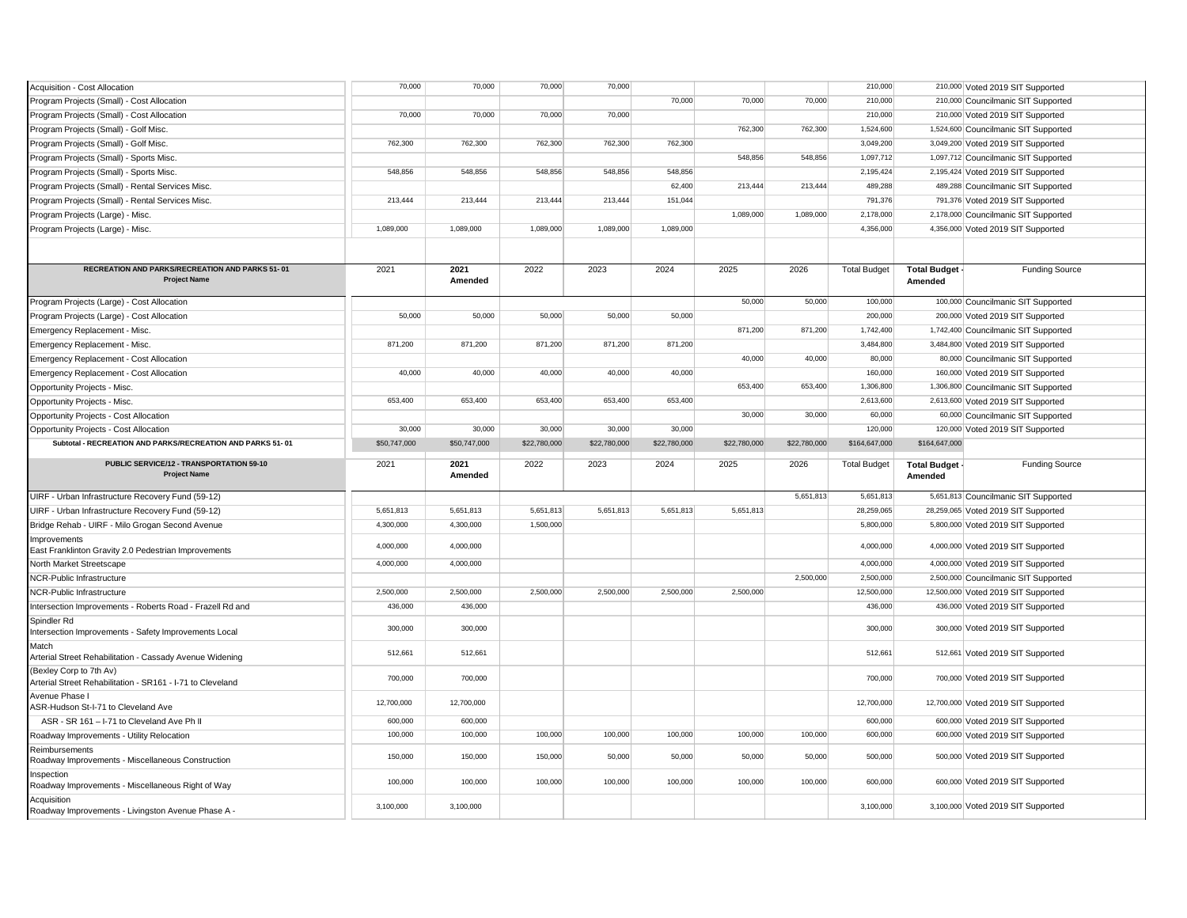| Project Name | 2021 | 2021 Amended | 2022 | 2023 | 2024 | 2025 | 2026 | Total Budget | Total Budget - Amended | Funding Source |
|---|---|---|---|---|---|---|---|---|---|---|
| Acquisition - Cost Allocation | 70,000 | 70,000 | 70,000 | 70,000 | | | | 210,000 | 210,000 | Voted 2019 SIT Supported |
| Program Projects (Small) - Cost Allocation | | | | | 70,000 | 70,000 | 70,000 | 210,000 | 210,000 | Councilmanic SIT Supported |
| Program Projects (Small) - Cost Allocation | 70,000 | 70,000 | 70,000 | 70,000 | | | | 210,000 | 210,000 | Voted 2019 SIT Supported |
| Program Projects (Small) - Golf Misc. | | | | | | 762,300 | 762,300 | 1,524,600 | 1,524,600 | Councilmanic SIT Supported |
| Program Projects (Small) - Golf Misc. | 762,300 | 762,300 | 762,300 | 762,300 | 762,300 | | | 3,049,200 | 3,049,200 | Voted 2019 SIT Supported |
| Program Projects (Small) - Sports Misc. | | | | | | 548,856 | 548,856 | 1,097,712 | 1,097,712 | Councilmanic SIT Supported |
| Program Projects (Small) - Sports Misc. | 548,856 | 548,856 | 548,856 | 548,856 | 548,856 | | | 2,195,424 | 2,195,424 | Voted 2019 SIT Supported |
| Program Projects (Small) - Rental Services Misc. | | | | | 62,400 | 213,444 | 213,444 | 489,288 | 489,288 | Councilmanic SIT Supported |
| Program Projects (Small) - Rental Services Misc. | 213,444 | 213,444 | 213,444 | 213,444 | 151,044 | | | 791,376 | 791,376 | Voted 2019 SIT Supported |
| Program Projects (Large) - Misc. | | | | | | 1,089,000 | 1,089,000 | 2,178,000 | 2,178,000 | Councilmanic SIT Supported |
| Program Projects (Large) - Misc. | 1,089,000 | 1,089,000 | 1,089,000 | 1,089,000 | 1,089,000 | | | 4,356,000 | 4,356,000 | Voted 2019 SIT Supported |

| RECREATION AND PARKS/RECREATION AND PARKS 51- 01<br>Project Name | 2021 | 2021 Amended | 2022 | 2023 | 2024 | 2025 | 2026 | Total Budget | Total Budget - Amended | Funding Source |
|---|---|---|---|---|---|---|---|---|---|---|
| Program Projects (Large) - Cost Allocation | | | | | | 50,000 | 50,000 | 100,000 | 100,000 | Councilmanic SIT Supported |
| Program Projects (Large) - Cost Allocation | 50,000 | 50,000 | 50,000 | 50,000 | 50,000 | | | 200,000 | 200,000 | Voted 2019 SIT Supported |
| Emergency Replacement - Misc. | | | | | | 871,200 | 871,200 | 1,742,400 | 1,742,400 | Councilmanic SIT Supported |
| Emergency Replacement - Misc. | 871,200 | 871,200 | 871,200 | 871,200 | 871,200 | | | 3,484,800 | 3,484,800 | Voted 2019 SIT Supported |
| Emergency Replacement - Cost Allocation | | | | | | 40,000 | 40,000 | 80,000 | 80,000 | Councilmanic SIT Supported |
| Emergency Replacement - Cost Allocation | 40,000 | 40,000 | 40,000 | 40,000 | 40,000 | | | 160,000 | 160,000 | Voted 2019 SIT Supported |
| Opportunity Projects - Misc. | | | | | | 653,400 | 653,400 | 1,306,800 | 1,306,800 | Councilmanic SIT Supported |
| Opportunity Projects - Misc. | 653,400 | 653,400 | 653,400 | 653,400 | 653,400 | | | 2,613,600 | 2,613,600 | Voted 2019 SIT Supported |
| Opportunity Projects - Cost Allocation | | | | | | 30,000 | 30,000 | 60,000 | 60,000 | Councilmanic SIT Supported |
| Opportunity Projects - Cost Allocation | 30,000 | 30,000 | 30,000 | 30,000 | 30,000 | | | 120,000 | 120,000 | Voted 2019 SIT Supported |
| **Subtotal - RECREATION AND PARKS/RECREATION AND PARKS 51- 01** | $50,747,000 | $50,747,000 | $22,780,000 | $22,780,000 | $22,780,000 | $22,780,000 | $22,780,000 | $164,647,000 | $164,647,000 | |

| PUBLIC SERVICE/12 - TRANSPORTATION 59-10<br>Project Name | 2021 | 2021 Amended | 2022 | 2023 | 2024 | 2025 | 2026 | Total Budget | Total Budget - Amended | Funding Source |
|---|---|---|---|---|---|---|---|---|---|---|
| UIRF - Urban Infrastructure Recovery Fund (59-12) | | | | | | | 5,651,813 | 5,651,813 | 5,651,813 | Councilmanic SIT Supported |
| UIRF - Urban Infrastructure Recovery Fund (59-12) | 5,651,813 | 5,651,813 | 5,651,813 | 5,651,813 | 5,651,813 | 5,651,813 | | 28,259,065 | 28,259,065 | Voted 2019 SIT Supported |
| Bridge Rehab - UIRF - Milo Grogan Second Avenue | 4,300,000 | 4,300,000 | 1,500,000 | | | | | 5,800,000 | 5,800,000 | Voted 2019 SIT Supported |
| Improvements<br>East Franklinton Gravity 2.0 Pedestrian Improvements | 4,000,000 | 4,000,000 | | | | | | 4,000,000 | 4,000,000 | Voted 2019 SIT Supported |
| North Market Streetscape | 4,000,000 | 4,000,000 | | | | | | 4,000,000 | 4,000,000 | Voted 2019 SIT Supported |
| NCR-Public Infrastructure | | | | | | | 2,500,000 | 2,500,000 | 2,500,000 | Councilmanic SIT Supported |
| NCR-Public Infrastructure | 2,500,000 | 2,500,000 | 2,500,000 | 2,500,000 | 2,500,000 | 2,500,000 | | 12,500,000 | 12,500,000 | Voted 2019 SIT Supported |
| Intersection Improvements - Roberts Road - Frazell Rd and | 436,000 | 436,000 | | | | | | 436,000 | 436,000 | Voted 2019 SIT Supported |
| Spindler Rd<br>Intersection Improvements - Safety Improvements Local | 300,000 | 300,000 | | | | | | 300,000 | 300,000 | Voted 2019 SIT Supported |
| Match<br>Arterial Street Rehabilitation - Cassady Avenue Widening | 512,661 | 512,661 | | | | | | 512,661 | 512,661 | Voted 2019 SIT Supported |
| (Bexley Corp to 7th Av)<br>Arterial Street Rehabilitation - SR161 - I-71 to Cleveland | 700,000 | 700,000 | | | | | | 700,000 | 700,000 | Voted 2019 SIT Supported |
| Avenue Phase I<br>ASR-Hudson St-I-71 to Cleveland Ave | 12,700,000 | 12,700,000 | | | | | | 12,700,000 | 12,700,000 | Voted 2019 SIT Supported |
| ASR - SR 161 – I-71 to Cleveland Ave Ph II | 600,000 | 600,000 | | | | | | 600,000 | 600,000 | Voted 2019 SIT Supported |
| Roadway Improvements - Utility Relocation | 100,000 | 100,000 | 100,000 | 100,000 | 100,000 | 100,000 | 100,000 | 600,000 | 600,000 | Voted 2019 SIT Supported |
| Reimbursements<br>Roadway Improvements - Miscellaneous Construction | 150,000 | 150,000 | 150,000 | 50,000 | 50,000 | 50,000 | 50,000 | 500,000 | 500,000 | Voted 2019 SIT Supported |
| Inspection<br>Roadway Improvements - Miscellaneous Right of Way | 100,000 | 100,000 | 100,000 | 100,000 | 100,000 | 100,000 | 100,000 | 600,000 | 600,000 | Voted 2019 SIT Supported |
| Acquisition<br>Roadway Improvements - Livingston Avenue Phase A - | 3,100,000 | 3,100,000 | | | | | | 3,100,000 | 3,100,000 | Voted 2019 SIT Supported |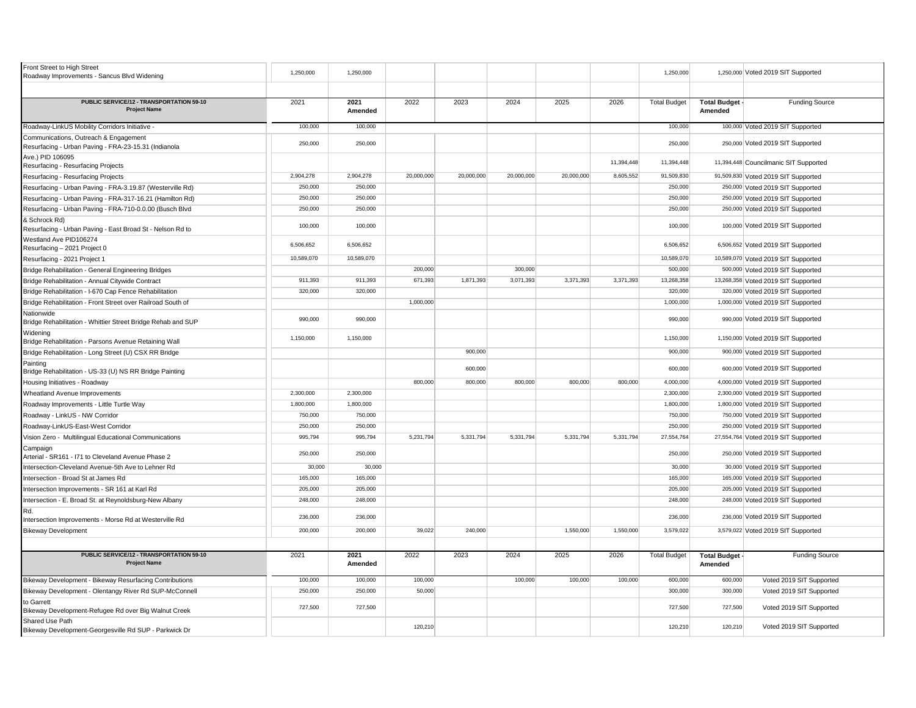| | | | | | | | | | | |
|---|---|---|---|---|---|---|---|---|---|---|
| Front Street to High Street<br>Roadway Improvements - Sancus Blvd Widening | 1,250,000 | 1,250,000 | | | | | | 1,250,000 | 1,250,000 | Voted 2019 SIT Supported |

| PUBLIC SERVICE/12 - TRANSPORTATION 59-10<br>Project Name | 2021 | 2021 Amended | 2022 | 2023 | 2024 | 2025 | 2026 | Total Budget | Total Budget - Amended | Funding Source |
|---|---|---|---|---|---|---|---|---|---|---|
| Roadway-LinkUS Mobility Corridors Initiative - | 100,000 | 100,000 | | | | | | 100,000 | 100,000 | Voted 2019 SIT Supported |
| Communications, Outreach & Engagement<br>Resurfacing - Urban Paving - FRA-23-15.31 (Indianola | 250,000 | 250,000 | | | | | | 250,000 | 250,000 | Voted 2019 SIT Supported |
| Ave.) PID 106095<br>Resurfacing - Resurfacing Projects | | | | | | | 11,394,448 | 11,394,448 | 11,394,448 | Councilmanic SIT Supported |
| Resurfacing - Resurfacing Projects | 2,904,278 | 2,904,278 | 20,000,000 | 20,000,000 | 20,000,000 | 20,000,000 | 8,605,552 | 91,509,830 | 91,509,830 | Voted 2019 SIT Supported |
| Resurfacing - Urban Paving - FRA-3.19.87 (Westerville Rd) | 250,000 | 250,000 | | | | | | 250,000 | 250,000 | Voted 2019 SIT Supported |
| Resurfacing - Urban Paving - FRA-317-16.21 (Hamilton Rd) | 250,000 | 250,000 | | | | | | 250,000 | 250,000 | Voted 2019 SIT Supported |
| Resurfacing - Urban Paving - FRA-710-0.0.00 (Busch Blvd | 250,000 | 250,000 | | | | | | 250,000 | 250,000 | Voted 2019 SIT Supported |
| & Schrock Rd)<br>Resurfacing - Urban Paving - East Broad St - Nelson Rd to | 100,000 | 100,000 | | | | | | 100,000 | 100,000 | Voted 2019 SIT Supported |
| Westland Ave PID106274<br>Resurfacing – 2021 Project 0 | 6,506,652 | 6,506,652 | | | | | | 6,506,652 | 6,506,652 | Voted 2019 SIT Supported |
| Resurfacing - 2021 Project 1 | 10,589,070 | 10,589,070 | | | | | | 10,589,070 | 10,589,070 | Voted 2019 SIT Supported |
| Bridge Rehabilitation - General Engineering Bridges | | | 200,000 | | 300,000 | | | 500,000 | 500,000 | Voted 2019 SIT Supported |
| Bridge Rehabilitation - Annual Citywide Contract | 911,393 | 911,393 | 671,393 | 1,871,393 | 3,071,393 | 3,371,393 | 3,371,393 | 13,268,358 | 13,268,358 | Voted 2019 SIT Supported |
| Bridge Rehabilitation - I-670 Cap Fence Rehabilitation | 320,000 | 320,000 | | | | | | 320,000 | 320,000 | Voted 2019 SIT Supported |
| Bridge Rehabilitation - Front Street over Railroad South of | | | 1,000,000 | | | | | 1,000,000 | 1,000,000 | Voted 2019 SIT Supported |
| Nationwide<br>Bridge Rehabilitation - Whittier Street Bridge Rehab and SUP | 990,000 | 990,000 | | | | | | 990,000 | 990,000 | Voted 2019 SIT Supported |
| Widening<br>Bridge Rehabilitation - Parsons Avenue Retaining Wall | 1,150,000 | 1,150,000 | | | | | | 1,150,000 | 1,150,000 | Voted 2019 SIT Supported |
| Bridge Rehabilitation - Long Street (U) CSX RR Bridge | | | | 900,000 | | | | 900,000 | 900,000 | Voted 2019 SIT Supported |
| Painting<br>Bridge Rehabilitation - US-33 (U) NS RR Bridge Painting | | | | 600,000 | | | | 600,000 | 600,000 | Voted 2019 SIT Supported |
| Housing Initiatives - Roadway | | | 800,000 | 800,000 | 800,000 | 800,000 | 800,000 | 4,000,000 | 4,000,000 | Voted 2019 SIT Supported |
| Wheatland Avenue Improvements | 2,300,000 | 2,300,000 | | | | | | 2,300,000 | 2,300,000 | Voted 2019 SIT Supported |
| Roadway Improvements - Little Turtle Way | 1,800,000 | 1,800,000 | | | | | | 1,800,000 | 1,800,000 | Voted 2019 SIT Supported |
| Roadway - LinkUS - NW Corridor | 750,000 | 750,000 | | | | | | 750,000 | 750,000 | Voted 2019 SIT Supported |
| Roadway-LinkUS-East-West Corridor | 250,000 | 250,000 | | | | | | 250,000 | 250,000 | Voted 2019 SIT Supported |
| Vision Zero - Multilingual Educational Communications | 995,794 | 995,794 | 5,231,794 | 5,331,794 | 5,331,794 | 5,331,794 | 5,331,794 | 27,554,764 | 27,554,764 | Voted 2019 SIT Supported |
| Campaign<br>Arterial - SR161 - I71 to Cleveland Avenue Phase 2 | 250,000 | 250,000 | | | | | | 250,000 | 250,000 | Voted 2019 SIT Supported |
| Intersection-Cleveland Avenue-5th Ave to Lehner Rd | 30,000 | 30,000 | | | | | | 30,000 | 30,000 | Voted 2019 SIT Supported |
| Intersection - Broad St at James Rd | 165,000 | 165,000 | | | | | | 165,000 | 165,000 | Voted 2019 SIT Supported |
| Intersection Improvements - SR 161 at Karl Rd | 205,000 | 205,000 | | | | | | 205,000 | 205,000 | Voted 2019 SIT Supported |
| Intersection - E. Broad St. at Reynoldsburg-New Albany | 248,000 | 248,000 | | | | | | 248,000 | 248,000 | Voted 2019 SIT Supported |
| Rd.<br>Intersection Improvements - Morse Rd at Westerville Rd | 236,000 | 236,000 | | | | | | 236,000 | 236,000 | Voted 2019 SIT Supported |
| Bikeway Development | 200,000 | 200,000 | 39,022 | 240,000 | | 1,550,000 | 1,550,000 | 3,579,022 | 3,579,022 | Voted 2019 SIT Supported |

| PUBLIC SERVICE/12 - TRANSPORTATION 59-10<br>Project Name | 2021 | 2021 Amended | 2022 | 2023 | 2024 | 2025 | 2026 | Total Budget | Total Budget - Amended | Funding Source |
|---|---|---|---|---|---|---|---|---|---|---|
| Bikeway Development - Bikeway Resurfacing Contributions | 100,000 | 100,000 | 100,000 | | 100,000 | 100,000 | 100,000 | 600,000 | 600,000 | Voted 2019 SIT Supported |
| Bikeway Development - Olentangy River Rd SUP-McConnell | 250,000 | 250,000 | 50,000 | | | | | 300,000 | 300,000 | Voted 2019 SIT Supported |
| to Garrett<br>Bikeway Development-Refugee Rd over Big Walnut Creek | 727,500 | 727,500 | | | | | | 727,500 | 727,500 | Voted 2019 SIT Supported |
| Shared Use Path<br>Bikeway Development-Georgesville Rd SUP - Parkwick Dr | | | 120,210 | | | | | 120,210 | 120,210 | Voted 2019 SIT Supported |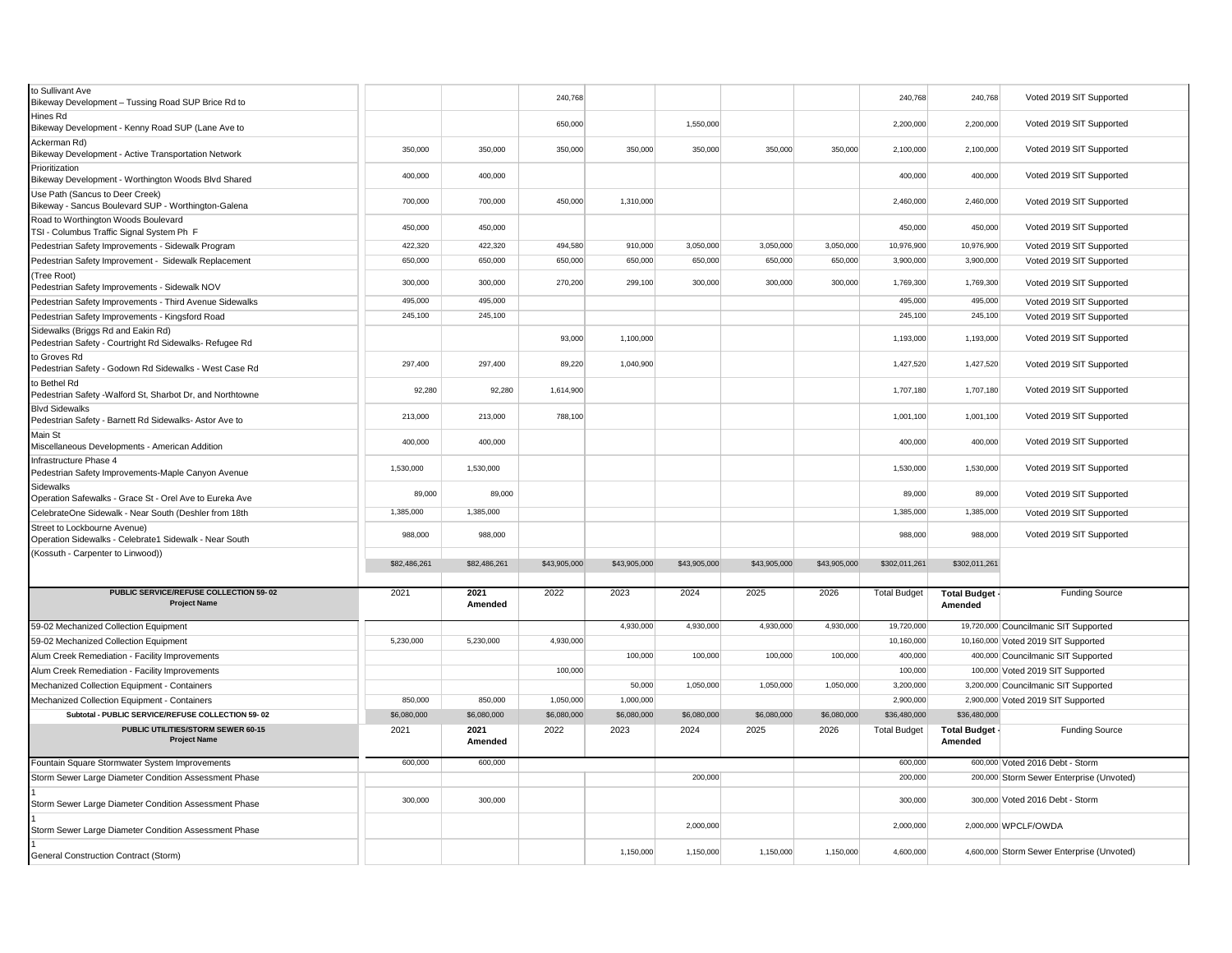| Project Name | 2021 | 2021 Amended | 2022 | 2023 | 2024 | 2025 | 2026 | Total Budget | Total Budget - Amended | Funding Source |
|---|---|---|---|---|---|---|---|---|---|---|
| to Sullivant Ave Bikeway Development – Tussing Road SUP Brice Rd to | | | 240,768 | | | | | 240,768 | 240,768 | Voted 2019 SIT Supported |
| Hines Rd Bikeway Development - Kenny Road SUP (Lane Ave to | | | 650,000 | | 1,550,000 | | | 2,200,000 | 2,200,000 | Voted 2019 SIT Supported |
| Ackerman Rd) Bikeway Development - Active Transportation Network | 350,000 | 350,000 | 350,000 | 350,000 | 350,000 | 350,000 | 350,000 | 2,100,000 | 2,100,000 | Voted 2019 SIT Supported |
| Prioritization Bikeway Development - Worthington Woods Blvd Shared | 400,000 | 400,000 | | | | | | 400,000 | 400,000 | Voted 2019 SIT Supported |
| Use Path (Sancus to Deer Creek) Bikeway - Sancus Boulevard SUP - Worthington-Galena | 700,000 | 700,000 | 450,000 | 1,310,000 | | | | 2,460,000 | 2,460,000 | Voted 2019 SIT Supported |
| Road to Worthington Woods Boulevard TSI - Columbus Traffic Signal System Ph F | 450,000 | 450,000 | | | | | | 450,000 | 450,000 | Voted 2019 SIT Supported |
| Pedestrian Safety Improvements - Sidewalk Program | 422,320 | 422,320 | 494,580 | 910,000 | 3,050,000 | 3,050,000 | 3,050,000 | 10,976,900 | 10,976,900 | Voted 2019 SIT Supported |
| Pedestrian Safety Improvement - Sidewalk Replacement | 650,000 | 650,000 | 650,000 | 650,000 | 650,000 | 650,000 | 650,000 | 3,900,000 | 3,900,000 | Voted 2019 SIT Supported |
| (Tree Root) Pedestrian Safety Improvements - Sidewalk NOV | 300,000 | 300,000 | 270,200 | 299,100 | 300,000 | 300,000 | 300,000 | 1,769,300 | 1,769,300 | Voted 2019 SIT Supported |
| Pedestrian Safety Improvements - Third Avenue Sidewalks | 495,000 | 495,000 | | | | | | 495,000 | 495,000 | Voted 2019 SIT Supported |
| Pedestrian Safety Improvements - Kingsford Road | 245,100 | 245,100 | | | | | | 245,100 | 245,100 | Voted 2019 SIT Supported |
| Sidewalks (Briggs Rd and Eakin Rd) Pedestrian Safety - Courtright Rd Sidewalks- Refugee Rd | | | 93,000 | 1,100,000 | | | | 1,193,000 | 1,193,000 | Voted 2019 SIT Supported |
| to Groves Rd Pedestrian Safety - Godown Rd Sidewalks - West Case Rd | 297,400 | 297,400 | 89,220 | 1,040,900 | | | | 1,427,520 | 1,427,520 | Voted 2019 SIT Supported |
| to Bethel Rd Pedestrian Safety -Walford St, Sharbot Dr, and Northtowne | 92,280 | 92,280 | 1,614,900 | | | | | 1,707,180 | 1,707,180 | Voted 2019 SIT Supported |
| Blvd Sidewalks Pedestrian Safety - Barnett Rd Sidewalks- Astor Ave to | 213,000 | 213,000 | 788,100 | | | | | 1,001,100 | 1,001,100 | Voted 2019 SIT Supported |
| Main St Miscellaneous Developments - American Addition | 400,000 | 400,000 | | | | | | 400,000 | 400,000 | Voted 2019 SIT Supported |
| Infrastructure Phase 4 Pedestrian Safety Improvements-Maple Canyon Avenue | 1,530,000 | 1,530,000 | | | | | | 1,530,000 | 1,530,000 | Voted 2019 SIT Supported |
| Sidewalks Operation Safewalks - Grace St - Orel Ave to Eureka Ave | 89,000 | 89,000 | | | | | | 89,000 | 89,000 | Voted 2019 SIT Supported |
| CelebrateOne Sidewalk - Near South (Deshler from 18th | 1,385,000 | 1,385,000 | | | | | | 1,385,000 | 1,385,000 | Voted 2019 SIT Supported |
| Street to Lockbourne Avenue) Operation Sidewalks - Celebrate1 Sidewalk - Near South | 988,000 | 988,000 | | | | | | 988,000 | 988,000 | Voted 2019 SIT Supported |
| (Kossuth - Carpenter to Linwood)) | $82,486,261 | $82,486,261 | $43,905,000 | $43,905,000 | $43,905,000 | $43,905,000 | $43,905,000 | $302,011,261 | $302,011,261 | |

| **PUBLIC SERVICE/REFUSE COLLECTION 59- 02 Project Name** | 2021 | **2021 Amended** | 2022 | 2023 | 2024 | 2025 | 2026 | Total Budget | **Total Budget - Amended** | Funding Source |
|---|---|---|---|---|---|---|---|---|---|---|
| 59-02 Mechanized Collection Equipment | | | | 4,930,000 | 4,930,000 | 4,930,000 | 4,930,000 | 19,720,000 | 19,720,000 | Councilmanic SIT Supported |
| 59-02 Mechanized Collection Equipment | 5,230,000 | 5,230,000 | 4,930,000 | | | | | 10,160,000 | 10,160,000 | Voted 2019 SIT Supported |
| Alum Creek Remediation - Facility Improvements | | | | 100,000 | 100,000 | 100,000 | 100,000 | 400,000 | 400,000 | Councilmanic SIT Supported |
| Alum Creek Remediation - Facility Improvements | | | 100,000 | | | | | 100,000 | 100,000 | Voted 2019 SIT Supported |
| Mechanized Collection Equipment - Containers | | | | 50,000 | 1,050,000 | 1,050,000 | 1,050,000 | 3,200,000 | 3,200,000 | Councilmanic SIT Supported |
| Mechanized Collection Equipment - Containers | 850,000 | 850,000 | 1,050,000 | 1,000,000 | | | | 2,900,000 | 2,900,000 | Voted 2019 SIT Supported |
| **Subtotal - PUBLIC SERVICE/REFUSE COLLECTION 59- 02** | $6,080,000 | $6,080,000 | $6,080,000 | $6,080,000 | $6,080,000 | $6,080,000 | $6,080,000 | $36,480,000 | $36,480,000 | |

| **PUBLIC UTILITIES/STORM SEWER 60-15 Project Name** | 2021 | **2021 Amended** | 2022 | 2023 | 2024 | 2025 | 2026 | Total Budget | **Total Budget - Amended** | Funding Source |
|---|---|---|---|---|---|---|---|---|---|---|
| Fountain Square Stormwater System Improvements | 600,000 | 600,000 | | | | | | 600,000 | 600,000 | Voted 2016 Debt - Storm |
| Storm Sewer Large Diameter Condition Assessment Phase | | | | | 200,000 | | | 200,000 | 200,000 | Storm Sewer Enterprise (Unvoted) |
| 1 Storm Sewer Large Diameter Condition Assessment Phase | 300,000 | 300,000 | | | | | | 300,000 | 300,000 | Voted 2016 Debt - Storm |
| 1 Storm Sewer Large Diameter Condition Assessment Phase | | | | | 2,000,000 | | | 2,000,000 | 2,000,000 | WPCLF/OWDA |
| 1 General Construction Contract (Storm) | | | | 1,150,000 | 1,150,000 | 1,150,000 | 1,150,000 | 4,600,000 | 4,600,000 | Storm Sewer Enterprise (Unvoted) |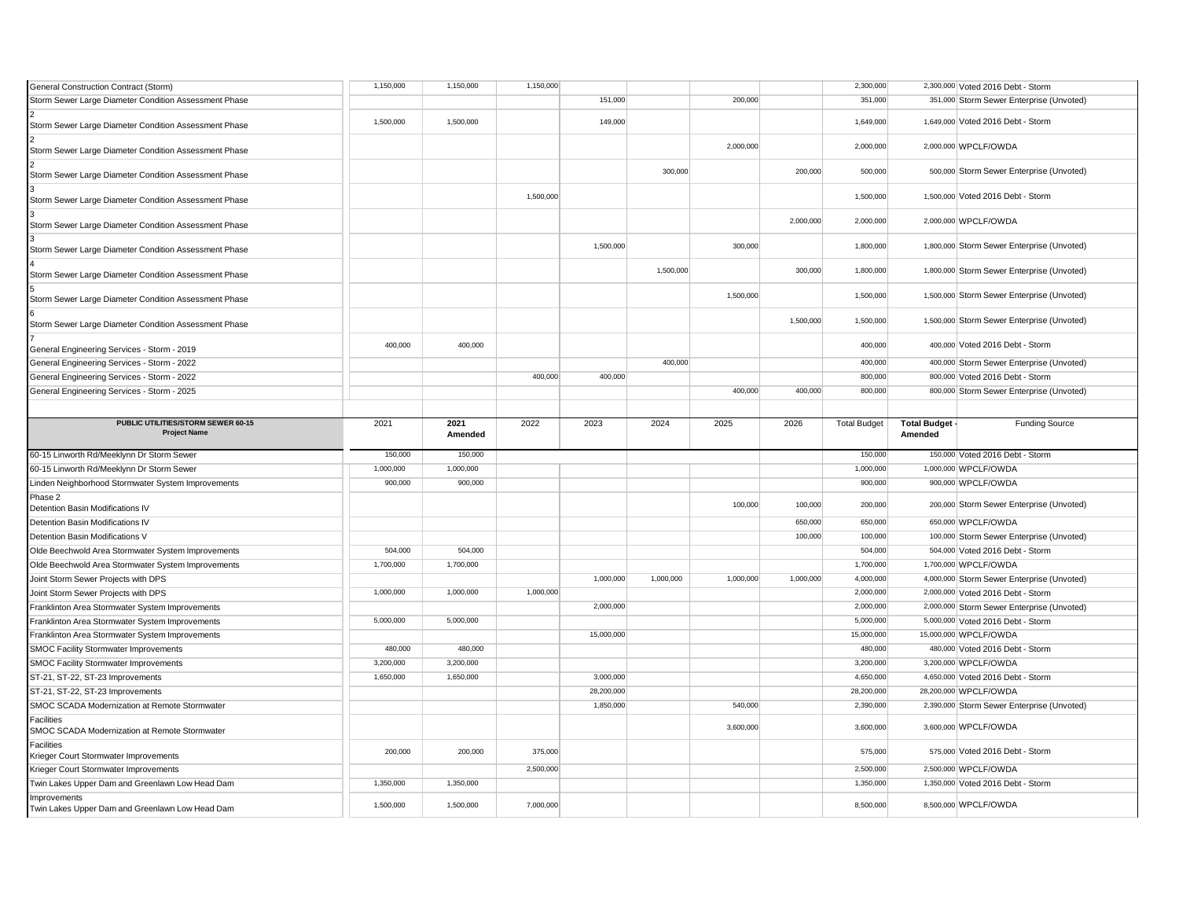| Project Name | 2021 | 2021 Amended | 2022 | 2023 | 2024 | 2025 | 2026 | Total Budget | Total Budget - Amended | Funding Source |
|---|---|---|---|---|---|---|---|---|---|---|
| General Construction Contract (Storm) | 1,150,000 | 1,150,000 | 1,150,000 | | | | | 2,300,000 | 2,300,000 | Voted 2016 Debt - Storm |
| Storm Sewer Large Diameter Condition Assessment Phase | | | | 151,000 | | 200,000 | | 351,000 | 351,000 | Storm Sewer Enterprise (Unvoted) |
| 2 Storm Sewer Large Diameter Condition Assessment Phase | 1,500,000 | 1,500,000 | | 149,000 | | | | 1,649,000 | 1,649,000 | Voted 2016 Debt - Storm |
| 2 Storm Sewer Large Diameter Condition Assessment Phase | | | | | | 2,000,000 | | 2,000,000 | 2,000,000 | WPCLF/OWDA |
| 2 Storm Sewer Large Diameter Condition Assessment Phase | | | | | 300,000 | | 200,000 | 500,000 | 500,000 | Storm Sewer Enterprise (Unvoted) |
| 3 Storm Sewer Large Diameter Condition Assessment Phase | | | 1,500,000 | | | | | 1,500,000 | 1,500,000 | Voted 2016 Debt - Storm |
| 3 Storm Sewer Large Diameter Condition Assessment Phase | | | | | | | 2,000,000 | 2,000,000 | 2,000,000 | WPCLF/OWDA |
| 3 Storm Sewer Large Diameter Condition Assessment Phase | | | | 1,500,000 | | 300,000 | | 1,800,000 | 1,800,000 | Storm Sewer Enterprise (Unvoted) |
| 4 Storm Sewer Large Diameter Condition Assessment Phase | | | | | 1,500,000 | | 300,000 | 1,800,000 | 1,800,000 | Storm Sewer Enterprise (Unvoted) |
| 5 Storm Sewer Large Diameter Condition Assessment Phase | | | | | | 1,500,000 | | 1,500,000 | 1,500,000 | Storm Sewer Enterprise (Unvoted) |
| 6 Storm Sewer Large Diameter Condition Assessment Phase | | | | | | | 1,500,000 | 1,500,000 | 1,500,000 | Storm Sewer Enterprise (Unvoted) |
| 7 General Engineering Services - Storm - 2019 | 400,000 | 400,000 | | | | | | 400,000 | 400,000 | Voted 2016 Debt - Storm |
| General Engineering Services - Storm - 2022 | | | | | 400,000 | | | 400,000 | 400,000 | Storm Sewer Enterprise (Unvoted) |
| General Engineering Services - Storm - 2022 | | | 400,000 | 400,000 | | | | 800,000 | 800,000 | Voted 2016 Debt - Storm |
| General Engineering Services - Storm - 2025 | | | | | | 400,000 | 400,000 | 800,000 | 800,000 | Storm Sewer Enterprise (Unvoted) |

| PUBLIC UTILITIES/STORM SEWER 60-15 Project Name | 2021 | 2021 Amended | 2022 | 2023 | 2024 | 2025 | 2026 | Total Budget | Total Budget - Amended | Funding Source |
|---|---|---|---|---|---|---|---|---|---|---|
| 60-15 Linworth Rd/Meeklynn Dr Storm Sewer | 150,000 | 150,000 | | | | | | 150,000 | 150,000 | Voted 2016 Debt - Storm |
| 60-15 Linworth Rd/Meeklynn Dr Storm Sewer | 1,000,000 | 1,000,000 | | | | | | 1,000,000 | 1,000,000 | WPCLF/OWDA |
| Linden Neighborhood Stormwater System Improvements | 900,000 | 900,000 | | | | | | 900,000 | 900,000 | WPCLF/OWDA |
| Phase 2 Detention Basin Modifications IV | | | | | | 100,000 | 100,000 | 200,000 | 200,000 | Storm Sewer Enterprise (Unvoted) |
| Detention Basin Modifications IV | | | | | | | 650,000 | 650,000 | 650,000 | WPCLF/OWDA |
| Detention Basin Modifications V | | | | | | | 100,000 | 100,000 | 100,000 | Storm Sewer Enterprise (Unvoted) |
| Olde Beechwold Area Stormwater System Improvements | 504,000 | 504,000 | | | | | | 504,000 | 504,000 | Voted 2016 Debt - Storm |
| Olde Beechwold Area Stormwater System Improvements | 1,700,000 | 1,700,000 | | | | | | 1,700,000 | 1,700,000 | WPCLF/OWDA |
| Joint Storm Sewer Projects with DPS | | | | 1,000,000 | 1,000,000 | 1,000,000 | 1,000,000 | 4,000,000 | 4,000,000 | Storm Sewer Enterprise (Unvoted) |
| Joint Storm Sewer Projects with DPS | 1,000,000 | 1,000,000 | 1,000,000 | | | | | 2,000,000 | 2,000,000 | Voted 2016 Debt - Storm |
| Franklinton Area Stormwater System Improvements | | | | 2,000,000 | | | | 2,000,000 | 2,000,000 | Storm Sewer Enterprise (Unvoted) |
| Franklinton Area Stormwater System Improvements | 5,000,000 | 5,000,000 | | | | | | 5,000,000 | 5,000,000 | Voted 2016 Debt - Storm |
| Franklinton Area Stormwater System Improvements | | | | 15,000,000 | | | | 15,000,000 | 15,000,000 | WPCLF/OWDA |
| SMOC Facility Stormwater Improvements | 480,000 | 480,000 | | | | | | 480,000 | 480,000 | Voted 2016 Debt - Storm |
| SMOC Facility Stormwater Improvements | 3,200,000 | 3,200,000 | | | | | | 3,200,000 | 3,200,000 | WPCLF/OWDA |
| ST-21, ST-22, ST-23 Improvements | 1,650,000 | 1,650,000 | | 3,000,000 | | | | 4,650,000 | 4,650,000 | Voted 2016 Debt - Storm |
| ST-21, ST-22, ST-23 Improvements | | | | 28,200,000 | | | | 28,200,000 | 28,200,000 | WPCLF/OWDA |
| SMOC SCADA Modernization at Remote Stormwater | | | | 1,850,000 | | 540,000 | | 2,390,000 | 2,390,000 | Storm Sewer Enterprise (Unvoted) |
| Facilities SMOC SCADA Modernization at Remote Stormwater | | | | | | 3,600,000 | | 3,600,000 | 3,600,000 | WPCLF/OWDA |
| Facilities Krieger Court Stormwater Improvements | 200,000 | 200,000 | 375,000 | | | | | 575,000 | 575,000 | Voted 2016 Debt - Storm |
| Krieger Court Stormwater Improvements | | | 2,500,000 | | | | | 2,500,000 | 2,500,000 | WPCLF/OWDA |
| Twin Lakes Upper Dam and Greenlawn Low Head Dam | 1,350,000 | 1,350,000 | | | | | | 1,350,000 | 1,350,000 | Voted 2016 Debt - Storm |
| Improvements Twin Lakes Upper Dam and Greenlawn Low Head Dam | 1,500,000 | 1,500,000 | 7,000,000 | | | | | 8,500,000 | 8,500,000 | WPCLF/OWDA |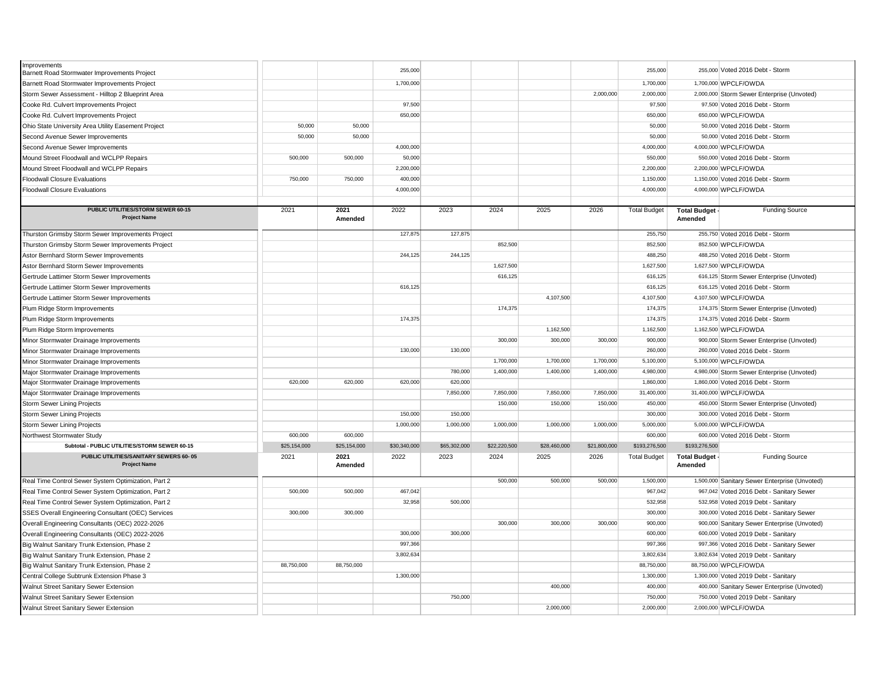| Project Name | 2021 | 2021 Amended | 2022 | 2023 | 2024 | 2025 | 2026 | Total Budget | Total Budget - Amended | Funding Source |
|---|---|---|---|---|---|---|---|---|---|---|
| Improvements Barnett Road Stormwater Improvements Project | | | 255,000 | | | | | 255,000 | 255,000 | Voted 2016 Debt - Storm |
| Barnett Road Stormwater Improvements Project | | | 1,700,000 | | | | | 1,700,000 | 1,700,000 | WPCLF/OWDA |
| Storm Sewer Assessment - Hilltop 2 Blueprint Area | | | | | | | 2,000,000 | 2,000,000 | 2,000,000 | Storm Sewer Enterprise (Unvoted) |
| Cooke Rd. Culvert Improvements Project | | | 97,500 | | | | | 97,500 | 97,500 | Voted 2016 Debt - Storm |
| Cooke Rd. Culvert Improvements Project | | | 650,000 | | | | | 650,000 | 650,000 | WPCLF/OWDA |
| Ohio State University Area Utility Easement Project | 50,000 | 50,000 | | | | | | 50,000 | 50,000 | Voted 2016 Debt - Storm |
| Second Avenue Sewer Improvements | 50,000 | 50,000 | | | | | | 50,000 | 50,000 | Voted 2016 Debt - Storm |
| Second Avenue Sewer Improvements | | | 4,000,000 | | | | | 4,000,000 | 4,000,000 | WPCLF/OWDA |
| Mound Street Floodwall and WCLPP Repairs | 500,000 | 500,000 | 50,000 | | | | | 550,000 | 550,000 | Voted 2016 Debt - Storm |
| Mound Street Floodwall and WCLPP Repairs | | | 2,200,000 | | | | | 2,200,000 | 2,200,000 | WPCLF/OWDA |
| Floodwall Closure Evaluations | 750,000 | 750,000 | 400,000 | | | | | 1,150,000 | 1,150,000 | Voted 2016 Debt - Storm |
| Floodwall Closure Evaluations | | | 4,000,000 | | | | | 4,000,000 | 4,000,000 | WPCLF/OWDA |

| PUBLIC UTILITIES/STORM SEWER 60-15 Project Name | 2021 | 2021 Amended | 2022 | 2023 | 2024 | 2025 | 2026 | Total Budget | Total Budget - Amended | Funding Source |
|---|---|---|---|---|---|---|---|---|---|---|
| Thurston Grimsby Storm Sewer Improvements Project | | | 127,875 | 127,875 | | | | 255,750 | 255,750 | Voted 2016 Debt - Storm |
| Thurston Grimsby Storm Sewer Improvements Project | | | | | 852,500 | | | 852,500 | 852,500 | WPCLF/OWDA |
| Astor Bernhard Storm Sewer Improvements | | | 244,125 | 244,125 | | | | 488,250 | 488,250 | Voted 2016 Debt - Storm |
| Astor Bernhard Storm Sewer Improvements | | | | | 1,627,500 | | | 1,627,500 | 1,627,500 | WPCLF/OWDA |
| Gertrude Lattimer Storm Sewer Improvements | | | | | 616,125 | | | 616,125 | 616,125 | Storm Sewer Enterprise (Unvoted) |
| Gertrude Lattimer Storm Sewer Improvements | | | 616,125 | | | | | 616,125 | 616,125 | Voted 2016 Debt - Storm |
| Gertrude Lattimer Storm Sewer Improvements | | | | | | 4,107,500 | | 4,107,500 | 4,107,500 | WPCLF/OWDA |
| Plum Ridge Storm Improvements | | | | | 174,375 | | | 174,375 | 174,375 | Storm Sewer Enterprise (Unvoted) |
| Plum Ridge Storm Improvements | | | 174,375 | | | | | 174,375 | 174,375 | Voted 2016 Debt - Storm |
| Plum Ridge Storm Improvements | | | | | | 1,162,500 | | 1,162,500 | 1,162,500 | WPCLF/OWDA |
| Minor Stormwater Drainage Improvements | | | | | 300,000 | 300,000 | 300,000 | 900,000 | 900,000 | Storm Sewer Enterprise (Unvoted) |
| Minor Stormwater Drainage Improvements | | | 130,000 | 130,000 | | | | 260,000 | 260,000 | Voted 2016 Debt - Storm |
| Minor Stormwater Drainage Improvements | | | | | 1,700,000 | 1,700,000 | 1,700,000 | 5,100,000 | 5,100,000 | WPCLF/OWDA |
| Major Stormwater Drainage Improvements | | | | 780,000 | 1,400,000 | 1,400,000 | 1,400,000 | 4,980,000 | 4,980,000 | Storm Sewer Enterprise (Unvoted) |
| Major Stormwater Drainage Improvements | 620,000 | 620,000 | 620,000 | 620,000 | | | | 1,860,000 | 1,860,000 | Voted 2016 Debt - Storm |
| Major Stormwater Drainage Improvements | | | | 7,850,000 | 7,850,000 | 7,850,000 | 7,850,000 | 31,400,000 | 31,400,000 | WPCLF/OWDA |
| Storm Sewer Lining Projects | | | | | 150,000 | 150,000 | 150,000 | 450,000 | 450,000 | Storm Sewer Enterprise (Unvoted) |
| Storm Sewer Lining Projects | | | 150,000 | 150,000 | | | | 300,000 | 300,000 | Voted 2016 Debt - Storm |
| Storm Sewer Lining Projects | | | 1,000,000 | 1,000,000 | 1,000,000 | 1,000,000 | 1,000,000 | 5,000,000 | 5,000,000 | WPCLF/OWDA |
| Northwest Stormwater Study | 600,000 | 600,000 | | | | | | 600,000 | 600,000 | Voted 2016 Debt - Storm |
| **Subtotal - PUBLIC UTILITIES/STORM SEWER 60-15** | $25,154,000 | $25,154,000 | $30,340,000 | $65,302,000 | $22,220,500 | $28,460,000 | $21,800,000 | $193,276,500 | $193,276,500 | |

| PUBLIC UTILITIES/SANITARY SEWERS 60- 05 Project Name | 2021 | 2021 Amended | 2022 | 2023 | 2024 | 2025 | 2026 | Total Budget | Total Budget - Amended | Funding Source |
|---|---|---|---|---|---|---|---|---|---|---|
| Real Time Control Sewer System Optimization, Part 2 | | | | | 500,000 | 500,000 | 500,000 | 1,500,000 | 1,500,000 | Sanitary Sewer Enterprise (Unvoted) |
| Real Time Control Sewer System Optimization, Part 2 | 500,000 | 500,000 | 467,042 | | | | | 967,042 | 967,042 | Voted 2016 Debt - Sanitary Sewer |
| Real Time Control Sewer System Optimization, Part 2 | | | 32,958 | 500,000 | | | | 532,958 | 532,958 | Voted 2019 Debt - Sanitary |
| SSES Overall Engineering Consultant (OEC) Services | 300,000 | 300,000 | | | | | | 300,000 | 300,000 | Voted 2016 Debt - Sanitary Sewer |
| Overall Engineering Consultants (OEC) 2022-2026 | | | | | 300,000 | 300,000 | 300,000 | 900,000 | 900,000 | Sanitary Sewer Enterprise (Unvoted) |
| Overall Engineering Consultants (OEC) 2022-2026 | | | 300,000 | 300,000 | | | | 600,000 | 600,000 | Voted 2019 Debt - Sanitary |
| Big Walnut Sanitary Trunk Extension, Phase 2 | | | 997,366 | | | | | 997,366 | 997,366 | Voted 2016 Debt - Sanitary Sewer |
| Big Walnut Sanitary Trunk Extension, Phase 2 | | | 3,802,634 | | | | | 3,802,634 | 3,802,634 | Voted 2019 Debt - Sanitary |
| Big Walnut Sanitary Trunk Extension, Phase 2 | 88,750,000 | 88,750,000 | | | | | | 88,750,000 | 88,750,000 | WPCLF/OWDA |
| Central College Subtrunk Extension Phase 3 | | | 1,300,000 | | | | | 1,300,000 | 1,300,000 | Voted 2019 Debt - Sanitary |
| Walnut Street Sanitary Sewer Extension | | | | | | 400,000 | | 400,000 | 400,000 | Sanitary Sewer Enterprise (Unvoted) |
| Walnut Street Sanitary Sewer Extension | | | | 750,000 | | | | 750,000 | 750,000 | Voted 2019 Debt - Sanitary |
| Walnut Street Sanitary Sewer Extension | | | | | | 2,000,000 | | 2,000,000 | 2,000,000 | WPCLF/OWDA |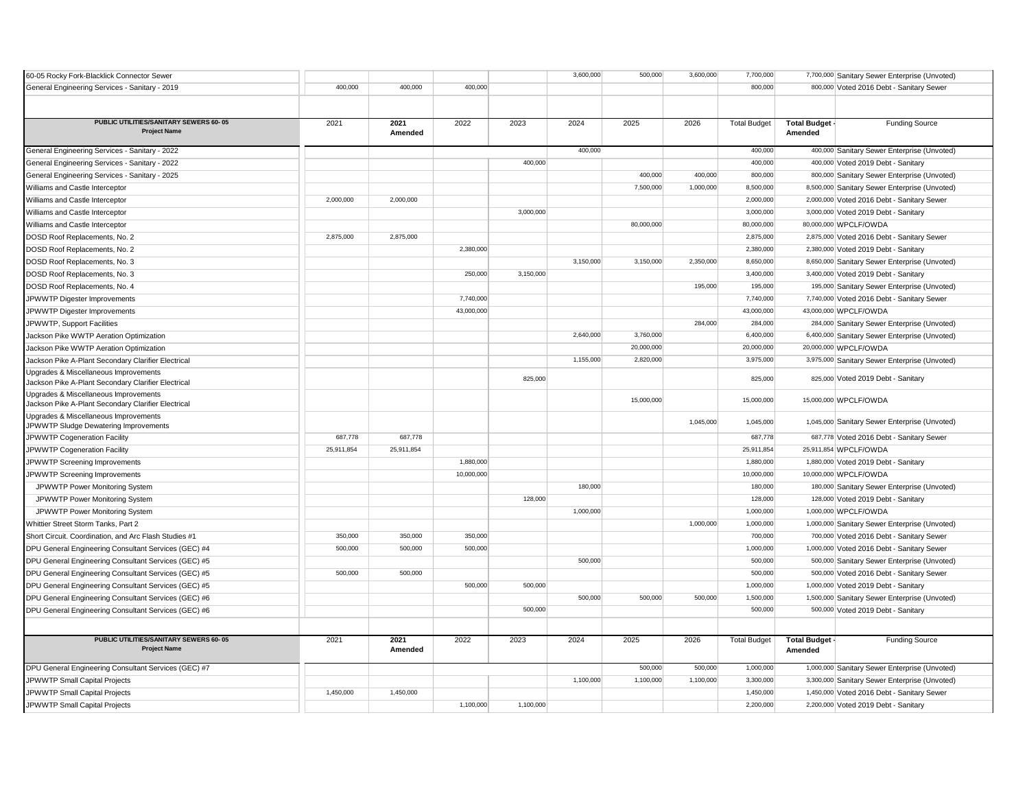| 60-05 Rocky Fork-Blacklick Connector Sewer | | | | | 3,600,000 | 500,000 | 3,600,000 | 7,700,000 | 7,700,000 | Sanitary Sewer Enterprise (Unvoted) |
|---|---|---|---|---|---|---|---|---|---|---|
| General Engineering Services - Sanitary - 2019 | 400,000 | 400,000 | 400,000 | | | | | 800,000 | 800,000 | Voted 2016 Debt - Sanitary Sewer |

| PUBLIC UTILITIES/SANITARY SEWERS 60- 05 Project Name | 2021 | 2021 Amended | 2022 | 2023 | 2024 | 2025 | 2026 | Total Budget | Total Budget - Amended | Funding Source |
|---|---|---|---|---|---|---|---|---|---|---|
| General Engineering Services - Sanitary - 2022 | | | | | 400,000 | | | 400,000 | 400,000 | Sanitary Sewer Enterprise (Unvoted) |
| General Engineering Services - Sanitary - 2022 | | | | 400,000 | | | | 400,000 | 400,000 | Voted 2019 Debt - Sanitary |
| General Engineering Services - Sanitary - 2025 | | | | | | 400,000 | 400,000 | 800,000 | 800,000 | Sanitary Sewer Enterprise (Unvoted) |
| Williams and Castle Interceptor | | | | | | 7,500,000 | 1,000,000 | 8,500,000 | 8,500,000 | Sanitary Sewer Enterprise (Unvoted) |
| Williams and Castle Interceptor | 2,000,000 | 2,000,000 | | | | | | 2,000,000 | 2,000,000 | Voted 2016 Debt - Sanitary Sewer |
| Williams and Castle Interceptor | | | | 3,000,000 | | | | 3,000,000 | 3,000,000 | Voted 2019 Debt - Sanitary |
| Williams and Castle Interceptor | | | | | | 80,000,000 | | 80,000,000 | 80,000,000 | WPCLF/OWDA |
| DOSD Roof Replacements, No. 2 | 2,875,000 | 2,875,000 | | | | | | 2,875,000 | 2,875,000 | Voted 2016 Debt - Sanitary Sewer |
| DOSD Roof Replacements, No. 2 | | | 2,380,000 | | | | | 2,380,000 | 2,380,000 | Voted 2019 Debt - Sanitary |
| DOSD Roof Replacements, No. 3 | | | | | 3,150,000 | 3,150,000 | 2,350,000 | 8,650,000 | 8,650,000 | Sanitary Sewer Enterprise (Unvoted) |
| DOSD Roof Replacements, No. 3 | | | 250,000 | 3,150,000 | | | | 3,400,000 | 3,400,000 | Voted 2019 Debt - Sanitary |
| DOSD Roof Replacements, No. 4 | | | | | | | 195,000 | 195,000 | 195,000 | Sanitary Sewer Enterprise (Unvoted) |
| JPWWTP Digester Improvements | | | 7,740,000 | | | | | 7,740,000 | 7,740,000 | Voted 2016 Debt - Sanitary Sewer |
| JPWWTP Digester Improvements | | | 43,000,000 | | | | | 43,000,000 | 43,000,000 | WPCLF/OWDA |
| JPWWTP, Support Facilities | | | | | | | 284,000 | 284,000 | 284,000 | Sanitary Sewer Enterprise (Unvoted) |
| Jackson Pike WWTP Aeration Optimization | | | | | 2,640,000 | 3,760,000 | | 6,400,000 | 6,400,000 | Sanitary Sewer Enterprise (Unvoted) |
| Jackson Pike WWTP Aeration Optimization | | | | | | 20,000,000 | | 20,000,000 | 20,000,000 | WPCLF/OWDA |
| Jackson Pike A-Plant Secondary Clarifier Electrical | | | | | 1,155,000 | 2,820,000 | | 3,975,000 | 3,975,000 | Sanitary Sewer Enterprise (Unvoted) |
| Upgrades & Miscellaneous Improvements Jackson Pike A-Plant Secondary Clarifier Electrical | | | | 825,000 | | | | 825,000 | 825,000 | Voted 2019 Debt - Sanitary |
| Upgrades & Miscellaneous Improvements Jackson Pike A-Plant Secondary Clarifier Electrical | | | | | | 15,000,000 | | 15,000,000 | 15,000,000 | WPCLF/OWDA |
| Upgrades & Miscellaneous Improvements JPWWTP Sludge Dewatering Improvements | | | | | | | 1,045,000 | 1,045,000 | 1,045,000 | Sanitary Sewer Enterprise (Unvoted) |
| JPWWTP Cogeneration Facility | 687,778 | 687,778 | | | | | | 687,778 | 687,778 | Voted 2016 Debt - Sanitary Sewer |
| JPWWTP Cogeneration Facility | 25,911,854 | 25,911,854 | | | | | | 25,911,854 | 25,911,854 | WPCLF/OWDA |
| JPWWTP Screening Improvements | | | 1,880,000 | | | | | 1,880,000 | 1,880,000 | Voted 2019 Debt - Sanitary |
| JPWWTP Screening Improvements | | | 10,000,000 | | | | | 10,000,000 | 10,000,000 | WPCLF/OWDA |
| JPWWTP Power Monitoring System | | | | | 180,000 | | | 180,000 | 180,000 | Sanitary Sewer Enterprise (Unvoted) |
| JPWWTP Power Monitoring System | | | | 128,000 | | | | 128,000 | 128,000 | Voted 2019 Debt - Sanitary |
| JPWWTP Power Monitoring System | | | | | 1,000,000 | | | 1,000,000 | 1,000,000 | WPCLF/OWDA |
| Whittier Street Storm Tanks, Part 2 | | | | | | | 1,000,000 | 1,000,000 | 1,000,000 | Sanitary Sewer Enterprise (Unvoted) |
| Short Circuit. Coordination, and Arc Flash Studies #1 | 350,000 | 350,000 | 350,000 | | | | | 700,000 | 700,000 | Voted 2016 Debt - Sanitary Sewer |
| DPU General Engineering Consultant Services (GEC) #4 | 500,000 | 500,000 | 500,000 | | | | | 1,000,000 | 1,000,000 | Voted 2016 Debt - Sanitary Sewer |
| DPU General Engineering Consultant Services (GEC) #5 | | | | | 500,000 | | | 500,000 | 500,000 | Sanitary Sewer Enterprise (Unvoted) |
| DPU General Engineering Consultant Services (GEC) #5 | 500,000 | 500,000 | | | | | | 500,000 | 500,000 | Voted 2016 Debt - Sanitary Sewer |
| DPU General Engineering Consultant Services (GEC) #5 | | | 500,000 | 500,000 | | | | 1,000,000 | 1,000,000 | Voted 2019 Debt - Sanitary |
| DPU General Engineering Consultant Services (GEC) #6 | | | | | 500,000 | 500,000 | 500,000 | 1,500,000 | 1,500,000 | Sanitary Sewer Enterprise (Unvoted) |
| DPU General Engineering Consultant Services (GEC) #6 | | | | 500,000 | | | | 500,000 | 500,000 | Voted 2019 Debt - Sanitary |

| PUBLIC UTILITIES/SANITARY SEWERS 60- 05 Project Name | 2021 | 2021 Amended | 2022 | 2023 | 2024 | 2025 | 2026 | Total Budget | Total Budget - Amended | Funding Source |
|---|---|---|---|---|---|---|---|---|---|---|
| DPU General Engineering Consultant Services (GEC) #7 | | | | | | 500,000 | 500,000 | 1,000,000 | 1,000,000 | Sanitary Sewer Enterprise (Unvoted) |
| JPWWTP Small Capital Projects | | | | | 1,100,000 | 1,100,000 | 1,100,000 | 3,300,000 | 3,300,000 | Sanitary Sewer Enterprise (Unvoted) |
| JPWWTP Small Capital Projects | 1,450,000 | 1,450,000 | | | | | | 1,450,000 | 1,450,000 | Voted 2016 Debt - Sanitary Sewer |
| JPWWTP Small Capital Projects | | | 1,100,000 | 1,100,000 | | | | 2,200,000 | 2,200,000 | Voted 2019 Debt - Sanitary |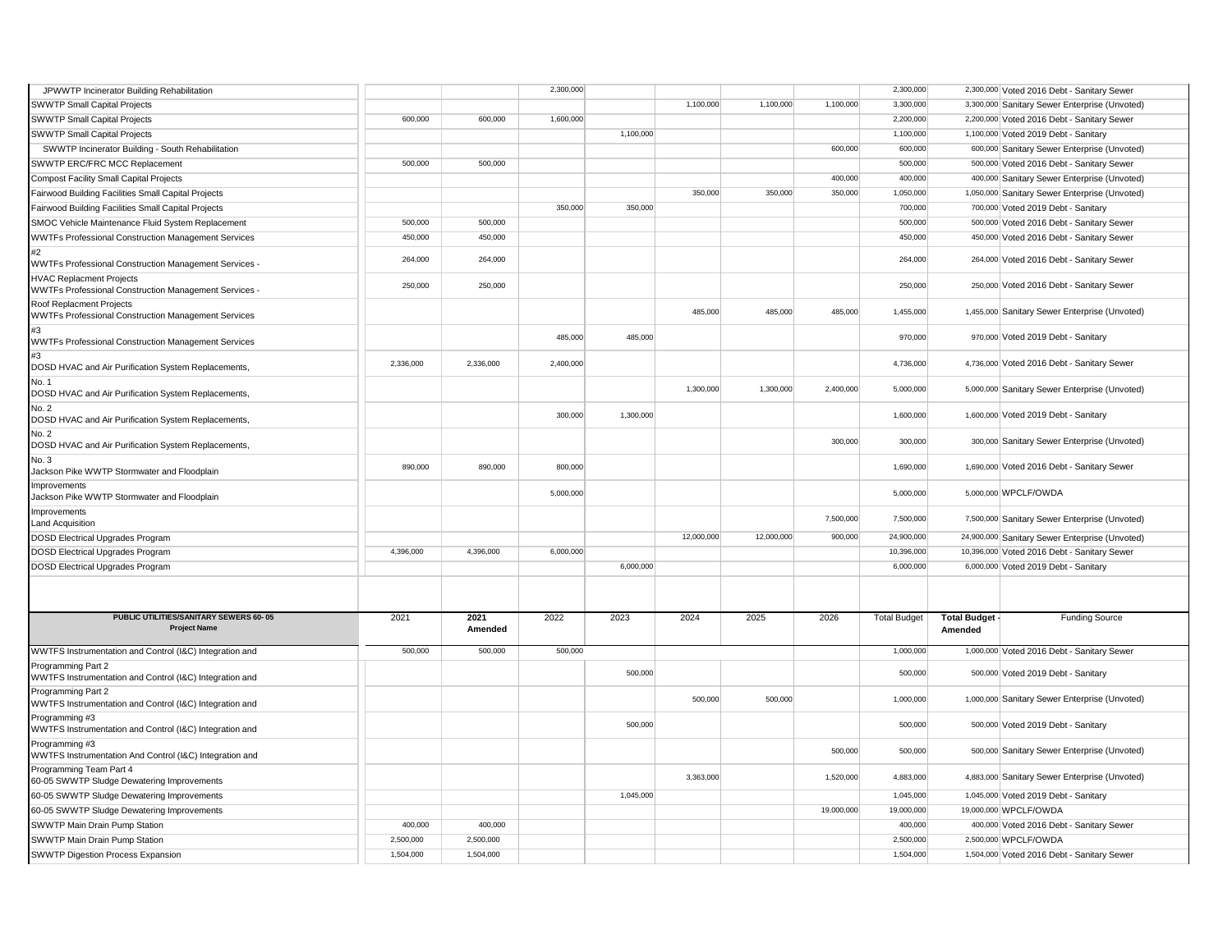| PUBLIC UTILITIES/SANITARY SEWERS 60- 05 Project Name | 2021 | 2021 Amended | 2022 | 2023 | 2024 | 2025 | 2026 | Total Budget | Total Budget - Amended | Funding Source |
|---|---|---|---|---|---|---|---|---|---|---|
| JPWWTP Incinerator Building Rehabilitation | | | 2,300,000 | | | | | 2,300,000 | 2,300,000 | Voted 2016 Debt - Sanitary Sewer |
| SWWTP Small Capital Projects | | | | | 1,100,000 | 1,100,000 | 1,100,000 | 3,300,000 | 3,300,000 | Sanitary Sewer Enterprise (Unvoted) |
| SWWTP Small Capital Projects | 600,000 | 600,000 | 1,600,000 | | | | | 2,200,000 | 2,200,000 | Voted 2016 Debt - Sanitary Sewer |
| SWWTP Small Capital Projects | | | | 1,100,000 | | | | 1,100,000 | 1,100,000 | Voted 2019 Debt - Sanitary |
| SWWTP Incinerator Building - South Rehabilitation | | | | | | | 600,000 | 600,000 | 600,000 | Sanitary Sewer Enterprise (Unvoted) |
| SWWTP ERC/FRC MCC Replacement | 500,000 | 500,000 | | | | | | 500,000 | 500,000 | Voted 2016 Debt - Sanitary Sewer |
| Compost Facility Small Capital Projects | | | | | | | 400,000 | 400,000 | 400,000 | Sanitary Sewer Enterprise (Unvoted) |
| Fairwood Building Facilities Small Capital Projects | | | | | 350,000 | 350,000 | 350,000 | 1,050,000 | 1,050,000 | Sanitary Sewer Enterprise (Unvoted) |
| Fairwood Building Facilities Small Capital Projects | | | 350,000 | 350,000 | | | | 700,000 | 700,000 | Voted 2019 Debt - Sanitary |
| SMOC Vehicle Maintenance Fluid System Replacement | 500,000 | 500,000 | | | | | | 500,000 | 500,000 | Voted 2016 Debt - Sanitary Sewer |
| WWTFs Professional Construction Management Services #2 | 450,000 | 450,000 | | | | | | 450,000 | 450,000 | Voted 2016 Debt - Sanitary Sewer |
| WWTFs Professional Construction Management Services - HVAC Replacment Projects | 264,000 | 264,000 | | | | | | 264,000 | 264,000 | Voted 2016 Debt - Sanitary Sewer |
| WWTFs Professional Construction Management Services - Roof Replacment Projects | 250,000 | 250,000 | | | | | | 250,000 | 250,000 | Voted 2016 Debt - Sanitary Sewer |
| WWTFs Professional Construction Management Services #3 | | | | | 485,000 | 485,000 | 485,000 | 1,455,000 | 1,455,000 | Sanitary Sewer Enterprise (Unvoted) |
| WWTFs Professional Construction Management Services #3 | | | 485,000 | 485,000 | | | | 970,000 | 970,000 | Voted 2019 Debt - Sanitary |
| DOSD HVAC and Air Purification System Replacements, No. 1 | 2,336,000 | 2,336,000 | 2,400,000 | | | | | 4,736,000 | 4,736,000 | Voted 2016 Debt - Sanitary Sewer |
| DOSD HVAC and Air Purification System Replacements, No. 2 | | | | | 1,300,000 | 1,300,000 | 2,400,000 | 5,000,000 | 5,000,000 | Sanitary Sewer Enterprise (Unvoted) |
| DOSD HVAC and Air Purification System Replacements, No. 2 | | | 300,000 | 1,300,000 | | | | 1,600,000 | 1,600,000 | Voted 2019 Debt - Sanitary |
| DOSD HVAC and Air Purification System Replacements, No. 3 | | | | | | | 300,000 | 300,000 | 300,000 | Sanitary Sewer Enterprise (Unvoted) |
| Jackson Pike WWTP Stormwater and Floodplain Improvements | 890,000 | 890,000 | 800,000 | | | | | 1,690,000 | 1,690,000 | Voted 2016 Debt - Sanitary Sewer |
| Jackson Pike WWTP Stormwater and Floodplain Improvements | | | 5,000,000 | | | | | 5,000,000 | 5,000,000 | WPCLF/OWDA |
| Land Acquisition | | | | | | | 7,500,000 | 7,500,000 | 7,500,000 | Sanitary Sewer Enterprise (Unvoted) |
| DOSD Electrical Upgrades Program | | | | | 12,000,000 | 12,000,000 | 900,000 | 24,900,000 | 24,900,000 | Sanitary Sewer Enterprise (Unvoted) |
| DOSD Electrical Upgrades Program | 4,396,000 | 4,396,000 | 6,000,000 | | | | | 10,396,000 | 10,396,000 | Voted 2016 Debt - Sanitary Sewer |
| DOSD Electrical Upgrades Program | | | | 6,000,000 | | | | 6,000,000 | 6,000,000 | Voted 2019 Debt - Sanitary |
| **PUBLIC UTILITIES/SANITARY SEWERS 60- 05 Project Name** | 2021 | **2021 Amended** | 2022 | 2023 | 2024 | 2025 | 2026 | Total Budget | **Total Budget - Amended** | Funding Source |
| WWTFS Instrumentation and Control (I&C) Integration and Programming Part 2 | 500,000 | 500,000 | 500,000 | | | | | 1,000,000 | 1,000,000 | Voted 2016 Debt - Sanitary Sewer |
| WWTFS Instrumentation and Control (I&C) Integration and Programming Part 2 | | | | 500,000 | | | | 500,000 | 500,000 | Voted 2019 Debt - Sanitary |
| WWTFS Instrumentation and Control (I&C) Integration and Programming #3 | | | | | 500,000 | 500,000 | | 1,000,000 | 1,000,000 | Sanitary Sewer Enterprise (Unvoted) |
| WWTFS Instrumentation and Control (I&C) Integration and Programming #3 | | | | 500,000 | | | | 500,000 | 500,000 | Voted 2019 Debt - Sanitary |
| WWTFS Instrumentation And Control (I&C) Integration and Programming Team Part 4 | | | | | | | 500,000 | 500,000 | 500,000 | Sanitary Sewer Enterprise (Unvoted) |
| 60-05 SWWTP Sludge Dewatering Improvements | | | | | 3,363,000 | | 1,520,000 | 4,883,000 | 4,883,000 | Sanitary Sewer Enterprise (Unvoted) |
| 60-05 SWWTP Sludge Dewatering Improvements | | | | 1,045,000 | | | | 1,045,000 | 1,045,000 | Voted 2019 Debt - Sanitary |
| 60-05 SWWTP Sludge Dewatering Improvements | | | | | | | 19,000,000 | 19,000,000 | 19,000,000 | WPCLF/OWDA |
| SWWTP Main Drain Pump Station | 400,000 | 400,000 | | | | | | 400,000 | 400,000 | Voted 2016 Debt - Sanitary Sewer |
| SWWTP Main Drain Pump Station | 2,500,000 | 2,500,000 | | | | | | 2,500,000 | 2,500,000 | WPCLF/OWDA |
| SWWTP Digestion Process Expansion | 1,504,000 | 1,504,000 | | | | | | 1,504,000 | 1,504,000 | Voted 2016 Debt - Sanitary Sewer |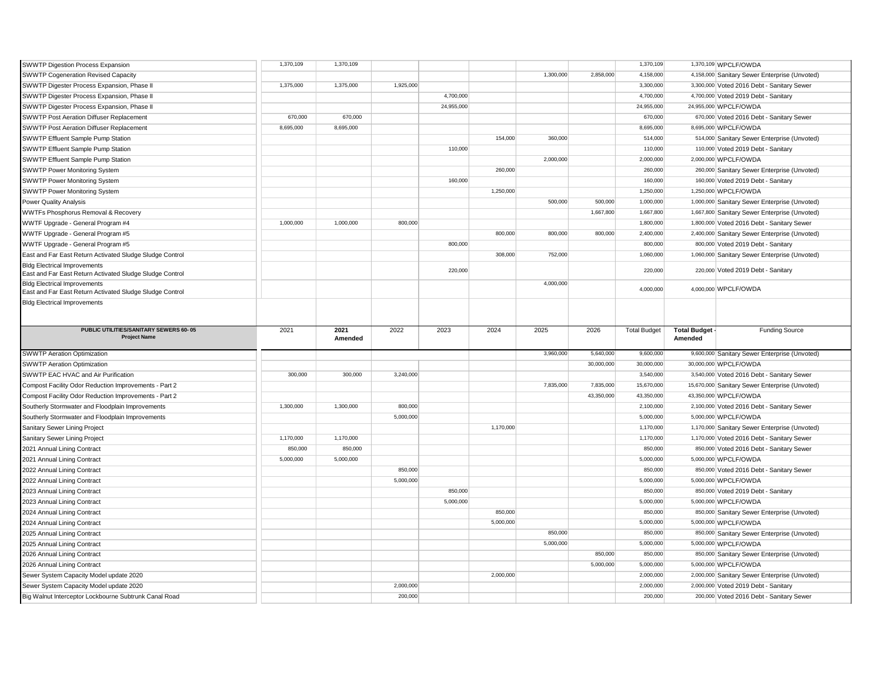| SWWTP Digestion Process Expansion | 1,370,109 | 1,370,109 | | | | | | 1,370,109 | 1,370,109 | WPCLF/OWDA |
|---|---|---|---|---|---|---|---|---|---|---|
| SWWTP Cogeneration Revised Capacity | | | | | | 1,300,000 | 2,858,000 | 4,158,000 | 4,158,000 | Sanitary Sewer Enterprise (Unvoted) |
| SWWTP Digester Process Expansion, Phase II | 1,375,000 | 1,375,000 | 1,925,000 | | | | | 3,300,000 | 3,300,000 | Voted 2016 Debt - Sanitary Sewer |
| SWWTP Digester Process Expansion, Phase II | | | | 4,700,000 | | | | 4,700,000 | 4,700,000 | Voted 2019 Debt - Sanitary |
| SWWTP Digester Process Expansion, Phase II | | | | 24,955,000 | | | | 24,955,000 | 24,955,000 | WPCLF/OWDA |
| SWWTP Post Aeration Diffuser Replacement | 670,000 | 670,000 | | | | | | 670,000 | 670,000 | Voted 2016 Debt - Sanitary Sewer |
| SWWTP Post Aeration Diffuser Replacement | 8,695,000 | 8,695,000 | | | | | | 8,695,000 | 8,695,000 | WPCLF/OWDA |
| SWWTP Effluent Sample Pump Station | | | | | 154,000 | 360,000 | | 514,000 | 514,000 | Sanitary Sewer Enterprise (Unvoted) |
| SWWTP Effluent Sample Pump Station | | | | 110,000 | | | | 110,000 | 110,000 | Voted 2019 Debt - Sanitary |
| SWWTP Effluent Sample Pump Station | | | | | | 2,000,000 | | 2,000,000 | 2,000,000 | WPCLF/OWDA |
| SWWTP Power Monitoring System | | | | | 260,000 | | | 260,000 | 260,000 | Sanitary Sewer Enterprise (Unvoted) |
| SWWTP Power Monitoring System | | | | 160,000 | | | | 160,000 | 160,000 | Voted 2019 Debt - Sanitary |
| SWWTP Power Monitoring System | | | | | 1,250,000 | | | 1,250,000 | 1,250,000 | WPCLF/OWDA |
| Power Quality Analysis | | | | | | 500,000 | 500,000 | 1,000,000 | 1,000,000 | Sanitary Sewer Enterprise (Unvoted) |
| WWTFs Phosphorus Removal & Recovery | | | | | | | 1,667,800 | 1,667,800 | 1,667,800 | Sanitary Sewer Enterprise (Unvoted) |
| WWTF Upgrade - General Program #4 | 1,000,000 | 1,000,000 | 800,000 | | | | | 1,800,000 | 1,800,000 | Voted 2016 Debt - Sanitary Sewer |
| WWTF Upgrade - General Program #5 | | | | | 800,000 | 800,000 | 800,000 | 2,400,000 | 2,400,000 | Sanitary Sewer Enterprise (Unvoted) |
| WWTF Upgrade - General Program #5 | | | | 800,000 | | | | 800,000 | 800,000 | Voted 2019 Debt - Sanitary |
| East and Far East Return Activated Sludge Sludge Control | | | | | 308,000 | 752,000 | | 1,060,000 | 1,060,000 | Sanitary Sewer Enterprise (Unvoted) |
| Bldg Electrical Improvements East and Far East Return Activated Sludge Sludge Control | | | | 220,000 | | | | 220,000 | 220,000 | Voted 2019 Debt - Sanitary |
| Bldg Electrical Improvements East and Far East Return Activated Sludge Sludge Control | | | | | | 4,000,000 | | 4,000,000 | 4,000,000 | WPCLF/OWDA |
| Bldg Electrical Improvements | | | | | | | | | | |

| **PUBLIC UTILITIES/SANITARY SEWERS 60- 05 Project Name** | 2021 | **2021 Amended** | 2022 | 2023 | 2024 | 2025 | 2026 | Total Budget | **Total Budget - Amended** | Funding Source |
|---|---|---|---|---|---|---|---|---|---|---|
| SWWTP Aeration Optimization | | | | | | 3,960,000 | 5,640,000 | 9,600,000 | 9,600,000 | Sanitary Sewer Enterprise (Unvoted) |
| SWWTP Aeration Optimization | | | | | | | 30,000,000 | 30,000,000 | 30,000,000 | WPCLF/OWDA |
| SWWTP EAC HVAC and Air Purification | 300,000 | 300,000 | 3,240,000 | | | | | 3,540,000 | 3,540,000 | Voted 2016 Debt - Sanitary Sewer |
| Compost Facility Odor Reduction Improvements - Part 2 | | | | | | 7,835,000 | 7,835,000 | 15,670,000 | 15,670,000 | Sanitary Sewer Enterprise (Unvoted) |
| Compost Facility Odor Reduction Improvements - Part 2 | | | | | | | 43,350,000 | 43,350,000 | 43,350,000 | WPCLF/OWDA |
| Southerly Stormwater and Floodplain Improvements | 1,300,000 | 1,300,000 | 800,000 | | | | | 2,100,000 | 2,100,000 | Voted 2016 Debt - Sanitary Sewer |
| Southerly Stormwater and Floodplain Improvements | | | 5,000,000 | | | | | 5,000,000 | 5,000,000 | WPCLF/OWDA |
| Sanitary Sewer Lining Project | | | | | 1,170,000 | | | 1,170,000 | 1,170,000 | Sanitary Sewer Enterprise (Unvoted) |
| Sanitary Sewer Lining Project | 1,170,000 | 1,170,000 | | | | | | 1,170,000 | 1,170,000 | Voted 2016 Debt - Sanitary Sewer |
| 2021 Annual Lining Contract | 850,000 | 850,000 | | | | | | 850,000 | 850,000 | Voted 2016 Debt - Sanitary Sewer |
| 2021 Annual Lining Contract | 5,000,000 | 5,000,000 | | | | | | 5,000,000 | 5,000,000 | WPCLF/OWDA |
| 2022 Annual Lining Contract | | | 850,000 | | | | | 850,000 | 850,000 | Voted 2016 Debt - Sanitary Sewer |
| 2022 Annual Lining Contract | | | 5,000,000 | | | | | 5,000,000 | 5,000,000 | WPCLF/OWDA |
| 2023 Annual Lining Contract | | | | 850,000 | | | | 850,000 | 850,000 | Voted 2019 Debt - Sanitary |
| 2023 Annual Lining Contract | | | | 5,000,000 | | | | 5,000,000 | 5,000,000 | WPCLF/OWDA |
| 2024 Annual Lining Contract | | | | | 850,000 | | | 850,000 | 850,000 | Sanitary Sewer Enterprise (Unvoted) |
| 2024 Annual Lining Contract | | | | | 5,000,000 | | | 5,000,000 | 5,000,000 | WPCLF/OWDA |
| 2025 Annual Lining Contract | | | | | | 850,000 | | 850,000 | 850,000 | Sanitary Sewer Enterprise (Unvoted) |
| 2025 Annual Lining Contract | | | | | | 5,000,000 | | 5,000,000 | 5,000,000 | WPCLF/OWDA |
| 2026 Annual Lining Contract | | | | | | | 850,000 | 850,000 | 850,000 | Sanitary Sewer Enterprise (Unvoted) |
| 2026 Annual Lining Contract | | | | | | | 5,000,000 | 5,000,000 | 5,000,000 | WPCLF/OWDA |
| Sewer System Capacity Model update 2020 | | | | | 2,000,000 | | | 2,000,000 | 2,000,000 | Sanitary Sewer Enterprise (Unvoted) |
| Sewer System Capacity Model update 2020 | | | 2,000,000 | | | | | 2,000,000 | 2,000,000 | Voted 2019 Debt - Sanitary |
| Big Walnut Interceptor Lockbourne Subtrunk Canal Road | | | 200,000 | | | | | 200,000 | 200,000 | Voted 2016 Debt - Sanitary Sewer |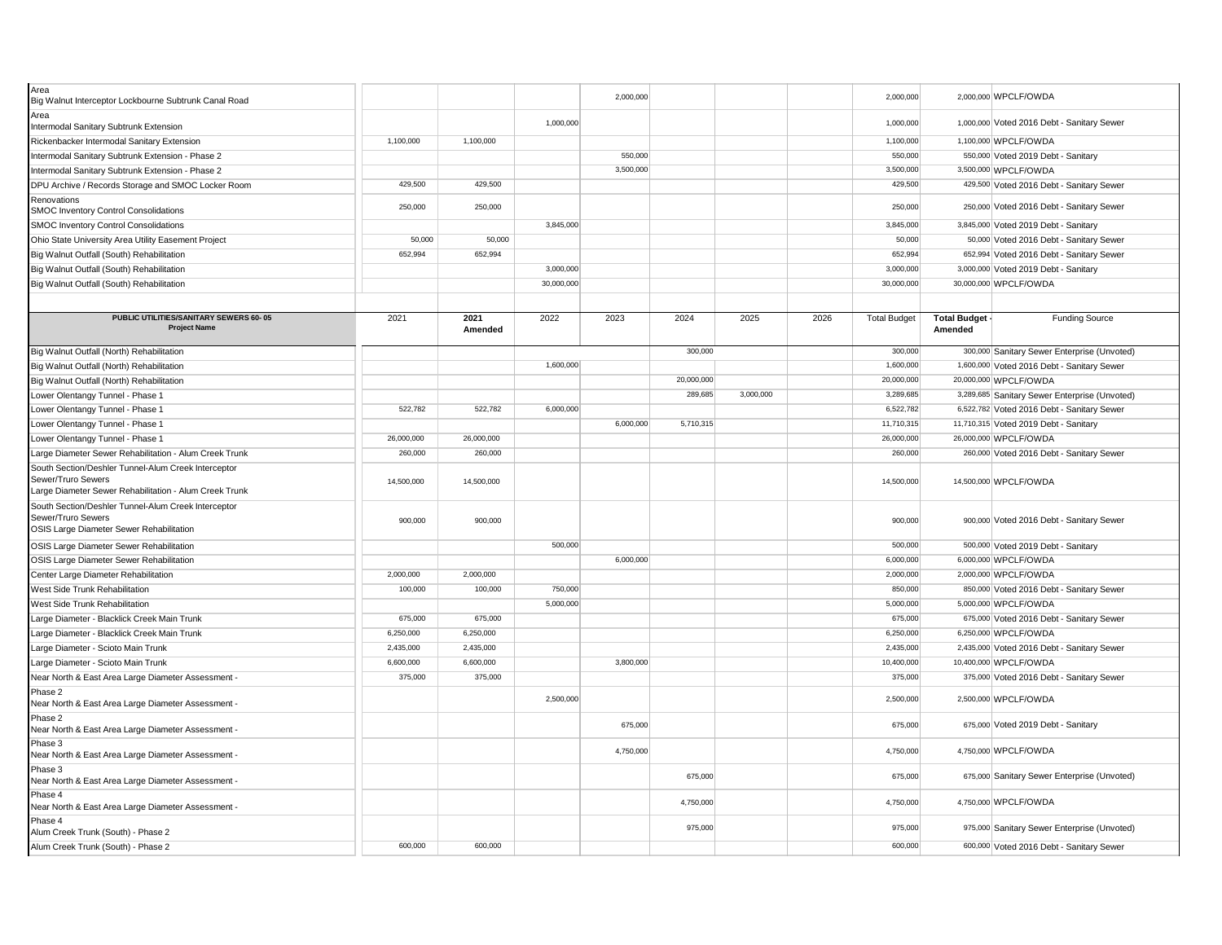| | | | | | | | | | | |
|---|---|---|---|---|---|---|---|---|---|---|
| Area<br>Big Walnut Interceptor Lockbourne Subtrunk Canal Road | | | | 2,000,000 | | | | 2,000,000 | 2,000,000 | WPCLF/OWDA |
| Area<br>Intermodal Sanitary Subtrunk Extension | | | 1,000,000 | | | | | 1,000,000 | 1,000,000 | Voted 2016 Debt - Sanitary Sewer |
| Rickenbacker Intermodal Sanitary Extension | 1,100,000 | 1,100,000 | | | | | | 1,100,000 | 1,100,000 | WPCLF/OWDA |
| Intermodal Sanitary Subtrunk Extension - Phase 2 | | | | 550,000 | | | | 550,000 | 550,000 | Voted 2019 Debt - Sanitary |
| Intermodal Sanitary Subtrunk Extension - Phase 2 | | | | 3,500,000 | | | | 3,500,000 | 3,500,000 | WPCLF/OWDA |
| DPU Archive / Records Storage and SMOC Locker Room | 429,500 | 429,500 | | | | | | 429,500 | 429,500 | Voted 2016 Debt - Sanitary Sewer |
| Renovations<br>SMOC Inventory Control Consolidations | 250,000 | 250,000 | | | | | | 250,000 | 250,000 | Voted 2016 Debt - Sanitary Sewer |
| SMOC Inventory Control Consolidations | | | 3,845,000 | | | | | 3,845,000 | 3,845,000 | Voted 2019 Debt - Sanitary |
| Ohio State University Area Utility Easement Project | 50,000 | 50,000 | | | | | | 50,000 | 50,000 | Voted 2016 Debt - Sanitary Sewer |
| Big Walnut Outfall (South) Rehabilitation | 652,994 | 652,994 | | | | | | 652,994 | 652,994 | Voted 2016 Debt - Sanitary Sewer |
| Big Walnut Outfall (South) Rehabilitation | | | 3,000,000 | | | | | 3,000,000 | 3,000,000 | Voted 2019 Debt - Sanitary |
| Big Walnut Outfall (South) Rehabilitation | | | 30,000,000 | | | | | 30,000,000 | 30,000,000 | WPCLF/OWDA |

| PUBLIC UTILITIES/SANITARY SEWERS 60- 05<br>Project Name | 2021 | 2021 Amended | 2022 | 2023 | 2024 | 2025 | 2026 | Total Budget | Total Budget - Amended | Funding Source |
|---|---|---|---|---|---|---|---|---|---|---|
| Big Walnut Outfall (North) Rehabilitation | | | | | 300,000 | | | 300,000 | 300,000 | Sanitary Sewer Enterprise (Unvoted) |
| Big Walnut Outfall (North) Rehabilitation | | | 1,600,000 | | | | | 1,600,000 | 1,600,000 | Voted 2016 Debt - Sanitary Sewer |
| Big Walnut Outfall (North) Rehabilitation | | | | | 20,000,000 | | | 20,000,000 | 20,000,000 | WPCLF/OWDA |
| Lower Olentangy Tunnel - Phase 1 | | | | | 289,685 | 3,000,000 | | 3,289,685 | 3,289,685 | Sanitary Sewer Enterprise (Unvoted) |
| Lower Olentangy Tunnel - Phase 1 | 522,782 | 522,782 | 6,000,000 | | | | | 6,522,782 | 6,522,782 | Voted 2016 Debt - Sanitary Sewer |
| Lower Olentangy Tunnel - Phase 1 | | | | 6,000,000 | 5,710,315 | | | 11,710,315 | 11,710,315 | Voted 2019 Debt - Sanitary |
| Lower Olentangy Tunnel - Phase 1 | 26,000,000 | 26,000,000 | | | | | | 26,000,000 | 26,000,000 | WPCLF/OWDA |
| Large Diameter Sewer Rehabilitation - Alum Creek Trunk | 260,000 | 260,000 | | | | | | 260,000 | 260,000 | Voted 2016 Debt - Sanitary Sewer |
| South Section/Deshler Tunnel-Alum Creek Interceptor Sewer/Truro Sewers<br>Large Diameter Sewer Rehabilitation - Alum Creek Trunk | 14,500,000 | 14,500,000 | | | | | | 14,500,000 | 14,500,000 | WPCLF/OWDA |
| South Section/Deshler Tunnel-Alum Creek Interceptor Sewer/Truro Sewers<br>OSIS Large Diameter Sewer Rehabilitation | 900,000 | 900,000 | | | | | | 900,000 | 900,000 | Voted 2016 Debt - Sanitary Sewer |
| OSIS Large Diameter Sewer Rehabilitation | | | 500,000 | | | | | 500,000 | 500,000 | Voted 2019 Debt - Sanitary |
| OSIS Large Diameter Sewer Rehabilitation | | | | 6,000,000 | | | | 6,000,000 | 6,000,000 | WPCLF/OWDA |
| Center Large Diameter Rehabilitation | 2,000,000 | 2,000,000 | | | | | | 2,000,000 | 2,000,000 | WPCLF/OWDA |
| West Side Trunk Rehabilitation | 100,000 | 100,000 | 750,000 | | | | | 850,000 | 850,000 | Voted 2016 Debt - Sanitary Sewer |
| West Side Trunk Rehabilitation | | | 5,000,000 | | | | | 5,000,000 | 5,000,000 | WPCLF/OWDA |
| Large Diameter - Blacklick Creek Main Trunk | 675,000 | 675,000 | | | | | | 675,000 | 675,000 | Voted 2016 Debt - Sanitary Sewer |
| Large Diameter - Blacklick Creek Main Trunk | 6,250,000 | 6,250,000 | | | | | | 6,250,000 | 6,250,000 | WPCLF/OWDA |
| Large Diameter - Scioto Main Trunk | 2,435,000 | 2,435,000 | | | | | | 2,435,000 | 2,435,000 | Voted 2016 Debt - Sanitary Sewer |
| Large Diameter - Scioto Main Trunk | 6,600,000 | 6,600,000 | | 3,800,000 | | | | 10,400,000 | 10,400,000 | WPCLF/OWDA |
| Near North & East Area Large Diameter Assessment - | 375,000 | 375,000 | | | | | | 375,000 | 375,000 | Voted 2016 Debt - Sanitary Sewer |
| Phase 2<br>Near North & East Area Large Diameter Assessment - | | | 2,500,000 | | | | | 2,500,000 | 2,500,000 | WPCLF/OWDA |
| Phase 2<br>Near North & East Area Large Diameter Assessment - | | | | 675,000 | | | | 675,000 | 675,000 | Voted 2019 Debt - Sanitary |
| Phase 3<br>Near North & East Area Large Diameter Assessment - | | | | 4,750,000 | | | | 4,750,000 | 4,750,000 | WPCLF/OWDA |
| Phase 3<br>Near North & East Area Large Diameter Assessment - | | | | | 675,000 | | | 675,000 | 675,000 | Sanitary Sewer Enterprise (Unvoted) |
| Phase 4<br>Near North & East Area Large Diameter Assessment - | | | | | 4,750,000 | | | 4,750,000 | 4,750,000 | WPCLF/OWDA |
| Phase 4<br>Alum Creek Trunk (South) - Phase 2 | | | | | 975,000 | | | 975,000 | 975,000 | Sanitary Sewer Enterprise (Unvoted) |
| Alum Creek Trunk (South) - Phase 2 | 600,000 | 600,000 | | | | | | 600,000 | 600,000 | Voted 2016 Debt - Sanitary Sewer |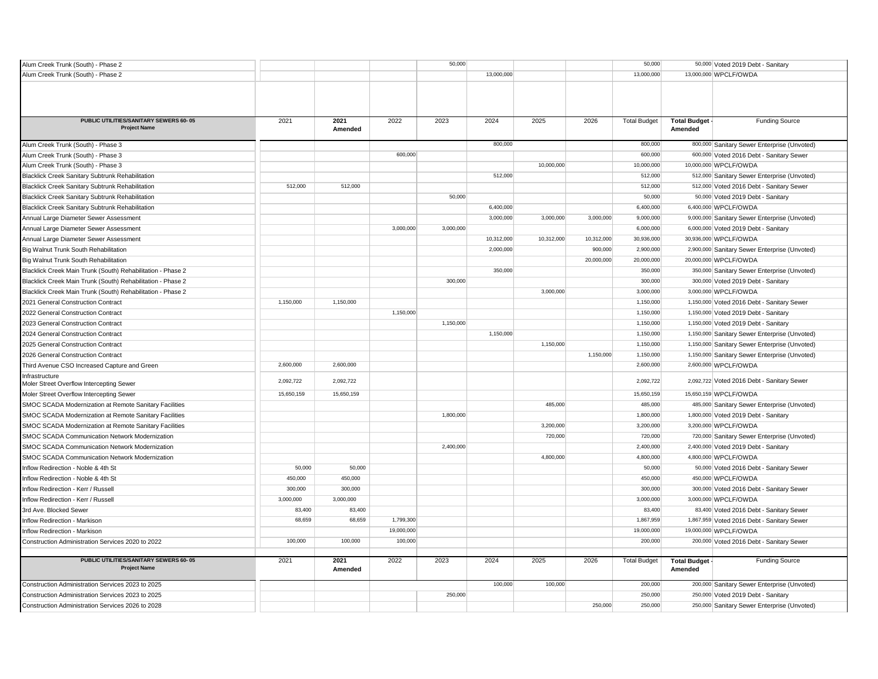| Project Name | 2021 | 2021 Amended | 2022 | 2023 | 2024 | 2025 | 2026 | Total Budget | Total Budget - Amended | Funding Source |
|---|---|---|---|---|---|---|---|---|---|---|
| Alum Creek Trunk (South) - Phase 2 | | | | 50,000 | | | | 50,000 | 50,000 | Voted 2019 Debt - Sanitary |
| Alum Creek Trunk (South) - Phase 2 | | | | | 13,000,000 | | | 13,000,000 | 13,000,000 | WPCLF/OWDA |

| PUBLIC UTILITIES/SANITARY SEWERS 60- 05 Project Name | 2021 | 2021 Amended | 2022 | 2023 | 2024 | 2025 | 2026 | Total Budget | Total Budget - Amended | Funding Source |
|---|---|---|---|---|---|---|---|---|---|---|
| Alum Creek Trunk (South) - Phase 3 | | | | | 800,000 | | | 800,000 | 800,000 | Sanitary Sewer Enterprise (Unvoted) |
| Alum Creek Trunk (South) - Phase 3 | | | 600,000 | | | | | 600,000 | 600,000 | Voted 2016 Debt - Sanitary Sewer |
| Alum Creek Trunk (South) - Phase 3 | | | | | | 10,000,000 | | 10,000,000 | 10,000,000 | WPCLF/OWDA |
| Blacklick Creek Sanitary Subtrunk Rehabilitation | | | | | 512,000 | | | 512,000 | 512,000 | Sanitary Sewer Enterprise (Unvoted) |
| Blacklick Creek Sanitary Subtrunk Rehabilitation | 512,000 | 512,000 | | | | | | 512,000 | 512,000 | Voted 2016 Debt - Sanitary Sewer |
| Blacklick Creek Sanitary Subtrunk Rehabilitation | | | | 50,000 | | | | 50,000 | 50,000 | Voted 2019 Debt - Sanitary |
| Blacklick Creek Sanitary Subtrunk Rehabilitation | | | | | 6,400,000 | | | 6,400,000 | 6,400,000 | WPCLF/OWDA |
| Annual Large Diameter Sewer Assessment | | | | | 3,000,000 | 3,000,000 | 3,000,000 | 9,000,000 | 9,000,000 | Sanitary Sewer Enterprise (Unvoted) |
| Annual Large Diameter Sewer Assessment | | | 3,000,000 | 3,000,000 | | | | 6,000,000 | 6,000,000 | Voted 2019 Debt - Sanitary |
| Annual Large Diameter Sewer Assessment | | | | | 10,312,000 | 10,312,000 | 10,312,000 | 30,936,000 | 30,936,000 | WPCLF/OWDA |
| Big Walnut Trunk South Rehabilitation | | | | | 2,000,000 | | 900,000 | 2,900,000 | 2,900,000 | Sanitary Sewer Enterprise (Unvoted) |
| Big Walnut Trunk South Rehabilitation | | | | | | | 20,000,000 | 20,000,000 | 20,000,000 | WPCLF/OWDA |
| Blacklick Creek Main Trunk (South) Rehabilitation - Phase 2 | | | | | 350,000 | | | 350,000 | 350,000 | Sanitary Sewer Enterprise (Unvoted) |
| Blacklick Creek Main Trunk (South) Rehabilitation - Phase 2 | | | | 300,000 | | | | 300,000 | 300,000 | Voted 2019 Debt - Sanitary |
| Blacklick Creek Main Trunk (South) Rehabilitation - Phase 2 | | | | | | 3,000,000 | | 3,000,000 | 3,000,000 | WPCLF/OWDA |
| 2021 General Construction Contract | 1,150,000 | 1,150,000 | | | | | | 1,150,000 | 1,150,000 | Voted 2016 Debt - Sanitary Sewer |
| 2022 General Construction Contract | | | 1,150,000 | | | | | 1,150,000 | 1,150,000 | Voted 2019 Debt - Sanitary |
| 2023 General Construction Contract | | | | 1,150,000 | | | | 1,150,000 | 1,150,000 | Voted 2019 Debt - Sanitary |
| 2024 General Construction Contract | | | | | 1,150,000 | | | 1,150,000 | 1,150,000 | Sanitary Sewer Enterprise (Unvoted) |
| 2025 General Construction Contract | | | | | | 1,150,000 | | 1,150,000 | 1,150,000 | Sanitary Sewer Enterprise (Unvoted) |
| 2026 General Construction Contract | | | | | | | 1,150,000 | 1,150,000 | 1,150,000 | Sanitary Sewer Enterprise (Unvoted) |
| Third Avenue CSO Increased Capture and Green Infrastructure | 2,600,000 | 2,600,000 | | | | | | 2,600,000 | 2,600,000 | WPCLF/OWDA |
| Moler Street Overflow Intercepting Sewer | 2,092,722 | 2,092,722 | | | | | | 2,092,722 | 2,092,722 | Voted 2016 Debt - Sanitary Sewer |
| Moler Street Overflow Intercepting Sewer | 15,650,159 | 15,650,159 | | | | | | 15,650,159 | 15,650,159 | WPCLF/OWDA |
| SMOC SCADA Modernization at Remote Sanitary Facilities | | | | | | 485,000 | | 485,000 | 485,000 | Sanitary Sewer Enterprise (Unvoted) |
| SMOC SCADA Modernization at Remote Sanitary Facilities | | | | 1,800,000 | | | | 1,800,000 | 1,800,000 | Voted 2019 Debt - Sanitary |
| SMOC SCADA Modernization at Remote Sanitary Facilities | | | | | | 3,200,000 | | 3,200,000 | 3,200,000 | WPCLF/OWDA |
| SMOC SCADA Communication Network Modernization | | | | | | 720,000 | | 720,000 | 720,000 | Sanitary Sewer Enterprise (Unvoted) |
| SMOC SCADA Communication Network Modernization | | | | 2,400,000 | | | | 2,400,000 | 2,400,000 | Voted 2019 Debt - Sanitary |
| SMOC SCADA Communication Network Modernization | | | | | | 4,800,000 | | 4,800,000 | 4,800,000 | WPCLF/OWDA |
| Inflow Redirection - Noble & 4th St | 50,000 | 50,000 | | | | | | 50,000 | 50,000 | Voted 2016 Debt - Sanitary Sewer |
| Inflow Redirection - Noble & 4th St | 450,000 | 450,000 | | | | | | 450,000 | 450,000 | WPCLF/OWDA |
| Inflow Redirection - Kerr / Russell | 300,000 | 300,000 | | | | | | 300,000 | 300,000 | Voted 2016 Debt - Sanitary Sewer |
| Inflow Redirection - Kerr / Russell | 3,000,000 | 3,000,000 | | | | | | 3,000,000 | 3,000,000 | WPCLF/OWDA |
| 3rd Ave. Blocked Sewer | 83,400 | 83,400 | | | | | | 83,400 | 83,400 | Voted 2016 Debt - Sanitary Sewer |
| Inflow Redirection - Markison | 68,659 | 68,659 | 1,799,300 | | | | | 1,867,959 | 1,867,959 | Voted 2016 Debt - Sanitary Sewer |
| Inflow Redirection - Markison | | | 19,000,000 | | | | | 19,000,000 | 19,000,000 | WPCLF/OWDA |
| Construction Administration Services 2020 to 2022 | 100,000 | 100,000 | 100,000 | | | | | 200,000 | 200,000 | Voted 2016 Debt - Sanitary Sewer |
| Construction Administration Services 2023 to 2025 | | | | | 100,000 | 100,000 | | 200,000 | 200,000 | Sanitary Sewer Enterprise (Unvoted) |
| Construction Administration Services 2023 to 2025 | | | | 250,000 | | | | 250,000 | 250,000 | Voted 2019 Debt - Sanitary |
| Construction Administration Services 2026 to 2028 | | | | | | | 250,000 | 250,000 | 250,000 | Sanitary Sewer Enterprise (Unvoted) |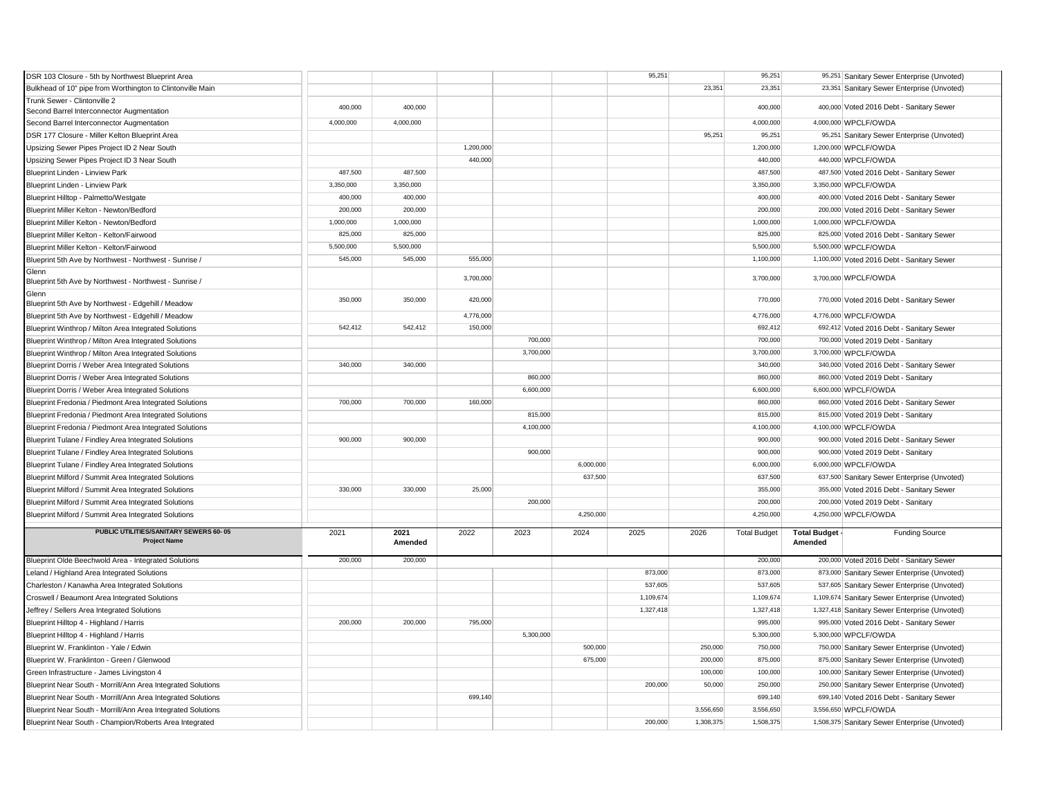| | | | | | | | | | | |
|---|---|---|---|---|---|---|---|---|---|---|
| DSR 103 Closure - 5th by Northwest Blueprint Area | | | | | | 95,251 | | 95,251 | 95,251 | Sanitary Sewer Enterprise (Unvoted) |
| Bulkhead of 10" pipe from Worthington to Clintonville Main | | | | | | | 23,351 | 23,351 | 23,351 | Sanitary Sewer Enterprise (Unvoted) |
| Trunk Sewer - Clintonville 2 Second Barrel Interconnector Augmentation | 400,000 | 400,000 | | | | | | 400,000 | 400,000 | Voted 2016 Debt - Sanitary Sewer |
| Second Barrel Interconnector Augmentation | 4,000,000 | 4,000,000 | | | | | | 4,000,000 | 4,000,000 | WPCLF/OWDA |
| DSR 177 Closure - Miller Kelton Blueprint Area | | | | | | | 95,251 | 95,251 | 95,251 | Sanitary Sewer Enterprise (Unvoted) |
| Upsizing Sewer Pipes Project ID 2 Near South | | | 1,200,000 | | | | | 1,200,000 | 1,200,000 | WPCLF/OWDA |
| Upsizing Sewer Pipes Project ID 3 Near South | | | 440,000 | | | | | 440,000 | 440,000 | WPCLF/OWDA |
| Blueprint Linden - Linview Park | 487,500 | 487,500 | | | | | | 487,500 | 487,500 | Voted 2016 Debt - Sanitary Sewer |
| Blueprint Linden - Linview Park | 3,350,000 | 3,350,000 | | | | | | 3,350,000 | 3,350,000 | WPCLF/OWDA |
| Blueprint Hilltop - Palmetto/Westgate | 400,000 | 400,000 | | | | | | 400,000 | 400,000 | Voted 2016 Debt - Sanitary Sewer |
| Blueprint Miller Kelton - Newton/Bedford | 200,000 | 200,000 | | | | | | 200,000 | 200,000 | Voted 2016 Debt - Sanitary Sewer |
| Blueprint Miller Kelton - Newton/Bedford | 1,000,000 | 1,000,000 | | | | | | 1,000,000 | 1,000,000 | WPCLF/OWDA |
| Blueprint Miller Kelton - Kelton/Fairwood | 825,000 | 825,000 | | | | | | 825,000 | 825,000 | Voted 2016 Debt - Sanitary Sewer |
| Blueprint Miller Kelton - Kelton/Fairwood | 5,500,000 | 5,500,000 | | | | | | 5,500,000 | 5,500,000 | WPCLF/OWDA |
| Blueprint 5th Ave by Northwest - Northwest - Sunrise / Glenn | 545,000 | 545,000 | 555,000 | | | | | 1,100,000 | 1,100,000 | Voted 2016 Debt - Sanitary Sewer |
| Blueprint 5th Ave by Northwest - Northwest - Sunrise / Glenn | | | 3,700,000 | | | | | 3,700,000 | 3,700,000 | WPCLF/OWDA |
| Blueprint 5th Ave by Northwest - Edgehill / Meadow | 350,000 | 350,000 | 420,000 | | | | | 770,000 | 770,000 | Voted 2016 Debt - Sanitary Sewer |
| Blueprint 5th Ave by Northwest - Edgehill / Meadow | | | 4,776,000 | | | | | 4,776,000 | 4,776,000 | WPCLF/OWDA |
| Blueprint Winthrop / Milton Area Integrated Solutions | 542,412 | 542,412 | 150,000 | | | | | 692,412 | 692,412 | Voted 2016 Debt - Sanitary Sewer |
| Blueprint Winthrop / Milton Area Integrated Solutions | | | | 700,000 | | | | 700,000 | 700,000 | Voted 2019 Debt - Sanitary |
| Blueprint Winthrop / Milton Area Integrated Solutions | | | | 3,700,000 | | | | 3,700,000 | 3,700,000 | WPCLF/OWDA |
| Blueprint Dorris / Weber Area Integrated Solutions | 340,000 | 340,000 | | | | | | 340,000 | 340,000 | Voted 2016 Debt - Sanitary Sewer |
| Blueprint Dorris / Weber Area Integrated Solutions | | | | 860,000 | | | | 860,000 | 860,000 | Voted 2019 Debt - Sanitary |
| Blueprint Dorris / Weber Area Integrated Solutions | | | | 6,600,000 | | | | 6,600,000 | 6,600,000 | WPCLF/OWDA |
| Blueprint Fredonia / Piedmont Area Integrated Solutions | 700,000 | 700,000 | 160,000 | | | | | 860,000 | 860,000 | Voted 2016 Debt - Sanitary Sewer |
| Blueprint Fredonia / Piedmont Area Integrated Solutions | | | | 815,000 | | | | 815,000 | 815,000 | Voted 2019 Debt - Sanitary |
| Blueprint Fredonia / Piedmont Area Integrated Solutions | | | | 4,100,000 | | | | 4,100,000 | 4,100,000 | WPCLF/OWDA |
| Blueprint Tulane / Findley Area Integrated Solutions | 900,000 | 900,000 | | | | | | 900,000 | 900,000 | Voted 2016 Debt - Sanitary Sewer |
| Blueprint Tulane / Findley Area Integrated Solutions | | | | 900,000 | | | | 900,000 | 900,000 | Voted 2019 Debt - Sanitary |
| Blueprint Tulane / Findley Area Integrated Solutions | | | | | 6,000,000 | | | 6,000,000 | 6,000,000 | WPCLF/OWDA |
| Blueprint Milford / Summit Area Integrated Solutions | | | | | 637,500 | | | 637,500 | 637,500 | Sanitary Sewer Enterprise (Unvoted) |
| Blueprint Milford / Summit Area Integrated Solutions | 330,000 | 330,000 | 25,000 | | | | | 355,000 | 355,000 | Voted 2016 Debt - Sanitary Sewer |
| Blueprint Milford / Summit Area Integrated Solutions | | | | 200,000 | | | | 200,000 | 200,000 | Voted 2019 Debt - Sanitary |
| Blueprint Milford / Summit Area Integrated Solutions | | | | | 4,250,000 | | | 4,250,000 | 4,250,000 | WPCLF/OWDA |

| PUBLIC UTILITIES/SANITARY SEWERS 60- 05 Project Name | 2021 | 2021 Amended | 2022 | 2023 | 2024 | 2025 | 2026 | Total Budget | Total Budget - Amended | Funding Source |
|---|---|---|---|---|---|---|---|---|---|---|
| Blueprint Olde Beechwold Area - Integrated Solutions | 200,000 | 200,000 | | | | | | 200,000 | 200,000 | Voted 2016 Debt - Sanitary Sewer |
| Leland / Highland Area Integrated Solutions | | | | | | 873,000 | | 873,000 | 873,000 | Sanitary Sewer Enterprise (Unvoted) |
| Charleston / Kanawha Area Integrated Solutions | | | | | | 537,605 | | 537,605 | 537,605 | Sanitary Sewer Enterprise (Unvoted) |
| Croswell / Beaumont Area Integrated Solutions | | | | | | 1,109,674 | | 1,109,674 | 1,109,674 | Sanitary Sewer Enterprise (Unvoted) |
| Jeffrey / Sellers Area Integrated Solutions | | | | | | 1,327,418 | | 1,327,418 | 1,327,418 | Sanitary Sewer Enterprise (Unvoted) |
| Blueprint Hilltop 4 - Highland / Harris | 200,000 | 200,000 | 795,000 | | | | | 995,000 | 995,000 | Voted 2016 Debt - Sanitary Sewer |
| Blueprint Hilltop 4 - Highland / Harris | | | | 5,300,000 | | | | 5,300,000 | 5,300,000 | WPCLF/OWDA |
| Blueprint W. Franklinton - Yale / Edwin | | | | | 500,000 | | 250,000 | 750,000 | 750,000 | Sanitary Sewer Enterprise (Unvoted) |
| Blueprint W. Franklinton - Green / Glenwood | | | | | 675,000 | | 200,000 | 875,000 | 875,000 | Sanitary Sewer Enterprise (Unvoted) |
| Green Infrastructure - James Livingston 4 | | | | | | | 100,000 | 100,000 | 100,000 | Sanitary Sewer Enterprise (Unvoted) |
| Blueprint Near South - Morrill/Ann Area Integrated Solutions | | | | | | 200,000 | 50,000 | 250,000 | 250,000 | Sanitary Sewer Enterprise (Unvoted) |
| Blueprint Near South - Morrill/Ann Area Integrated Solutions | | | 699,140 | | | | | 699,140 | 699,140 | Voted 2016 Debt - Sanitary Sewer |
| Blueprint Near South - Morrill/Ann Area Integrated Solutions | | | | | | | 3,556,650 | 3,556,650 | 3,556,650 | WPCLF/OWDA |
| Blueprint Near South - Champion/Roberts Area Integrated | | | | | | 200,000 | 1,308,375 | 1,508,375 | 1,508,375 | Sanitary Sewer Enterprise (Unvoted) |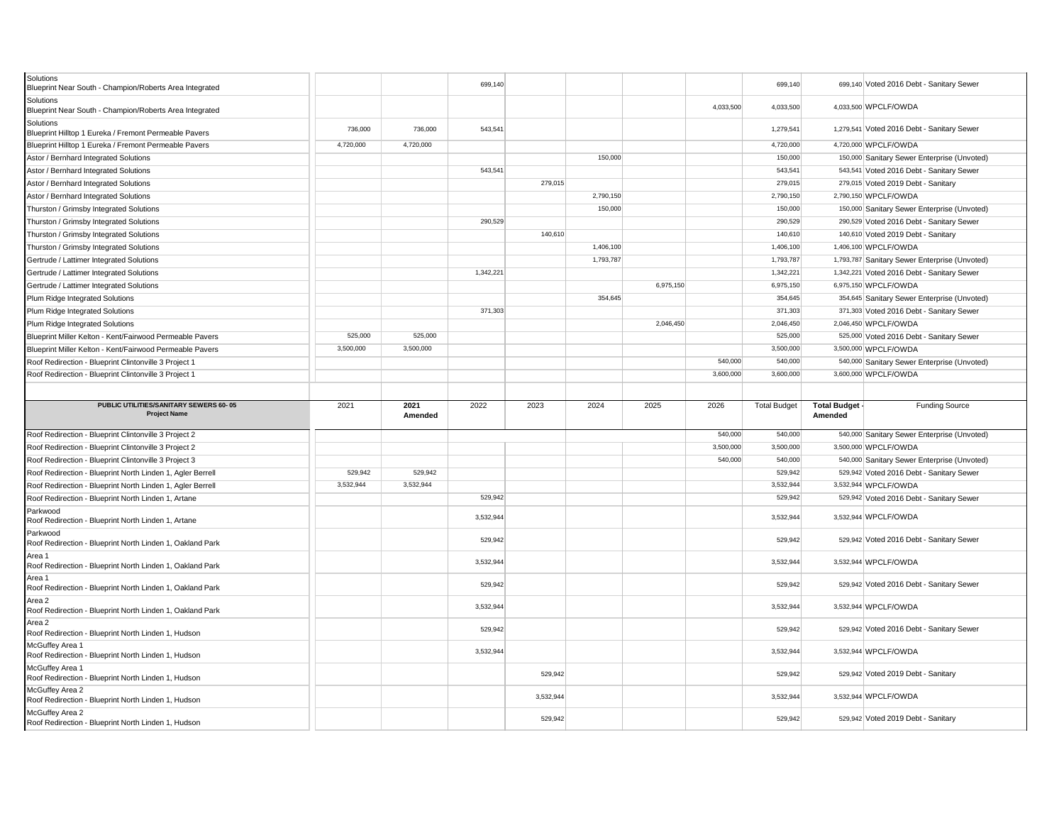| | | | | | | | | | | |
|---|---|---|---|---|---|---|---|---|---|---|
| Solutions<br>Blueprint Near South - Champion/Roberts Area Integrated | | | 699,140 | | | | | 699,140 | 699,140 | Voted 2016 Debt - Sanitary Sewer |
| Solutions<br>Blueprint Near South - Champion/Roberts Area Integrated | | | | | | | 4,033,500 | 4,033,500 | 4,033,500 | WPCLF/OWDA |
| Solutions<br>Blueprint Hilltop 1 Eureka / Fremont Permeable Pavers | 736,000 | 736,000 | 543,541 | | | | | 1,279,541 | 1,279,541 | Voted 2016 Debt - Sanitary Sewer |
| Blueprint Hilltop 1 Eureka / Fremont Permeable Pavers | 4,720,000 | 4,720,000 | | | | | | 4,720,000 | 4,720,000 | WPCLF/OWDA |
| Astor / Bernhard Integrated Solutions | | | | | 150,000 | | | 150,000 | 150,000 | Sanitary Sewer Enterprise (Unvoted) |
| Astor / Bernhard Integrated Solutions | | | 543,541 | | | | | 543,541 | 543,541 | Voted 2016 Debt - Sanitary Sewer |
| Astor / Bernhard Integrated Solutions | | | | 279,015 | | | | 279,015 | 279,015 | Voted 2019 Debt - Sanitary |
| Astor / Bernhard Integrated Solutions | | | | | 2,790,150 | | | 2,790,150 | 2,790,150 | WPCLF/OWDA |
| Thurston / Grimsby Integrated Solutions | | | | | 150,000 | | | 150,000 | 150,000 | Sanitary Sewer Enterprise (Unvoted) |
| Thurston / Grimsby Integrated Solutions | | | 290,529 | | | | | 290,529 | 290,529 | Voted 2016 Debt - Sanitary Sewer |
| Thurston / Grimsby Integrated Solutions | | | | 140,610 | | | | 140,610 | 140,610 | Voted 2019 Debt - Sanitary |
| Thurston / Grimsby Integrated Solutions | | | | | 1,406,100 | | | 1,406,100 | 1,406,100 | WPCLF/OWDA |
| Gertrude / Lattimer Integrated Solutions | | | | | 1,793,787 | | | 1,793,787 | 1,793,787 | Sanitary Sewer Enterprise (Unvoted) |
| Gertrude / Lattimer Integrated Solutions | | | 1,342,221 | | | | | 1,342,221 | 1,342,221 | Voted 2016 Debt - Sanitary Sewer |
| Gertrude / Lattimer Integrated Solutions | | | | | | 6,975,150 | | 6,975,150 | 6,975,150 | WPCLF/OWDA |
| Plum Ridge Integrated Solutions | | | | | 354,645 | | | 354,645 | 354,645 | Sanitary Sewer Enterprise (Unvoted) |
| Plum Ridge Integrated Solutions | | | 371,303 | | | | | 371,303 | 371,303 | Voted 2016 Debt - Sanitary Sewer |
| Plum Ridge Integrated Solutions | | | | | | 2,046,450 | | 2,046,450 | 2,046,450 | WPCLF/OWDA |
| Blueprint Miller Kelton - Kent/Fairwood Permeable Pavers | 525,000 | 525,000 | | | | | | 525,000 | 525,000 | Voted 2016 Debt - Sanitary Sewer |
| Blueprint Miller Kelton - Kent/Fairwood Permeable Pavers | 3,500,000 | 3,500,000 | | | | | | 3,500,000 | 3,500,000 | WPCLF/OWDA |
| Roof Redirection - Blueprint Clintonville 3 Project 1 | | | | | | | 540,000 | 540,000 | 540,000 | Sanitary Sewer Enterprise (Unvoted) |
| Roof Redirection - Blueprint Clintonville 3 Project 1 | | | | | | | 3,600,000 | 3,600,000 | 3,600,000 | WPCLF/OWDA |

| PUBLIC UTILITIES/SANITARY SEWERS 60- 05<br>Project Name | 2021 | 2021 Amended | 2022 | 2023 | 2024 | 2025 | 2026 | Total Budget | Total Budget - Amended | Funding Source |
|---|---|---|---|---|---|---|---|---|---|---|
| Roof Redirection - Blueprint Clintonville 3 Project 2 | | | | | | | 540,000 | 540,000 | 540,000 | Sanitary Sewer Enterprise (Unvoted) |
| Roof Redirection - Blueprint Clintonville 3 Project 2 | | | | | | | 3,500,000 | 3,500,000 | 3,500,000 | WPCLF/OWDA |
| Roof Redirection - Blueprint Clintonville 3 Project 3 | | | | | | | 540,000 | 540,000 | 540,000 | Sanitary Sewer Enterprise (Unvoted) |
| Roof Redirection - Blueprint North Linden 1, Agler Berrell | 529,942 | 529,942 | | | | | | 529,942 | 529,942 | Voted 2016 Debt - Sanitary Sewer |
| Roof Redirection - Blueprint North Linden 1, Agler Berrell | 3,532,944 | 3,532,944 | | | | | | 3,532,944 | 3,532,944 | WPCLF/OWDA |
| Roof Redirection - Blueprint North Linden 1, Artane | | | 529,942 | | | | | 529,942 | 529,942 | Voted 2016 Debt - Sanitary Sewer |
| Parkwood<br>Roof Redirection - Blueprint North Linden 1, Artane | | | 3,532,944 | | | | | 3,532,944 | 3,532,944 | WPCLF/OWDA |
| Parkwood<br>Roof Redirection - Blueprint North Linden 1, Oakland Park | | | 529,942 | | | | | 529,942 | 529,942 | Voted 2016 Debt - Sanitary Sewer |
| Area 1<br>Roof Redirection - Blueprint North Linden 1, Oakland Park | | | 3,532,944 | | | | | 3,532,944 | 3,532,944 | WPCLF/OWDA |
| Area 1<br>Roof Redirection - Blueprint North Linden 1, Oakland Park | | | 529,942 | | | | | 529,942 | 529,942 | Voted 2016 Debt - Sanitary Sewer |
| Area 2<br>Roof Redirection - Blueprint North Linden 1, Oakland Park | | | 3,532,944 | | | | | 3,532,944 | 3,532,944 | WPCLF/OWDA |
| Area 2<br>Roof Redirection - Blueprint North Linden 1, Hudson | | | 529,942 | | | | | 529,942 | 529,942 | Voted 2016 Debt - Sanitary Sewer |
| McGuffey Area 1<br>Roof Redirection - Blueprint North Linden 1, Hudson | | | 3,532,944 | | | | | 3,532,944 | 3,532,944 | WPCLF/OWDA |
| McGuffey Area 1<br>Roof Redirection - Blueprint North Linden 1, Hudson | | | | 529,942 | | | | 529,942 | 529,942 | Voted 2019 Debt - Sanitary |
| McGuffey Area 2<br>Roof Redirection - Blueprint North Linden 1, Hudson | | | | 3,532,944 | | | | 3,532,944 | 3,532,944 | WPCLF/OWDA |
| McGuffey Area 2<br>Roof Redirection - Blueprint North Linden 1, Hudson | | | | 529,942 | | | | 529,942 | 529,942 | Voted 2019 Debt - Sanitary |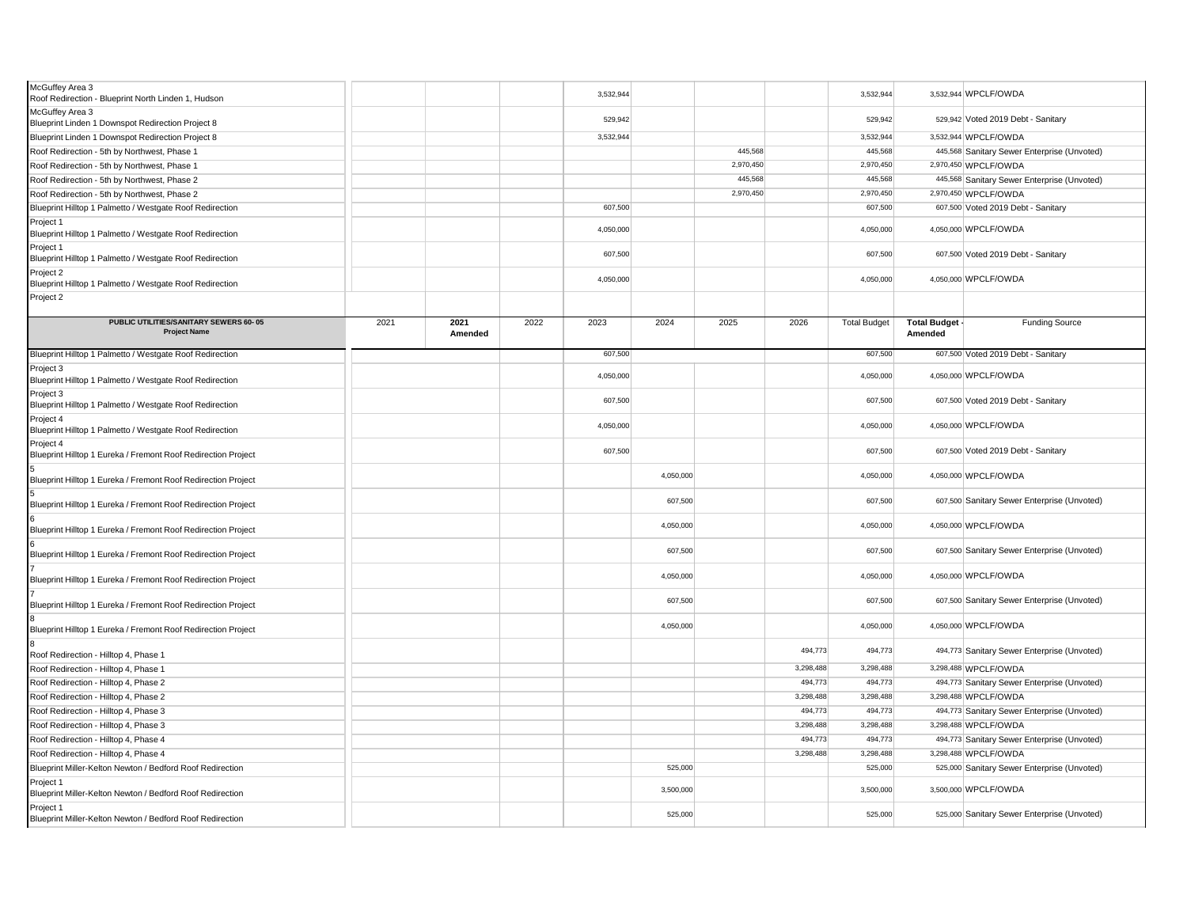| PUBLIC UTILITIES/SANITARY SEWERS 60- 05 Project Name | 2021 | 2021 Amended | 2022 | 2023 | 2024 | 2025 | 2026 | Total Budget | Total Budget - Amended | Funding Source |
|---|---|---|---|---|---|---|---|---|---|---|
| McGuffey Area 3 Roof Redirection - Blueprint North Linden 1, Hudson | | | | 3,532,944 | | | | 3,532,944 | 3,532,944 | WPCLF/OWDA |
| McGuffey Area 3 Blueprint Linden 1 Downspot Redirection Project 8 | | | | 529,942 | | | | 529,942 | 529,942 | Voted 2019 Debt - Sanitary |
| Blueprint Linden 1 Downspot Redirection Project 8 | | | | 3,532,944 | | | | 3,532,944 | 3,532,944 | WPCLF/OWDA |
| Roof Redirection - 5th by Northwest, Phase 1 | | | | | | 445,568 | | 445,568 | 445,568 | Sanitary Sewer Enterprise (Unvoted) |
| Roof Redirection - 5th by Northwest, Phase 1 | | | | | | 2,970,450 | | 2,970,450 | 2,970,450 | WPCLF/OWDA |
| Roof Redirection - 5th by Northwest, Phase 2 | | | | | | 445,568 | | 445,568 | 445,568 | Sanitary Sewer Enterprise (Unvoted) |
| Roof Redirection - 5th by Northwest, Phase 2 | | | | | | 2,970,450 | | 2,970,450 | 2,970,450 | WPCLF/OWDA |
| Blueprint Hilltop 1 Palmetto / Westgate Roof Redirection | | | | 607,500 | | | | 607,500 | 607,500 | Voted 2019 Debt - Sanitary |
| Project 1 Blueprint Hilltop 1 Palmetto / Westgate Roof Redirection | | | | 4,050,000 | | | | 4,050,000 | 4,050,000 | WPCLF/OWDA |
| Project 1 Blueprint Hilltop 1 Palmetto / Westgate Roof Redirection | | | | 607,500 | | | | 607,500 | 607,500 | Voted 2019 Debt - Sanitary |
| Project 2 Blueprint Hilltop 1 Palmetto / Westgate Roof Redirection | | | | 4,050,000 | | | | 4,050,000 | 4,050,000 | WPCLF/OWDA |
| Project 2 | | | | | | | | | | |
| Blueprint Hilltop 1 Palmetto / Westgate Roof Redirection | | | | 607,500 | | | | 607,500 | 607,500 | Voted 2019 Debt - Sanitary |
| Project 3 Blueprint Hilltop 1 Palmetto / Westgate Roof Redirection | | | | 4,050,000 | | | | 4,050,000 | 4,050,000 | WPCLF/OWDA |
| Project 3 Blueprint Hilltop 1 Palmetto / Westgate Roof Redirection | | | | 607,500 | | | | 607,500 | 607,500 | Voted 2019 Debt - Sanitary |
| Project 4 Blueprint Hilltop 1 Palmetto / Westgate Roof Redirection | | | | 4,050,000 | | | | 4,050,000 | 4,050,000 | WPCLF/OWDA |
| Project 4 Blueprint Hilltop 1 Eureka / Fremont Roof Redirection Project | | | | 607,500 | | | | 607,500 | 607,500 | Voted 2019 Debt - Sanitary |
| 5 Blueprint Hilltop 1 Eureka / Fremont Roof Redirection Project | | | | | 4,050,000 | | | 4,050,000 | 4,050,000 | WPCLF/OWDA |
| 5 Blueprint Hilltop 1 Eureka / Fremont Roof Redirection Project | | | | | 607,500 | | | 607,500 | 607,500 | Sanitary Sewer Enterprise (Unvoted) |
| 6 Blueprint Hilltop 1 Eureka / Fremont Roof Redirection Project | | | | | 4,050,000 | | | 4,050,000 | 4,050,000 | WPCLF/OWDA |
| 6 Blueprint Hilltop 1 Eureka / Fremont Roof Redirection Project | | | | | 607,500 | | | 607,500 | 607,500 | Sanitary Sewer Enterprise (Unvoted) |
| 7 Blueprint Hilltop 1 Eureka / Fremont Roof Redirection Project | | | | | 4,050,000 | | | 4,050,000 | 4,050,000 | WPCLF/OWDA |
| 7 Blueprint Hilltop 1 Eureka / Fremont Roof Redirection Project | | | | | 607,500 | | | 607,500 | 607,500 | Sanitary Sewer Enterprise (Unvoted) |
| 8 Blueprint Hilltop 1 Eureka / Fremont Roof Redirection Project | | | | | 4,050,000 | | | 4,050,000 | 4,050,000 | WPCLF/OWDA |
| 8 Roof Redirection - Hilltop 4, Phase 1 | | | | | | | 494,773 | 494,773 | 494,773 | Sanitary Sewer Enterprise (Unvoted) |
| Roof Redirection - Hilltop 4, Phase 1 | | | | | | | 3,298,488 | 3,298,488 | 3,298,488 | WPCLF/OWDA |
| Roof Redirection - Hilltop 4, Phase 2 | | | | | | | 494,773 | 494,773 | 494,773 | Sanitary Sewer Enterprise (Unvoted) |
| Roof Redirection - Hilltop 4, Phase 2 | | | | | | | 3,298,488 | 3,298,488 | 3,298,488 | WPCLF/OWDA |
| Roof Redirection - Hilltop 4, Phase 3 | | | | | | | 494,773 | 494,773 | 494,773 | Sanitary Sewer Enterprise (Unvoted) |
| Roof Redirection - Hilltop 4, Phase 3 | | | | | | | 3,298,488 | 3,298,488 | 3,298,488 | WPCLF/OWDA |
| Roof Redirection - Hilltop 4, Phase 4 | | | | | | | 494,773 | 494,773 | 494,773 | Sanitary Sewer Enterprise (Unvoted) |
| Roof Redirection - Hilltop 4, Phase 4 | | | | | | | 3,298,488 | 3,298,488 | 3,298,488 | WPCLF/OWDA |
| Blueprint Miller-Kelton Newton / Bedford Roof Redirection | | | | | 525,000 | | | 525,000 | 525,000 | Sanitary Sewer Enterprise (Unvoted) |
| Project 1 Blueprint Miller-Kelton Newton / Bedford Roof Redirection | | | | | 3,500,000 | | | 3,500,000 | 3,500,000 | WPCLF/OWDA |
| Project 1 Blueprint Miller-Kelton Newton / Bedford Roof Redirection | | | | | 525,000 | | | 525,000 | 525,000 | Sanitary Sewer Enterprise (Unvoted) |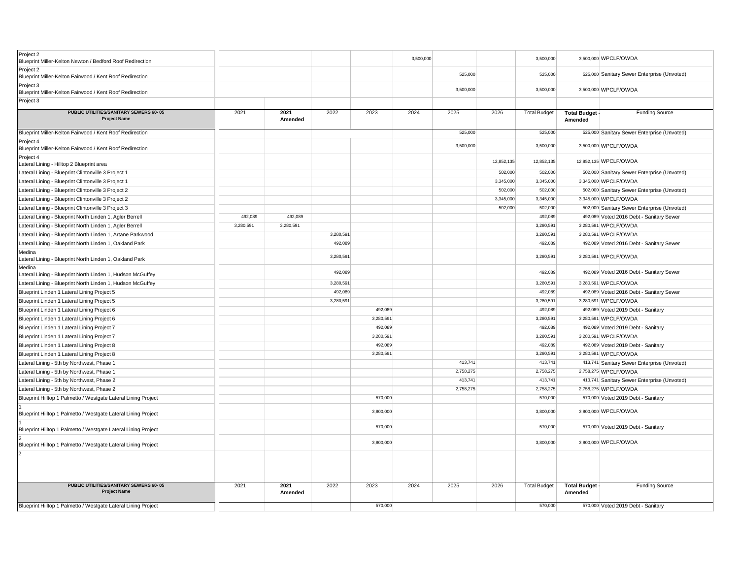| | | | | | | | | | | |
|---|---|---|---|---|---|---|---|---|---|---|
| Project 2<br>Blueprint Miller-Kelton Newton / Bedford Roof Redirection | | | | | 3,500,000 | | | 3,500,000 | 3,500,000 | WPCLF/OWDA |
| Project 2<br>Blueprint Miller-Kelton Fairwood / Kent Roof Redirection | | | | | | 525,000 | | 525,000 | 525,000 | Sanitary Sewer Enterprise (Unvoted) |
| Project 3<br>Blueprint Miller-Kelton Fairwood / Kent Roof Redirection | | | | | | 3,500,000 | | 3,500,000 | 3,500,000 | WPCLF/OWDA |
| Project 3 | | | | | | | | | | |

| PUBLIC UTILITIES/SANITARY SEWERS 60- 05<br>Project Name | 2021 | 2021 Amended | 2022 | 2023 | 2024 | 2025 | 2026 | Total Budget | Total Budget - Amended | Funding Source |
|---|---|---|---|---|---|---|---|---|---|---|
| Blueprint Miller-Kelton Fairwood / Kent Roof Redirection | | | | | | 525,000 | | 525,000 | 525,000 | Sanitary Sewer Enterprise (Unvoted) |
| Project 4<br>Blueprint Miller-Kelton Fairwood / Kent Roof Redirection | | | | | | 3,500,000 | | 3,500,000 | 3,500,000 | WPCLF/OWDA |
| Project 4<br>Lateral Lining - Hilltop 2 Blueprint area | | | | | | | 12,852,135 | 12,852,135 | 12,852,135 | WPCLF/OWDA |
| Lateral Lining - Blueprint Clintonville 3 Project 1 | | | | | | | 502,000 | 502,000 | 502,000 | Sanitary Sewer Enterprise (Unvoted) |
| Lateral Lining - Blueprint Clintonville 3 Project 1 | | | | | | | 3,345,000 | 3,345,000 | 3,345,000 | WPCLF/OWDA |
| Lateral Lining - Blueprint Clintonville 3 Project 2 | | | | | | | 502,000 | 502,000 | 502,000 | Sanitary Sewer Enterprise (Unvoted) |
| Lateral Lining - Blueprint Clintonville 3 Project 2 | | | | | | | 3,345,000 | 3,345,000 | 3,345,000 | WPCLF/OWDA |
| Lateral Lining - Blueprint Clintonville 3 Project 3 | | | | | | | 502,000 | 502,000 | 502,000 | Sanitary Sewer Enterprise (Unvoted) |
| Lateral Lining - Blueprint North Linden 1, Agler Berrell | 492,089 | 492,089 | | | | | | 492,089 | 492,089 | Voted 2016 Debt - Sanitary Sewer |
| Lateral Lining - Blueprint North Linden 1, Agler Berrell | 3,280,591 | 3,280,591 | | | | | | 3,280,591 | 3,280,591 | WPCLF/OWDA |
| Lateral Lining - Blueprint North Linden 1, Artane Parkwood | | | 3,280,591 | | | | | 3,280,591 | 3,280,591 | WPCLF/OWDA |
| Lateral Lining - Blueprint North Linden 1, Oakland Park | | | 492,089 | | | | | 492,089 | 492,089 | Voted 2016 Debt - Sanitary Sewer |
| Medina<br>Lateral Lining - Blueprint North Linden 1, Oakland Park | | | 3,280,591 | | | | | 3,280,591 | 3,280,591 | WPCLF/OWDA |
| Medina<br>Lateral Lining - Blueprint North Linden 1, Hudson McGuffey | | | 492,089 | | | | | 492,089 | 492,089 | Voted 2016 Debt - Sanitary Sewer |
| Lateral Lining - Blueprint North Linden 1, Hudson McGuffey | | | 3,280,591 | | | | | 3,280,591 | 3,280,591 | WPCLF/OWDA |
| Blueprint Linden 1 Lateral Lining Project 5 | | | 492,089 | | | | | 492,089 | 492,089 | Voted 2016 Debt - Sanitary Sewer |
| Blueprint Linden 1 Lateral Lining Project 5 | | | 3,280,591 | | | | | 3,280,591 | 3,280,591 | WPCLF/OWDA |
| Blueprint Linden 1 Lateral Lining Project 6 | | | | 492,089 | | | | 492,089 | 492,089 | Voted 2019 Debt - Sanitary |
| Blueprint Linden 1 Lateral Lining Project 6 | | | | 3,280,591 | | | | 3,280,591 | 3,280,591 | WPCLF/OWDA |
| Blueprint Linden 1 Lateral Lining Project 7 | | | | 492,089 | | | | 492,089 | 492,089 | Voted 2019 Debt - Sanitary |
| Blueprint Linden 1 Lateral Lining Project 7 | | | | 3,280,591 | | | | 3,280,591 | 3,280,591 | WPCLF/OWDA |
| Blueprint Linden 1 Lateral Lining Project 8 | | | | 492,089 | | | | 492,089 | 492,089 | Voted 2019 Debt - Sanitary |
| Blueprint Linden 1 Lateral Lining Project 8 | | | | 3,280,591 | | | | 3,280,591 | 3,280,591 | WPCLF/OWDA |
| Lateral Lining - 5th by Northwest, Phase 1 | | | | | | 413,741 | | 413,741 | 413,741 | Sanitary Sewer Enterprise (Unvoted) |
| Lateral Lining - 5th by Northwest, Phase 1 | | | | | | 2,758,275 | | 2,758,275 | 2,758,275 | WPCLF/OWDA |
| Lateral Lining - 5th by Northwest, Phase 2 | | | | | | 413,741 | | 413,741 | 413,741 | Sanitary Sewer Enterprise (Unvoted) |
| Lateral Lining - 5th by Northwest, Phase 2 | | | | | | 2,758,275 | | 2,758,275 | 2,758,275 | WPCLF/OWDA |
| Blueprint Hilltop 1 Palmetto / Westgate Lateral Lining Project | | | | 570,000 | | | | 570,000 | 570,000 | Voted 2019 Debt - Sanitary |
| 1<br>Blueprint Hilltop 1 Palmetto / Westgate Lateral Lining Project | | | | 3,800,000 | | | | 3,800,000 | 3,800,000 | WPCLF/OWDA |
| 1<br>Blueprint Hilltop 1 Palmetto / Westgate Lateral Lining Project | | | | 570,000 | | | | 570,000 | 570,000 | Voted 2019 Debt - Sanitary |
| 2<br>Blueprint Hilltop 1 Palmetto / Westgate Lateral Lining Project | | | | 3,800,000 | | | | 3,800,000 | 3,800,000 | WPCLF/OWDA |
| 2 | | | | | | | | | | |

| PUBLIC UTILITIES/SANITARY SEWERS 60- 05<br>Project Name | 2021 | 2021 Amended | 2022 | 2023 | 2024 | 2025 | 2026 | Total Budget | Total Budget - Amended | Funding Source |
|---|---|---|---|---|---|---|---|---|---|---|
| Blueprint Hilltop 1 Palmetto / Westgate Lateral Lining Project | | | | 570,000 | | | | 570,000 | 570,000 | Voted 2019 Debt - Sanitary |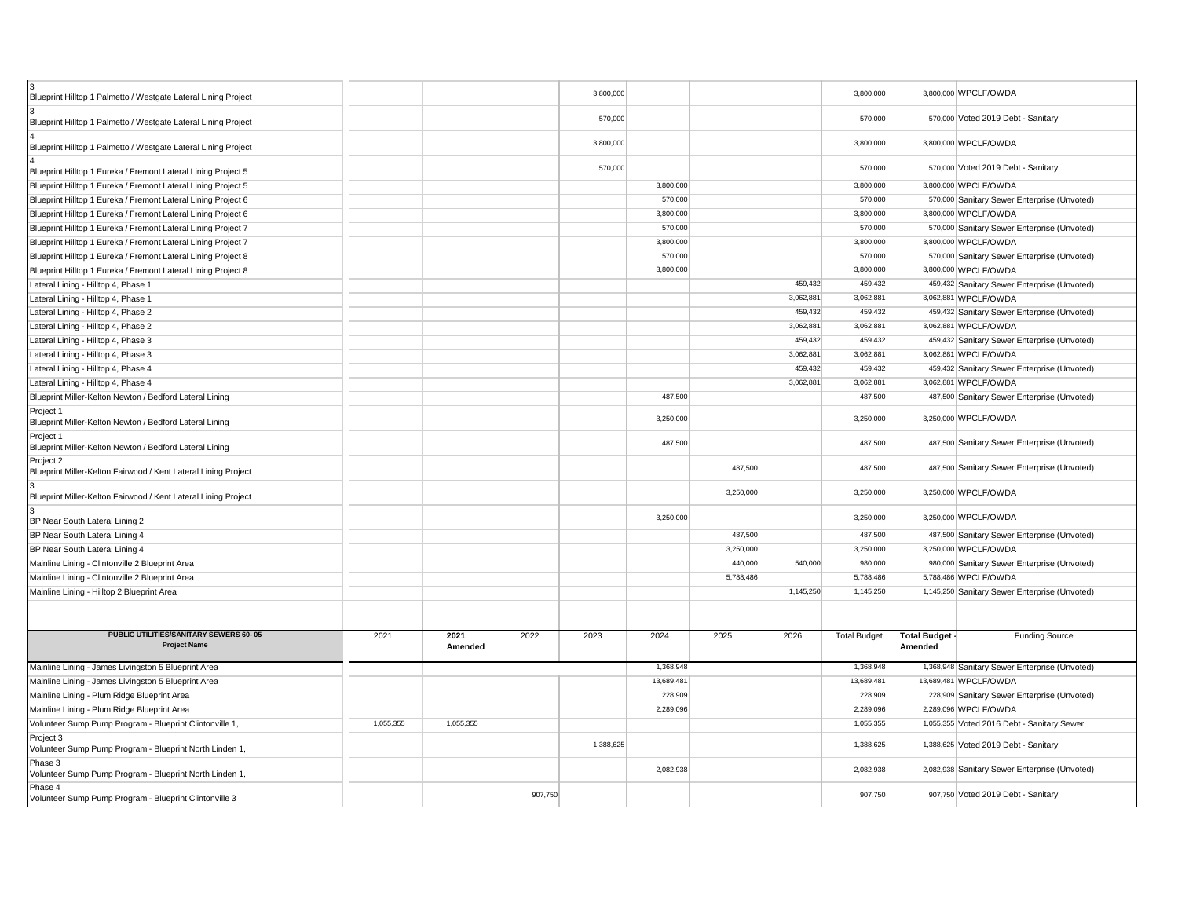| PUBLIC UTILITIES/SANITARY SEWERS 60- 05 **Project Name** | 2021 | **2021 Amended** | 2022 | 2023 | 2024 | 2025 | 2026 | Total Budget | **Total Budget - Amended** | Funding Source |
|---|---|---|---|---|---|---|---|---|---|---|
| 3 Blueprint Hilltop 1 Palmetto / Westgate Lateral Lining Project | | | | 3,800,000 | | | | 3,800,000 | 3,800,000 | WPCLF/OWDA |
| 3 Blueprint Hilltop 1 Palmetto / Westgate Lateral Lining Project | | | | 570,000 | | | | 570,000 | 570,000 | Voted 2019 Debt - Sanitary |
| 4 Blueprint Hilltop 1 Palmetto / Westgate Lateral Lining Project | | | | 3,800,000 | | | | 3,800,000 | 3,800,000 | WPCLF/OWDA |
| 4 Blueprint Hilltop 1 Eureka / Fremont Lateral Lining Project 5 | | | | 570,000 | | | | 570,000 | 570,000 | Voted 2019 Debt - Sanitary |
| Blueprint Hilltop 1 Eureka / Fremont Lateral Lining Project 5 | | | | | 3,800,000 | | | 3,800,000 | 3,800,000 | WPCLF/OWDA |
| Blueprint Hilltop 1 Eureka / Fremont Lateral Lining Project 6 | | | | | 570,000 | | | 570,000 | 570,000 | Sanitary Sewer Enterprise (Unvoted) |
| Blueprint Hilltop 1 Eureka / Fremont Lateral Lining Project 6 | | | | | 3,800,000 | | | 3,800,000 | 3,800,000 | WPCLF/OWDA |
| Blueprint Hilltop 1 Eureka / Fremont Lateral Lining Project 7 | | | | | 570,000 | | | 570,000 | 570,000 | Sanitary Sewer Enterprise (Unvoted) |
| Blueprint Hilltop 1 Eureka / Fremont Lateral Lining Project 7 | | | | | 3,800,000 | | | 3,800,000 | 3,800,000 | WPCLF/OWDA |
| Blueprint Hilltop 1 Eureka / Fremont Lateral Lining Project 8 | | | | | 570,000 | | | 570,000 | 570,000 | Sanitary Sewer Enterprise (Unvoted) |
| Blueprint Hilltop 1 Eureka / Fremont Lateral Lining Project 8 | | | | | 3,800,000 | | | 3,800,000 | 3,800,000 | WPCLF/OWDA |
| Lateral Lining - Hilltop 4, Phase 1 | | | | | | | 459,432 | 459,432 | 459,432 | Sanitary Sewer Enterprise (Unvoted) |
| Lateral Lining - Hilltop 4, Phase 1 | | | | | | | 3,062,881 | 3,062,881 | 3,062,881 | WPCLF/OWDA |
| Lateral Lining - Hilltop 4, Phase 2 | | | | | | | 459,432 | 459,432 | 459,432 | Sanitary Sewer Enterprise (Unvoted) |
| Lateral Lining - Hilltop 4, Phase 2 | | | | | | | 3,062,881 | 3,062,881 | 3,062,881 | WPCLF/OWDA |
| Lateral Lining - Hilltop 4, Phase 3 | | | | | | | 459,432 | 459,432 | 459,432 | Sanitary Sewer Enterprise (Unvoted) |
| Lateral Lining - Hilltop 4, Phase 3 | | | | | | | 3,062,881 | 3,062,881 | 3,062,881 | WPCLF/OWDA |
| Lateral Lining - Hilltop 4, Phase 4 | | | | | | | 459,432 | 459,432 | 459,432 | Sanitary Sewer Enterprise (Unvoted) |
| Lateral Lining - Hilltop 4, Phase 4 | | | | | | | 3,062,881 | 3,062,881 | 3,062,881 | WPCLF/OWDA |
| Blueprint Miller-Kelton Newton / Bedford Lateral Lining | | | | | 487,500 | | | 487,500 | 487,500 | Sanitary Sewer Enterprise (Unvoted) |
| Project 1 Blueprint Miller-Kelton Newton / Bedford Lateral Lining | | | | | 3,250,000 | | | 3,250,000 | 3,250,000 | WPCLF/OWDA |
| Project 1 Blueprint Miller-Kelton Newton / Bedford Lateral Lining | | | | | 487,500 | | | 487,500 | 487,500 | Sanitary Sewer Enterprise (Unvoted) |
| Project 2 Blueprint Miller-Kelton Fairwood / Kent Lateral Lining Project | | | | | | 487,500 | | 487,500 | 487,500 | Sanitary Sewer Enterprise (Unvoted) |
| 3 Blueprint Miller-Kelton Fairwood / Kent Lateral Lining Project | | | | | | 3,250,000 | | 3,250,000 | 3,250,000 | WPCLF/OWDA |
| 3 BP Near South Lateral Lining 2 | | | | | 3,250,000 | | | 3,250,000 | 3,250,000 | WPCLF/OWDA |
| BP Near South Lateral Lining 4 | | | | | | 487,500 | | 487,500 | 487,500 | Sanitary Sewer Enterprise (Unvoted) |
| BP Near South Lateral Lining 4 | | | | | | 3,250,000 | | 3,250,000 | 3,250,000 | WPCLF/OWDA |
| Mainline Lining - Clintonville 2 Blueprint Area | | | | | | 440,000 | 540,000 | 980,000 | 980,000 | Sanitary Sewer Enterprise (Unvoted) |
| Mainline Lining - Clintonville 2 Blueprint Area | | | | | | 5,788,486 | | 5,788,486 | 5,788,486 | WPCLF/OWDA |
| Mainline Lining - Hilltop 2 Blueprint Area | | | | | | | 1,145,250 | 1,145,250 | 1,145,250 | Sanitary Sewer Enterprise (Unvoted) |
| Mainline Lining - James Livingston 5 Blueprint Area | | | | | 1,368,948 | | | 1,368,948 | 1,368,948 | Sanitary Sewer Enterprise (Unvoted) |
| Mainline Lining - James Livingston 5 Blueprint Area | | | | | 13,689,481 | | | 13,689,481 | 13,689,481 | WPCLF/OWDA |
| Mainline Lining - Plum Ridge Blueprint Area | | | | | 228,909 | | | 228,909 | 228,909 | Sanitary Sewer Enterprise (Unvoted) |
| Mainline Lining - Plum Ridge Blueprint Area | | | | | 2,289,096 | | | 2,289,096 | 2,289,096 | WPCLF/OWDA |
| Volunteer Sump Pump Program - Blueprint Clintonville 1, | 1,055,355 | 1,055,355 | | | | | | 1,055,355 | 1,055,355 | Voted 2016 Debt - Sanitary Sewer |
| Project 3 Volunteer Sump Pump Program - Blueprint North Linden 1, | | | | 1,388,625 | | | | 1,388,625 | 1,388,625 | Voted 2019 Debt - Sanitary |
| Phase 3 Volunteer Sump Pump Program - Blueprint North Linden 1, | | | | | 2,082,938 | | | 2,082,938 | 2,082,938 | Sanitary Sewer Enterprise (Unvoted) |
| Phase 4 Volunteer Sump Pump Program - Blueprint Clintonville 3 | | | 907,750 | | | | | 907,750 | 907,750 | Voted 2019 Debt - Sanitary |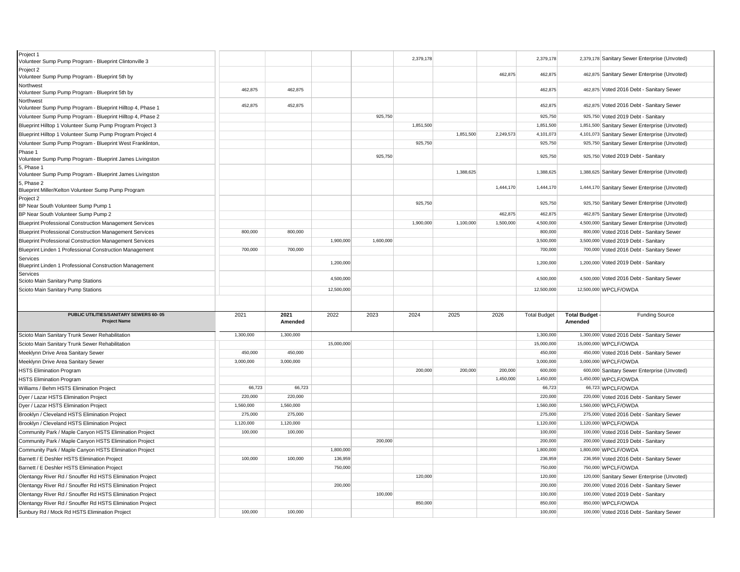| PUBLIC UTILITIES/SANITARY SEWERS 60- 05 Project Name | 2021 | 2021 Amended | 2022 | 2023 | 2024 | 2025 | 2026 | Total Budget | Total Budget - Amended | Funding Source |
|---|---|---|---|---|---|---|---|---|---|---|
| Project 1 Volunteer Sump Pump Program - Blueprint Clintonville 3 | | | | | 2,379,178 | | | 2,379,178 | 2,379,178 | Sanitary Sewer Enterprise (Unvoted) |
| Project 2 Volunteer Sump Pump Program - Blueprint 5th by | | | | | | | 462,875 | 462,875 | 462,875 | Sanitary Sewer Enterprise (Unvoted) |
| Northwest Volunteer Sump Pump Program - Blueprint 5th by | 462,875 | 462,875 | | | | | | 462,875 | 462,875 | Voted 2016 Debt - Sanitary Sewer |
| Northwest Volunteer Sump Pump Program - Blueprint Hilltop 4, Phase 1 | 452,875 | 452,875 | | | | | | 452,875 | 452,875 | Voted 2016 Debt - Sanitary Sewer |
| Volunteer Sump Pump Program - Blueprint Hilltop 4, Phase 2 | | | | 925,750 | | | | 925,750 | 925,750 | Voted 2019 Debt - Sanitary |
| Blueprint Hilltop 1 Volunteer Sump Pump Program Project 3 | | | | | 1,851,500 | | | 1,851,500 | 1,851,500 | Sanitary Sewer Enterprise (Unvoted) |
| Blueprint Hilltop 1 Volunteer Sump Pump Program Project 4 | | | | | | 1,851,500 | 2,249,573 | 4,101,073 | 4,101,073 | Sanitary Sewer Enterprise (Unvoted) |
| Volunteer Sump Pump Program - Blueprint West Franklinton, | | | | | 925,750 | | | 925,750 | 925,750 | Sanitary Sewer Enterprise (Unvoted) |
| Phase 1 Volunteer Sump Pump Program - Blueprint James Livingston | | | | 925,750 | | | | 925,750 | 925,750 | Voted 2019 Debt - Sanitary |
| 5, Phase 1 Volunteer Sump Pump Program - Blueprint James Livingston | | | | | | 1,388,625 | | 1,388,625 | 1,388,625 | Sanitary Sewer Enterprise (Unvoted) |
| 5, Phase 2 Blueprint Miller/Kelton Volunteer Sump Pump Program | | | | | | | 1,444,170 | 1,444,170 | 1,444,170 | Sanitary Sewer Enterprise (Unvoted) |
| Project 2 BP Near South Volunteer Sump Pump 1 | | | | | 925,750 | | | 925,750 | 925,750 | Sanitary Sewer Enterprise (Unvoted) |
| BP Near South Volunteer Sump Pump 2 | | | | | | | 462,875 | 462,875 | 462,875 | Sanitary Sewer Enterprise (Unvoted) |
| Blueprint Professional Construction Management Services | | | | | 1,900,000 | 1,100,000 | 1,500,000 | 4,500,000 | 4,500,000 | Sanitary Sewer Enterprise (Unvoted) |
| Blueprint Professional Construction Management Services | 800,000 | 800,000 | | | | | | 800,000 | 800,000 | Voted 2016 Debt - Sanitary Sewer |
| Blueprint Professional Construction Management Services | | | 1,900,000 | 1,600,000 | | | | 3,500,000 | 3,500,000 | Voted 2019 Debt - Sanitary |
| Blueprint Linden 1 Professional Construction Management | 700,000 | 700,000 | | | | | | 700,000 | 700,000 | Voted 2016 Debt - Sanitary Sewer |
| Services Blueprint Linden 1 Professional Construction Management | | | 1,200,000 | | | | | 1,200,000 | 1,200,000 | Voted 2019 Debt - Sanitary |
| Services Scioto Main Sanitary Pump Stations | | | 4,500,000 | | | | | 4,500,000 | 4,500,000 | Voted 2016 Debt - Sanitary Sewer |
| Scioto Main Sanitary Pump Stations | | | 12,500,000 | | | | | 12,500,000 | 12,500,000 | WPCLF/OWDA |
| Scioto Main Sanitary Trunk Sewer Rehabilitation | 1,300,000 | 1,300,000 | | | | | | 1,300,000 | 1,300,000 | Voted 2016 Debt - Sanitary Sewer |
| Scioto Main Sanitary Trunk Sewer Rehabilitation | | | 15,000,000 | | | | | 15,000,000 | 15,000,000 | WPCLF/OWDA |
| Meeklynn Drive Area Sanitary Sewer | 450,000 | 450,000 | | | | | | 450,000 | 450,000 | Voted 2016 Debt - Sanitary Sewer |
| Meeklynn Drive Area Sanitary Sewer | 3,000,000 | 3,000,000 | | | | | | 3,000,000 | 3,000,000 | WPCLF/OWDA |
| HSTS Elimination Program | | | | | 200,000 | 200,000 | 200,000 | 600,000 | 600,000 | Sanitary Sewer Enterprise (Unvoted) |
| HSTS Elimination Program | | | | | | | 1,450,000 | 1,450,000 | 1,450,000 | WPCLF/OWDA |
| Williams / Behm HSTS Elimination Project | 66,723 | 66,723 | | | | | | 66,723 | 66,723 | WPCLF/OWDA |
| Dyer / Lazar HSTS Elimination Project | 220,000 | 220,000 | | | | | | 220,000 | 220,000 | Voted 2016 Debt - Sanitary Sewer |
| Dyer / Lazar HSTS Elimination Project | 1,560,000 | 1,560,000 | | | | | | 1,560,000 | 1,560,000 | WPCLF/OWDA |
| Brooklyn / Cleveland HSTS Elimination Project | 275,000 | 275,000 | | | | | | 275,000 | 275,000 | Voted 2016 Debt - Sanitary Sewer |
| Brooklyn / Cleveland HSTS Elimination Project | 1,120,000 | 1,120,000 | | | | | | 1,120,000 | 1,120,000 | WPCLF/OWDA |
| Community Park / Maple Canyon HSTS Elimination Project | 100,000 | 100,000 | | | | | | 100,000 | 100,000 | Voted 2016 Debt - Sanitary Sewer |
| Community Park / Maple Canyon HSTS Elimination Project | | | | 200,000 | | | | 200,000 | 200,000 | Voted 2019 Debt - Sanitary |
| Community Park / Maple Canyon HSTS Elimination Project | | | 1,800,000 | | | | | 1,800,000 | 1,800,000 | WPCLF/OWDA |
| Barnett / E Deshler HSTS Elimination Project | 100,000 | 100,000 | 136,959 | | | | | 236,959 | 236,959 | Voted 2016 Debt - Sanitary Sewer |
| Barnett / E Deshler HSTS Elimination Project | | | 750,000 | | | | | 750,000 | 750,000 | WPCLF/OWDA |
| Olentangy River Rd / Snouffer Rd HSTS Elimination Project | | | | | 120,000 | | | 120,000 | 120,000 | Sanitary Sewer Enterprise (Unvoted) |
| Olentangy River Rd / Snouffer Rd HSTS Elimination Project | | | 200,000 | | | | | 200,000 | 200,000 | Voted 2016 Debt - Sanitary Sewer |
| Olentangy River Rd / Snouffer Rd HSTS Elimination Project | | | | 100,000 | | | | 100,000 | 100,000 | Voted 2019 Debt - Sanitary |
| Olentangy River Rd / Snouffer Rd HSTS Elimination Project | | | | | 850,000 | | | 850,000 | 850,000 | WPCLF/OWDA |
| Sunbury Rd / Mock Rd HSTS Elimination Project | 100,000 | 100,000 | | | | | | 100,000 | 100,000 | Voted 2016 Debt - Sanitary Sewer |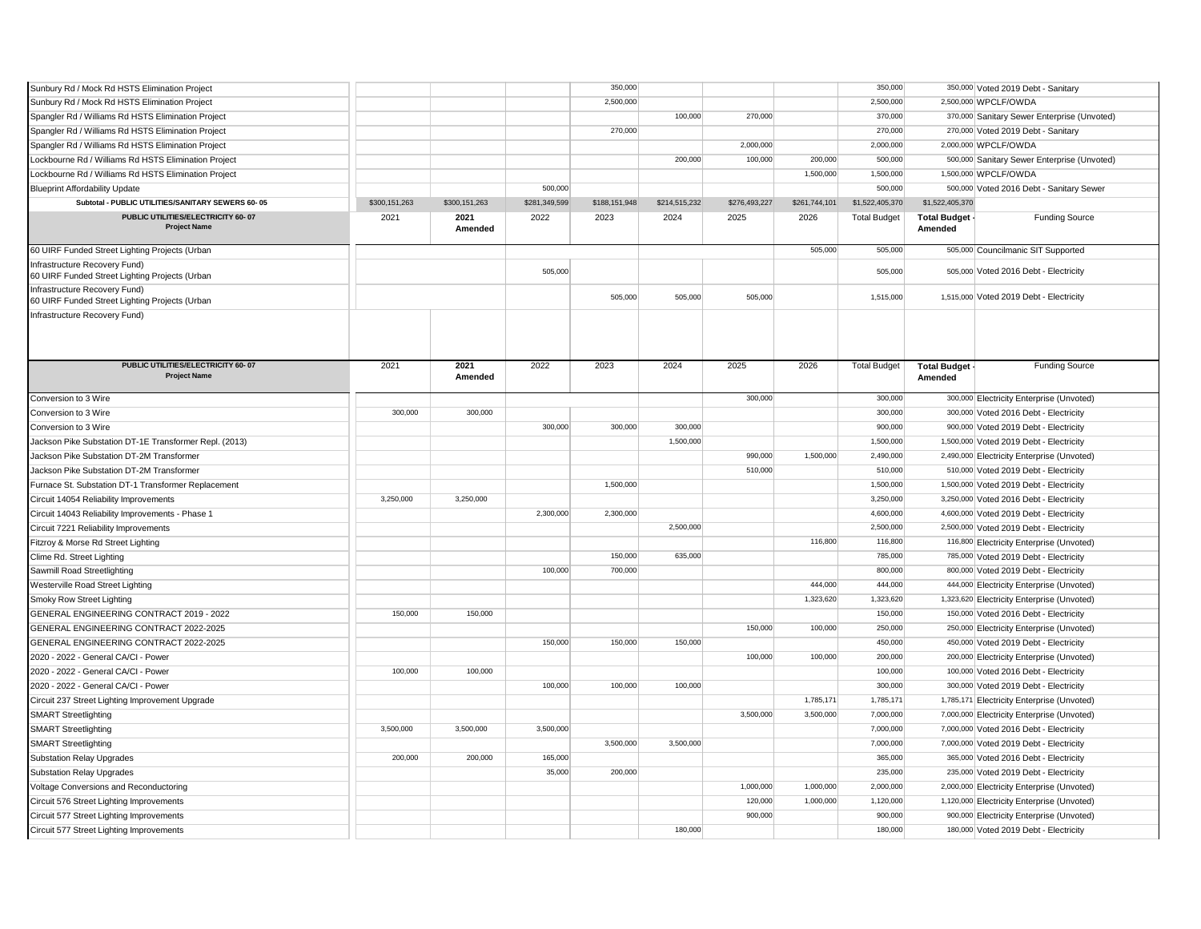| Project Name | 2021 | 2021 Amended | 2022 | 2023 | 2024 | 2025 | 2026 | Total Budget | Total Budget - Amended | Funding Source |
|---|---|---|---|---|---|---|---|---|---|---|
| Sunbury Rd / Mock Rd HSTS Elimination Project | | | | 350,000 | | | | 350,000 | 350,000 | Voted 2019 Debt - Sanitary |
| Sunbury Rd / Mock Rd HSTS Elimination Project | | | | 2,500,000 | | | | 2,500,000 | 2,500,000 | WPCLF/OWDA |
| Spangler Rd / Williams Rd HSTS Elimination Project | | | | | 100,000 | 270,000 | | 370,000 | 370,000 | Sanitary Sewer Enterprise (Unvoted) |
| Spangler Rd / Williams Rd HSTS Elimination Project | | | | 270,000 | | | | 270,000 | 270,000 | Voted 2019 Debt - Sanitary |
| Spangler Rd / Williams Rd HSTS Elimination Project | | | | | | 2,000,000 | | 2,000,000 | 2,000,000 | WPCLF/OWDA |
| Lockbourne Rd / Williams Rd HSTS Elimination Project | | | | | 200,000 | 100,000 | 200,000 | 500,000 | 500,000 | Sanitary Sewer Enterprise (Unvoted) |
| Lockbourne Rd / Williams Rd HSTS Elimination Project | | | | | | | 1,500,000 | 1,500,000 | 1,500,000 | WPCLF/OWDA |
| Blueprint Affordability Update | | | 500,000 | | | | | 500,000 | 500,000 | Voted 2016 Debt - Sanitary Sewer |
| **Subtotal - PUBLIC UTILITIES/SANITARY SEWERS 60- 05** | $300,151,263 | $300,151,263 | $281,349,599 | $188,151,948 | $214,515,232 | $276,493,227 | $261,744,101 | $1,522,405,370 | $1,522,405,370 | |

| PUBLIC UTILITIES/ELECTRICITY 60- 07 Project Name | 2021 | 2021 Amended | 2022 | 2023 | 2024 | 2025 | 2026 | Total Budget | Total Budget - Amended | Funding Source |
|---|---|---|---|---|---|---|---|---|---|---|
| 60 UIRF Funded Street Lighting Projects (Urban Infrastructure Recovery Fund) | | | | | | | 505,000 | 505,000 | 505,000 | Councilmanic SIT Supported |
| 60 UIRF Funded Street Lighting Projects (Urban Infrastructure Recovery Fund) | | | 505,000 | | | | | 505,000 | 505,000 | Voted 2016 Debt - Electricity |
| 60 UIRF Funded Street Lighting Projects (Urban Infrastructure Recovery Fund) | | | | 505,000 | 505,000 | 505,000 | | 1,515,000 | 1,515,000 | Voted 2019 Debt - Electricity |

| PUBLIC UTILITIES/ELECTRICITY 60- 07 Project Name | 2021 | 2021 Amended | 2022 | 2023 | 2024 | 2025 | 2026 | Total Budget | Total Budget - Amended | Funding Source |
|---|---|---|---|---|---|---|---|---|---|---|
| Conversion to 3 Wire | | | | | | 300,000 | | 300,000 | 300,000 | Electricity Enterprise (Unvoted) |
| Conversion to 3 Wire | 300,000 | 300,000 | | | | | | 300,000 | 300,000 | Voted 2016 Debt - Electricity |
| Conversion to 3 Wire | | | 300,000 | 300,000 | 300,000 | | | 900,000 | 900,000 | Voted 2019 Debt - Electricity |
| Jackson Pike Substation DT-1E Transformer Repl. (2013) | | | | | 1,500,000 | | | 1,500,000 | 1,500,000 | Voted 2019 Debt - Electricity |
| Jackson Pike Substation DT-2M Transformer | | | | | | 990,000 | 1,500,000 | 2,490,000 | 2,490,000 | Electricity Enterprise (Unvoted) |
| Jackson Pike Substation DT-2M Transformer | | | | | | 510,000 | | 510,000 | 510,000 | Voted 2019 Debt - Electricity |
| Furnace St. Substation DT-1 Transformer Replacement | | | | 1,500,000 | | | | 1,500,000 | 1,500,000 | Voted 2019 Debt - Electricity |
| Circuit 14054 Reliability Improvements | 3,250,000 | 3,250,000 | | | | | | 3,250,000 | 3,250,000 | Voted 2016 Debt - Electricity |
| Circuit 14043 Reliability Improvements - Phase 1 | | | 2,300,000 | 2,300,000 | | | | 4,600,000 | 4,600,000 | Voted 2019 Debt - Electricity |
| Circuit 7221 Reliability Improvements | | | | | 2,500,000 | | | 2,500,000 | 2,500,000 | Voted 2019 Debt - Electricity |
| Fitzroy & Morse Rd Street Lighting | | | | | | | 116,800 | 116,800 | 116,800 | Electricity Enterprise (Unvoted) |
| Clime Rd. Street Lighting | | | | 150,000 | 635,000 | | | 785,000 | 785,000 | Voted 2019 Debt - Electricity |
| Sawmill Road Streetlighting | | | 100,000 | 700,000 | | | | 800,000 | 800,000 | Voted 2019 Debt - Electricity |
| Westerville Road Street Lighting | | | | | | | 444,000 | 444,000 | 444,000 | Electricity Enterprise (Unvoted) |
| Smoky Row Street Lighting | | | | | | | 1,323,620 | 1,323,620 | 1,323,620 | Electricity Enterprise (Unvoted) |
| GENERAL ENGINEERING CONTRACT 2019 - 2022 | 150,000 | 150,000 | | | | | | 150,000 | 150,000 | Voted 2016 Debt - Electricity |
| GENERAL ENGINEERING CONTRACT 2022-2025 | | | | | | 150,000 | 100,000 | 250,000 | 250,000 | Electricity Enterprise (Unvoted) |
| GENERAL ENGINEERING CONTRACT 2022-2025 | | | 150,000 | 150,000 | 150,000 | | | 450,000 | 450,000 | Voted 2019 Debt - Electricity |
| 2020 - 2022 - General CA/CI - Power | | | | | | 100,000 | 100,000 | 200,000 | 200,000 | Electricity Enterprise (Unvoted) |
| 2020 - 2022 - General CA/CI - Power | 100,000 | 100,000 | | | | | | 100,000 | 100,000 | Voted 2016 Debt - Electricity |
| 2020 - 2022 - General CA/CI - Power | | | 100,000 | 100,000 | 100,000 | | | 300,000 | 300,000 | Voted 2019 Debt - Electricity |
| Circuit 237 Street Lighting Improvement Upgrade | | | | | | | 1,785,171 | 1,785,171 | 1,785,171 | Electricity Enterprise (Unvoted) |
| SMART Streetlighting | | | | | | 3,500,000 | 3,500,000 | 7,000,000 | 7,000,000 | Electricity Enterprise (Unvoted) |
| SMART Streetlighting | 3,500,000 | 3,500,000 | 3,500,000 | | | | | 7,000,000 | 7,000,000 | Voted 2016 Debt - Electricity |
| SMART Streetlighting | | | | 3,500,000 | 3,500,000 | | | 7,000,000 | 7,000,000 | Voted 2019 Debt - Electricity |
| Substation Relay Upgrades | 200,000 | 200,000 | 165,000 | | | | | 365,000 | 365,000 | Voted 2016 Debt - Electricity |
| Substation Relay Upgrades | | | 35,000 | 200,000 | | | | 235,000 | 235,000 | Voted 2019 Debt - Electricity |
| Voltage Conversions and Reconductoring | | | | | | 1,000,000 | 1,000,000 | 2,000,000 | 2,000,000 | Electricity Enterprise (Unvoted) |
| Circuit 576 Street Lighting Improvements | | | | | | 120,000 | 1,000,000 | 1,120,000 | 1,120,000 | Electricity Enterprise (Unvoted) |
| Circuit 577 Street Lighting Improvements | | | | | | 900,000 | | 900,000 | 900,000 | Electricity Enterprise (Unvoted) |
| Circuit 577 Street Lighting Improvements | | | | | 180,000 | | | 180,000 | 180,000 | Voted 2019 Debt - Electricity |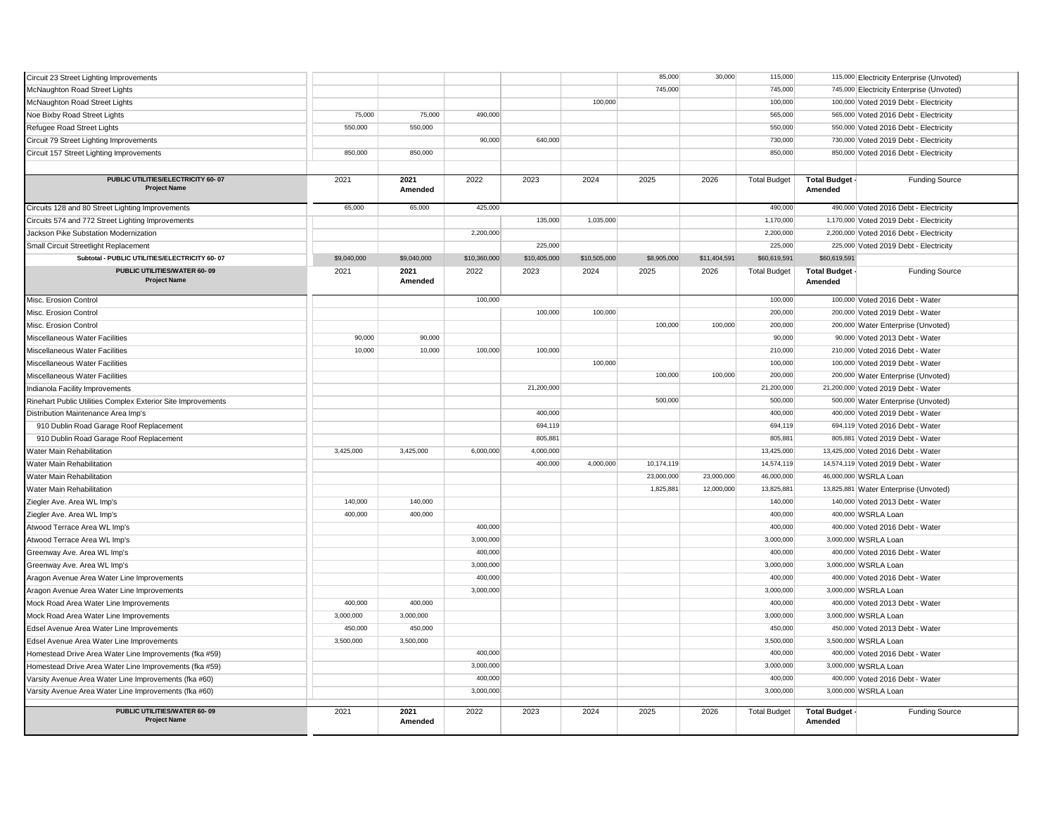| Circuit 23 Street Lighting Improvements | | | | | | 85,000 | 30,000 | 115,000 | 115,000 | Electricity Enterprise (Unvoted) |
|---|---|---|---|---|---|---|---|---|---|---|
| McNaughton Road Street Lights | | | | | | 745,000 | | 745,000 | 745,000 | Electricity Enterprise (Unvoted) |
| McNaughton Road Street Lights | | | | | 100,000 | | | 100,000 | 100,000 | Voted 2019 Debt - Electricity |
| Noe Bixby Road Street Lights | 75,000 | 75,000 | 490,000 | | | | | 565,000 | 565,000 | Voted 2016 Debt - Electricity |
| Refugee Road Street Lights | 550,000 | 550,000 | | | | | | 550,000 | 550,000 | Voted 2016 Debt - Electricity |
| Circuit 79 Street Lighting Improvements | | | 90,000 | 640,000 | | | | 730,000 | 730,000 | Voted 2019 Debt - Electricity |
| Circuit 157 Street Lighting Improvements | 850,000 | 850,000 | | | | | | 850,000 | 850,000 | Voted 2016 Debt - Electricity |

| PUBLIC UTILITIES/ELECTRICITY 60- 07 Project Name | 2021 | 2021 Amended | 2022 | 2023 | 2024 | 2025 | 2026 | Total Budget | Total Budget - Amended | Funding Source |
|---|---|---|---|---|---|---|---|---|---|---|
| Circuits 128 and 80 Street Lighting Improvements | 65,000 | 65,000 | 425,000 | | | | | 490,000 | 490,000 | Voted 2016 Debt - Electricity |
| Circuits 574 and 772 Street Lighting Improvements | | | | 135,000 | 1,035,000 | | | 1,170,000 | 1,170,000 | Voted 2019 Debt - Electricity |
| Jackson Pike Substation Modernization | | | 2,200,000 | | | | | 2,200,000 | 2,200,000 | Voted 2016 Debt - Electricity |
| Small Circuit Streetlight Replacement | | | | 225,000 | | | | 225,000 | 225,000 | Voted 2019 Debt - Electricity |
| Subtotal - PUBLIC UTILITIES/ELECTRICITY 60- 07 | $9,040,000 | $9,040,000 | $10,360,000 | $10,405,000 | $10,505,000 | $8,905,000 | $11,404,591 | $60,619,591 | $60,619,591 | |

| PUBLIC UTILITIES/WATER 60- 09 Project Name | 2021 | 2021 Amended | 2022 | 2023 | 2024 | 2025 | 2026 | Total Budget | Total Budget - Amended | Funding Source |
|---|---|---|---|---|---|---|---|---|---|---|
| Misc. Erosion Control | | | 100,000 | | | | | 100,000 | 100,000 | Voted 2016 Debt - Water |
| Misc. Erosion Control | | | | 100,000 | 100,000 | | | 200,000 | 200,000 | Voted 2019 Debt - Water |
| Misc. Erosion Control | | | | | | 100,000 | 100,000 | 200,000 | 200,000 | Water Enterprise (Unvoted) |
| Miscellaneous Water Facilities | 90,000 | 90,000 | | | | | | 90,000 | 90,000 | Voted 2013 Debt - Water |
| Miscellaneous Water Facilities | 10,000 | 10,000 | 100,000 | 100,000 | | | | 210,000 | 210,000 | Voted 2016 Debt - Water |
| Miscellaneous Water Facilities | | | | | 100,000 | | | 100,000 | 100,000 | Voted 2019 Debt - Water |
| Miscellaneous Water Facilities | | | | | | 100,000 | 100,000 | 200,000 | 200,000 | Water Enterprise (Unvoted) |
| Indianola Facility Improvements | | | | 21,200,000 | | | | 21,200,000 | 21,200,000 | Voted 2019 Debt - Water |
| Rinehart Public Utilities Complex Exterior Site Improvements | | | | | | 500,000 | | 500,000 | 500,000 | Water Enterprise (Unvoted) |
| Distribution Maintenance Area Imp's | | | | 400,000 | | | | 400,000 | 400,000 | Voted 2019 Debt - Water |
| 910 Dublin Road Garage Roof Replacement | | | | 694,119 | | | | 694,119 | 694,119 | Voted 2016 Debt - Water |
| 910 Dublin Road Garage Roof Replacement | | | | 805,881 | | | | 805,881 | 805,881 | Voted 2019 Debt - Water |
| Water Main Rehabilitation | 3,425,000 | 3,425,000 | 6,000,000 | 4,000,000 | | | | 13,425,000 | 13,425,000 | Voted 2016 Debt - Water |
| Water Main Rehabilitation | | | | 400,000 | 4,000,000 | 10,174,119 | | 14,574,119 | 14,574,119 | Voted 2019 Debt - Water |
| Water Main Rehabilitation | | | | | | 23,000,000 | 23,000,000 | 46,000,000 | 46,000,000 | WSRLA Loan |
| Water Main Rehabilitation | | | | | | 1,825,881 | 12,000,000 | 13,825,881 | 13,825,881 | Water Enterprise (Unvoted) |
| Ziegler Ave. Area WL Imp's | 140,000 | 140,000 | | | | | | 140,000 | 140,000 | Voted 2013 Debt - Water |
| Ziegler Ave. Area WL Imp's | 400,000 | 400,000 | | | | | | 400,000 | 400,000 | WSRLA Loan |
| Atwood Terrace Area WL Imp's | | | 400,000 | | | | | 400,000 | 400,000 | Voted 2016 Debt - Water |
| Atwood Terrace Area WL Imp's | | | 3,000,000 | | | | | 3,000,000 | 3,000,000 | WSRLA Loan |
| Greenway Ave. Area WL Imp's | | | 400,000 | | | | | 400,000 | 400,000 | Voted 2016 Debt - Water |
| Greenway Ave. Area WL Imp's | | | 3,000,000 | | | | | 3,000,000 | 3,000,000 | WSRLA Loan |
| Aragon Avenue Area Water Line Improvements | | | 400,000 | | | | | 400,000 | 400,000 | Voted 2016 Debt - Water |
| Aragon Avenue Area Water Line Improvements | | | 3,000,000 | | | | | 3,000,000 | 3,000,000 | WSRLA Loan |
| Mock Road Area Water Line Improvements | 400,000 | 400,000 | | | | | | 400,000 | 400,000 | Voted 2013 Debt - Water |
| Mock Road Area Water Line Improvements | 3,000,000 | 3,000,000 | | | | | | 3,000,000 | 3,000,000 | WSRLA Loan |
| Edsel Avenue Area Water Line Improvements | 450,000 | 450,000 | | | | | | 450,000 | 450,000 | Voted 2013 Debt - Water |
| Edsel Avenue Area Water Line Improvements | 3,500,000 | 3,500,000 | | | | | | 3,500,000 | 3,500,000 | WSRLA Loan |
| Homestead Drive Area Water Line Improvements (fka #59) | | | 400,000 | | | | | 400,000 | 400,000 | Voted 2016 Debt - Water |
| Homestead Drive Area Water Line Improvements (fka #59) | | | 3,000,000 | | | | | 3,000,000 | 3,000,000 | WSRLA Loan |
| Varsity Avenue Area Water Line Improvements (fka #60) | | | 400,000 | | | | | 400,000 | 400,000 | Voted 2016 Debt - Water |
| Varsity Avenue Area Water Line Improvements (fka #60) | | | 3,000,000 | | | | | 3,000,000 | 3,000,000 | WSRLA Loan |

| PUBLIC UTILITIES/WATER 60- 09 Project Name | 2021 | 2021 Amended | 2022 | 2023 | 2024 | 2025 | 2026 | Total Budget | Total Budget - Amended | Funding Source |
|---|---|---|---|---|---|---|---|---|---|---|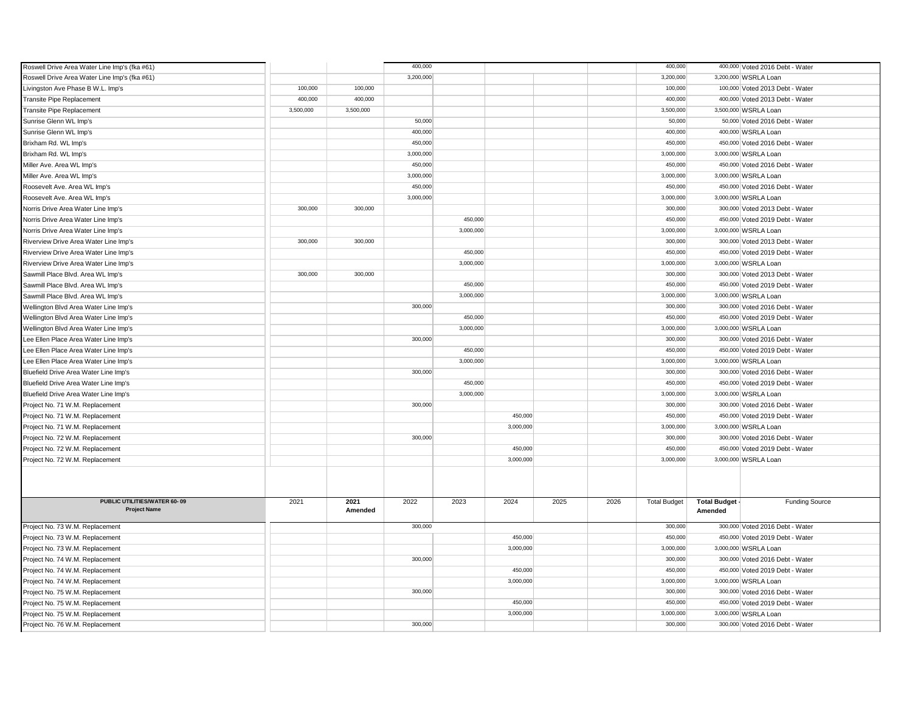| | | | | | | | | | | |
|---|---|---|---|---|---|---|---|---|---|---|
| Roswell Drive Area Water Line Imp's (fka #61) | | | 400,000 | | | | | 400,000 | 400,000 | Voted 2016 Debt - Water |
| Roswell Drive Area Water Line Imp's (fka #61) | | | 3,200,000 | | | | | 3,200,000 | 3,200,000 | WSRLA Loan |
| Livingston Ave Phase B W.L. Imp's | 100,000 | 100,000 | | | | | | 100,000 | 100,000 | Voted 2013 Debt - Water |
| Transite Pipe Replacement | 400,000 | 400,000 | | | | | | 400,000 | 400,000 | Voted 2013 Debt - Water |
| Transite Pipe Replacement | 3,500,000 | 3,500,000 | | | | | | 3,500,000 | 3,500,000 | WSRLA Loan |
| Sunrise Glenn WL Imp's | | | 50,000 | | | | | 50,000 | 50,000 | Voted 2016 Debt - Water |
| Sunrise Glenn WL Imp's | | | 400,000 | | | | | 400,000 | 400,000 | WSRLA Loan |
| Brixham Rd. WL Imp's | | | 450,000 | | | | | 450,000 | 450,000 | Voted 2016 Debt - Water |
| Brixham Rd. WL Imp's | | | 3,000,000 | | | | | 3,000,000 | 3,000,000 | WSRLA Loan |
| Miller Ave. Area WL Imp's | | | 450,000 | | | | | 450,000 | 450,000 | Voted 2016 Debt - Water |
| Miller Ave. Area WL Imp's | | | 3,000,000 | | | | | 3,000,000 | 3,000,000 | WSRLA Loan |
| Roosevelt Ave. Area WL Imp's | | | 450,000 | | | | | 450,000 | 450,000 | Voted 2016 Debt - Water |
| Roosevelt Ave. Area WL Imp's | | | 3,000,000 | | | | | 3,000,000 | 3,000,000 | WSRLA Loan |
| Norris Drive Area Water Line Imp's | 300,000 | 300,000 | | | | | | 300,000 | 300,000 | Voted 2013 Debt - Water |
| Norris Drive Area Water Line Imp's | | | | 450,000 | | | | 450,000 | 450,000 | Voted 2019 Debt - Water |
| Norris Drive Area Water Line Imp's | | | | 3,000,000 | | | | 3,000,000 | 3,000,000 | WSRLA Loan |
| Riverview Drive Area Water Line Imp's | 300,000 | 300,000 | | | | | | 300,000 | 300,000 | Voted 2013 Debt - Water |
| Riverview Drive Area Water Line Imp's | | | | 450,000 | | | | 450,000 | 450,000 | Voted 2019 Debt - Water |
| Riverview Drive Area Water Line Imp's | | | | 3,000,000 | | | | 3,000,000 | 3,000,000 | WSRLA Loan |
| Sawmill Place Blvd. Area WL Imp's | 300,000 | 300,000 | | | | | | 300,000 | 300,000 | Voted 2013 Debt - Water |
| Sawmill Place Blvd. Area WL Imp's | | | | 450,000 | | | | 450,000 | 450,000 | Voted 2019 Debt - Water |
| Sawmill Place Blvd. Area WL Imp's | | | | 3,000,000 | | | | 3,000,000 | 3,000,000 | WSRLA Loan |
| Wellington Blvd Area Water Line Imp's | | | 300,000 | | | | | 300,000 | 300,000 | Voted 2016 Debt - Water |
| Wellington Blvd Area Water Line Imp's | | | | 450,000 | | | | 450,000 | 450,000 | Voted 2019 Debt - Water |
| Wellington Blvd Area Water Line Imp's | | | | 3,000,000 | | | | 3,000,000 | 3,000,000 | WSRLA Loan |
| Lee Ellen Place Area Water Line Imp's | | | 300,000 | | | | | 300,000 | 300,000 | Voted 2016 Debt - Water |
| Lee Ellen Place Area Water Line Imp's | | | | 450,000 | | | | 450,000 | 450,000 | Voted 2019 Debt - Water |
| Lee Ellen Place Area Water Line Imp's | | | | 3,000,000 | | | | 3,000,000 | 3,000,000 | WSRLA Loan |
| Bluefield Drive Area Water Line Imp's | | | 300,000 | | | | | 300,000 | 300,000 | Voted 2016 Debt - Water |
| Bluefield Drive Area Water Line Imp's | | | | 450,000 | | | | 450,000 | 450,000 | Voted 2019 Debt - Water |
| Bluefield Drive Area Water Line Imp's | | | | 3,000,000 | | | | 3,000,000 | 3,000,000 | WSRLA Loan |
| Project No. 71 W.M. Replacement | | | 300,000 | | | | | 300,000 | 300,000 | Voted 2016 Debt - Water |
| Project No. 71 W.M. Replacement | | | | | 450,000 | | | 450,000 | 450,000 | Voted 2019 Debt - Water |
| Project No. 71 W.M. Replacement | | | | | 3,000,000 | | | 3,000,000 | 3,000,000 | WSRLA Loan |
| Project No. 72 W.M. Replacement | | | 300,000 | | | | | 300,000 | 300,000 | Voted 2016 Debt - Water |
| Project No. 72 W.M. Replacement | | | | | 450,000 | | | 450,000 | 450,000 | Voted 2019 Debt - Water |
| Project No. 72 W.M. Replacement | | | | | 3,000,000 | | | 3,000,000 | 3,000,000 | WSRLA Loan |

| PUBLIC UTILITIES/WATER 60- 09 Project Name | 2021 | 2021 Amended | 2022 | 2023 | 2024 | 2025 | 2026 | Total Budget | Total Budget - Amended | Funding Source |
|---|---|---|---|---|---|---|---|---|---|---|
| Project No. 73 W.M. Replacement | | | 300,000 | | | | | 300,000 | 300,000 | Voted 2016 Debt - Water |
| Project No. 73 W.M. Replacement | | | | | 450,000 | | | 450,000 | 450,000 | Voted 2019 Debt - Water |
| Project No. 73 W.M. Replacement | | | | | 3,000,000 | | | 3,000,000 | 3,000,000 | WSRLA Loan |
| Project No. 74 W.M. Replacement | | | 300,000 | | | | | 300,000 | 300,000 | Voted 2016 Debt - Water |
| Project No. 74 W.M. Replacement | | | | | 450,000 | | | 450,000 | 450,000 | Voted 2019 Debt - Water |
| Project No. 74 W.M. Replacement | | | | | 3,000,000 | | | 3,000,000 | 3,000,000 | WSRLA Loan |
| Project No. 75 W.M. Replacement | | | 300,000 | | | | | 300,000 | 300,000 | Voted 2016 Debt - Water |
| Project No. 75 W.M. Replacement | | | | | 450,000 | | | 450,000 | 450,000 | Voted 2019 Debt - Water |
| Project No. 75 W.M. Replacement | | | | | 3,000,000 | | | 3,000,000 | 3,000,000 | WSRLA Loan |
| Project No. 76 W.M. Replacement | | | 300,000 | | | | | 300,000 | 300,000 | Voted 2016 Debt - Water |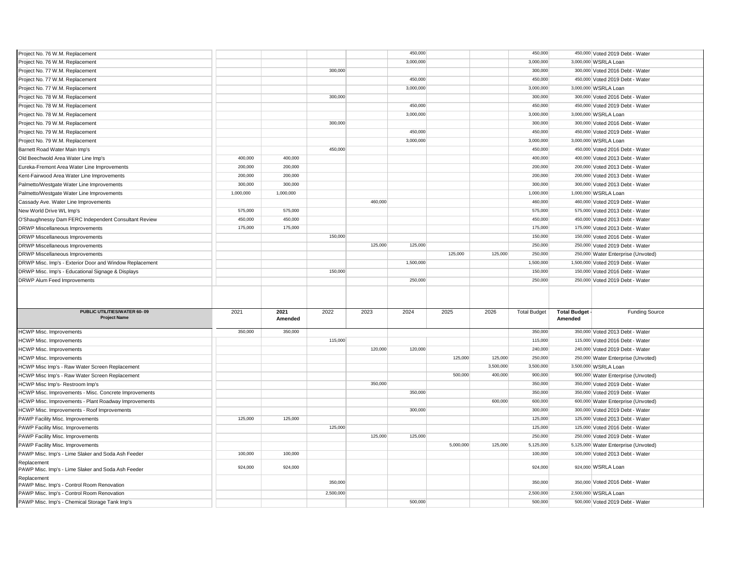| | | | | | | | | | | |
|---|---|---|---|---|---|---|---|---|---|---|
| Project No. 76 W.M. Replacement | | | | | 450,000 | | | 450,000 | 450,000 | Voted 2019 Debt - Water |
| Project No. 76 W.M. Replacement | | | | | 3,000,000 | | | 3,000,000 | 3,000,000 | WSRLA Loan |
| Project No. 77 W.M. Replacement | | | 300,000 | | | | | 300,000 | 300,000 | Voted 2016 Debt - Water |
| Project No. 77 W.M. Replacement | | | | | 450,000 | | | 450,000 | 450,000 | Voted 2019 Debt - Water |
| Project No. 77 W.M. Replacement | | | | | 3,000,000 | | | 3,000,000 | 3,000,000 | WSRLA Loan |
| Project No. 78 W.M. Replacement | | | 300,000 | | | | | 300,000 | 300,000 | Voted 2016 Debt - Water |
| Project No. 78 W.M. Replacement | | | | | 450,000 | | | 450,000 | 450,000 | Voted 2019 Debt - Water |
| Project No. 78 W.M. Replacement | | | | | 3,000,000 | | | 3,000,000 | 3,000,000 | WSRLA Loan |
| Project No. 79 W.M. Replacement | | | 300,000 | | | | | 300,000 | 300,000 | Voted 2016 Debt - Water |
| Project No. 79 W.M. Replacement | | | | | 450,000 | | | 450,000 | 450,000 | Voted 2019 Debt - Water |
| Project No. 79 W.M. Replacement | | | | | 3,000,000 | | | 3,000,000 | 3,000,000 | WSRLA Loan |
| Barnett Road Water Main Imp's | | | 450,000 | | | | | 450,000 | 450,000 | Voted 2016 Debt - Water |
| Old Beechwold Area Water Line Imp's | 400,000 | 400,000 | | | | | | 400,000 | 400,000 | Voted 2013 Debt - Water |
| Eureka-Fremont Area Water Line Improvements | 200,000 | 200,000 | | | | | | 200,000 | 200,000 | Voted 2013 Debt - Water |
| Kent-Fairwood Area Water Line Improvements | 200,000 | 200,000 | | | | | | 200,000 | 200,000 | Voted 2013 Debt - Water |
| Palmetto/Westgate Water Line Improvements | 300,000 | 300,000 | | | | | | 300,000 | 300,000 | Voted 2013 Debt - Water |
| Palmetto/Westgate Water Line Improvements | 1,000,000 | 1,000,000 | | | | | | 1,000,000 | 1,000,000 | WSRLA Loan |
| Cassady Ave. Water Line Improvements | | | | 460,000 | | | | 460,000 | 460,000 | Voted 2019 Debt - Water |
| New World Drive WL Imp's | 575,000 | 575,000 | | | | | | 575,000 | 575,000 | Voted 2013 Debt - Water |
| O'Shaughnessy Dam FERC Independent Consultant Review | 450,000 | 450,000 | | | | | | 450,000 | 450,000 | Voted 2013 Debt - Water |
| DRWP Miscellaneous Improvements | 175,000 | 175,000 | | | | | | 175,000 | 175,000 | Voted 2013 Debt - Water |
| DRWP Miscellaneous Improvements | | | 150,000 | | | | | 150,000 | 150,000 | Voted 2016 Debt - Water |
| DRWP Miscellaneous Improvements | | | | 125,000 | 125,000 | | | 250,000 | 250,000 | Voted 2019 Debt - Water |
| DRWP Miscellaneous Improvements | | | | | | 125,000 | 125,000 | 250,000 | 250,000 | Water Enterprise (Unvoted) |
| DRWP Misc. Imp's - Exterior Door and Window Replacement | | | | | 1,500,000 | | | 1,500,000 | 1,500,000 | Voted 2019 Debt - Water |
| DRWP Misc. Imp's - Educational Signage & Displays | | | 150,000 | | | | | 150,000 | 150,000 | Voted 2016 Debt - Water |
| DRWP Alum Feed Improvements | | | | | 250,000 | | | 250,000 | 250,000 | Voted 2019 Debt - Water |

| PUBLIC UTILITIES/WATER 60- 09<br>Project Name | 2021 | 2021 Amended | 2022 | 2023 | 2024 | 2025 | 2026 | Total Budget | Total Budget - Amended | Funding Source |
|---|---|---|---|---|---|---|---|---|---|---|
| HCWP Misc. Improvements | 350,000 | 350,000 | | | | | | 350,000 | 350,000 | Voted 2013 Debt - Water |
| HCWP Misc. Improvements | | | 115,000 | | | | | 115,000 | 115,000 | Voted 2016 Debt - Water |
| HCWP Misc. Improvements | | | | 120,000 | 120,000 | | | 240,000 | 240,000 | Voted 2019 Debt - Water |
| HCWP Misc. Improvements | | | | | | 125,000 | 125,000 | 250,000 | 250,000 | Water Enterprise (Unvoted) |
| HCWP Misc Imp's - Raw Water Screen Replacement | | | | | | | 3,500,000 | 3,500,000 | 3,500,000 | WSRLA Loan |
| HCWP Misc Imp's - Raw Water Screen Replacement | | | | | | 500,000 | 400,000 | 900,000 | 900,000 | Water Enterprise (Unvoted) |
| HCWP Misc Imp's- Restroom Imp's | | | | 350,000 | | | | 350,000 | 350,000 | Voted 2019 Debt - Water |
| HCWP Misc. Improvements - Misc. Concrete Improvements | | | | | 350,000 | | | 350,000 | 350,000 | Voted 2019 Debt - Water |
| HCWP Misc. Improvements - Plant Roadway Improvements | | | | | | | 600,000 | 600,000 | 600,000 | Water Enterprise (Unvoted) |
| HCWP Misc. Improvements - Roof Improvements | | | | | 300,000 | | | 300,000 | 300,000 | Voted 2019 Debt - Water |
| PAWP Facility Misc. Improvements | 125,000 | 125,000 | | | | | | 125,000 | 125,000 | Voted 2013 Debt - Water |
| PAWP Facility Misc. Improvements | | | 125,000 | | | | | 125,000 | 125,000 | Voted 2016 Debt - Water |
| PAWP Facility Misc. Improvements | | | | 125,000 | 125,000 | | | 250,000 | 250,000 | Voted 2019 Debt - Water |
| PAWP Facility Misc. Improvements | | | | | | 5,000,000 | 125,000 | 5,125,000 | 5,125,000 | Water Enterprise (Unvoted) |
| PAWP Misc. Imp's - Lime Slaker and Soda Ash Feeder | 100,000 | 100,000 | | | | | | 100,000 | 100,000 | Voted 2013 Debt - Water |
| Replacement<br>PAWP Misc. Imp's - Lime Slaker and Soda Ash Feeder | 924,000 | 924,000 | | | | | | 924,000 | 924,000 | WSRLA Loan |
| Replacement<br>PAWP Misc. Imp's - Control Room Renovation | | | 350,000 | | | | | 350,000 | 350,000 | Voted 2016 Debt - Water |
| PAWP Misc. Imp's - Control Room Renovation | | | 2,500,000 | | | | | 2,500,000 | 2,500,000 | WSRLA Loan |
| PAWP Misc. Imp's - Chemical Storage Tank Imp's | | | | | 500,000 | | | 500,000 | 500,000 | Voted 2019 Debt - Water |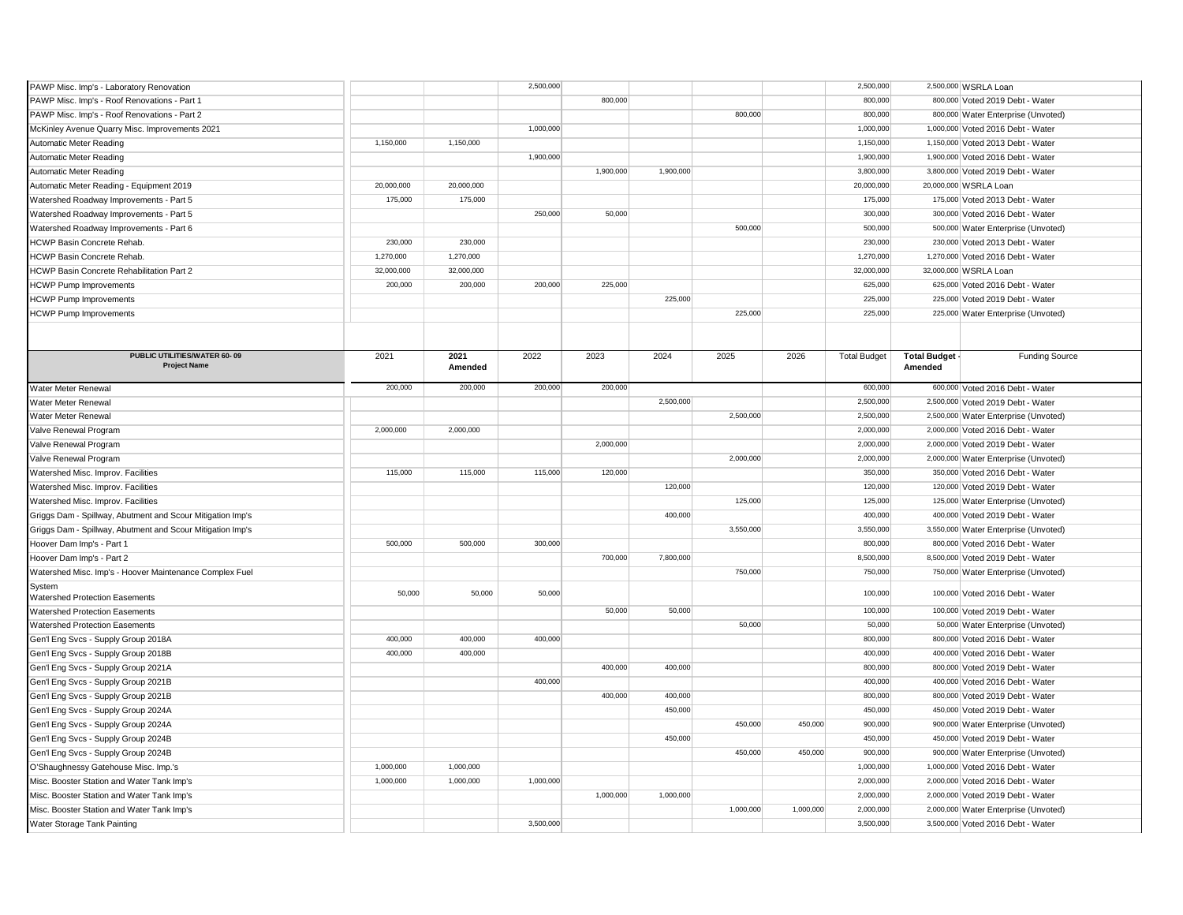| Project Name | 2021 | 2021 Amended | 2022 | 2023 | 2024 | 2025 | 2026 | Total Budget | Total Budget - Amended | Funding Source |
|---|---|---|---|---|---|---|---|---|---|---|
| PAWP Misc. Imp's - Laboratory Renovation | | | 2,500,000 | | | | | 2,500,000 | 2,500,000 | WSRLA Loan |
| PAWP Misc. Imp's - Roof Renovations - Part 1 | | | | 800,000 | | | | 800,000 | 800,000 | Voted 2019 Debt - Water |
| PAWP Misc. Imp's - Roof Renovations - Part 2 | | | | | | 800,000 | | 800,000 | 800,000 | Water Enterprise (Unvoted) |
| McKinley Avenue Quarry Misc. Improvements 2021 | | | 1,000,000 | | | | | 1,000,000 | 1,000,000 | Voted 2016 Debt - Water |
| Automatic Meter Reading | 1,150,000 | 1,150,000 | | | | | | 1,150,000 | 1,150,000 | Voted 2013 Debt - Water |
| Automatic Meter Reading | | | 1,900,000 | | | | | 1,900,000 | 1,900,000 | Voted 2016 Debt - Water |
| Automatic Meter Reading | | | | 1,900,000 | 1,900,000 | | | 3,800,000 | 3,800,000 | Voted 2019 Debt - Water |
| Automatic Meter Reading - Equipment 2019 | 20,000,000 | 20,000,000 | | | | | | 20,000,000 | 20,000,000 | WSRLA Loan |
| Watershed Roadway Improvements - Part 5 | 175,000 | 175,000 | | | | | | 175,000 | 175,000 | Voted 2013 Debt - Water |
| Watershed Roadway Improvements - Part 5 | | | 250,000 | 50,000 | | | | 300,000 | 300,000 | Voted 2016 Debt - Water |
| Watershed Roadway Improvements - Part 6 | | | | | | 500,000 | | 500,000 | 500,000 | Water Enterprise (Unvoted) |
| HCWP Basin Concrete Rehab. | 230,000 | 230,000 | | | | | | 230,000 | 230,000 | Voted 2013 Debt - Water |
| HCWP Basin Concrete Rehab. | 1,270,000 | 1,270,000 | | | | | | 1,270,000 | 1,270,000 | Voted 2016 Debt - Water |
| HCWP Basin Concrete Rehabilitation Part 2 | 32,000,000 | 32,000,000 | | | | | | 32,000,000 | 32,000,000 | WSRLA Loan |
| HCWP Pump Improvements | 200,000 | 200,000 | 200,000 | 225,000 | | | | 625,000 | 625,000 | Voted 2016 Debt - Water |
| HCWP Pump Improvements | | | | | 225,000 | | | 225,000 | 225,000 | Voted 2019 Debt - Water |
| HCWP Pump Improvements | | | | | | 225,000 | | 225,000 | 225,000 | Water Enterprise (Unvoted) |

| PUBLIC UTILITIES/WATER 60- 09 Project Name | 2021 | 2021 Amended | 2022 | 2023 | 2024 | 2025 | 2026 | Total Budget | Total Budget - Amended | Funding Source |
|---|---|---|---|---|---|---|---|---|---|---|
| Water Meter Renewal | 200,000 | 200,000 | 200,000 | 200,000 | | | | 600,000 | 600,000 | Voted 2016 Debt - Water |
| Water Meter Renewal | | | | | 2,500,000 | | | 2,500,000 | 2,500,000 | Voted 2019 Debt - Water |
| Water Meter Renewal | | | | | | 2,500,000 | | 2,500,000 | 2,500,000 | Water Enterprise (Unvoted) |
| Valve Renewal Program | 2,000,000 | 2,000,000 | | | | | | 2,000,000 | 2,000,000 | Voted 2016 Debt - Water |
| Valve Renewal Program | | | | 2,000,000 | | | | 2,000,000 | 2,000,000 | Voted 2019 Debt - Water |
| Valve Renewal Program | | | | | | 2,000,000 | | 2,000,000 | 2,000,000 | Water Enterprise (Unvoted) |
| Watershed Misc. Improv. Facilities | 115,000 | 115,000 | 115,000 | 120,000 | | | | 350,000 | 350,000 | Voted 2016 Debt - Water |
| Watershed Misc. Improv. Facilities | | | | | 120,000 | | | 120,000 | 120,000 | Voted 2019 Debt - Water |
| Watershed Misc. Improv. Facilities | | | | | | 125,000 | | 125,000 | 125,000 | Water Enterprise (Unvoted) |
| Griggs Dam - Spillway, Abutment and Scour Mitigation Imp's | | | | | 400,000 | | | 400,000 | 400,000 | Voted 2019 Debt - Water |
| Griggs Dam - Spillway, Abutment and Scour Mitigation Imp's | | | | | | 3,550,000 | | 3,550,000 | 3,550,000 | Water Enterprise (Unvoted) |
| Hoover Dam Imp's - Part 1 | 500,000 | 500,000 | 300,000 | | | | | 800,000 | 800,000 | Voted 2016 Debt - Water |
| Hoover Dam Imp's - Part 2 | | | | 700,000 | 7,800,000 | | | 8,500,000 | 8,500,000 | Voted 2019 Debt - Water |
| Watershed Misc. Imp's - Hoover Maintenance Complex Fuel System | | | | | | 750,000 | | 750,000 | 750,000 | Water Enterprise (Unvoted) |
| Watershed Protection Easements | 50,000 | 50,000 | 50,000 | | | | | 100,000 | 100,000 | Voted 2016 Debt - Water |
| Watershed Protection Easements | | | | 50,000 | 50,000 | | | 100,000 | 100,000 | Voted 2019 Debt - Water |
| Watershed Protection Easements | | | | | | 50,000 | | 50,000 | 50,000 | Water Enterprise (Unvoted) |
| Gen'l Eng Svcs - Supply Group 2018A | 400,000 | 400,000 | 400,000 | | | | | 800,000 | 800,000 | Voted 2016 Debt - Water |
| Gen'l Eng Svcs - Supply Group 2018B | 400,000 | 400,000 | | | | | | 400,000 | 400,000 | Voted 2016 Debt - Water |
| Gen'l Eng Svcs - Supply Group 2021A | | | | 400,000 | 400,000 | | | 800,000 | 800,000 | Voted 2019 Debt - Water |
| Gen'l Eng Svcs - Supply Group 2021B | | | 400,000 | | | | | 400,000 | 400,000 | Voted 2016 Debt - Water |
| Gen'l Eng Svcs - Supply Group 2021B | | | | 400,000 | 400,000 | | | 800,000 | 800,000 | Voted 2019 Debt - Water |
| Gen'l Eng Svcs - Supply Group 2024A | | | | | 450,000 | | | 450,000 | 450,000 | Voted 2019 Debt - Water |
| Gen'l Eng Svcs - Supply Group 2024A | | | | | | 450,000 | 450,000 | 900,000 | 900,000 | Water Enterprise (Unvoted) |
| Gen'l Eng Svcs - Supply Group 2024B | | | | | 450,000 | | | 450,000 | 450,000 | Voted 2019 Debt - Water |
| Gen'l Eng Svcs - Supply Group 2024B | | | | | | 450,000 | 450,000 | 900,000 | 900,000 | Water Enterprise (Unvoted) |
| O'Shaughnessy Gatehouse Misc. Imp.'s | 1,000,000 | 1,000,000 | | | | | | 1,000,000 | 1,000,000 | Voted 2016 Debt - Water |
| Misc. Booster Station and Water Tank Imp's | 1,000,000 | 1,000,000 | 1,000,000 | | | | | 2,000,000 | 2,000,000 | Voted 2016 Debt - Water |
| Misc. Booster Station and Water Tank Imp's | | | | 1,000,000 | 1,000,000 | | | 2,000,000 | 2,000,000 | Voted 2019 Debt - Water |
| Misc. Booster Station and Water Tank Imp's | | | | | | 1,000,000 | 1,000,000 | 2,000,000 | 2,000,000 | Water Enterprise (Unvoted) |
| Water Storage Tank Painting | | | 3,500,000 | | | | | 3,500,000 | 3,500,000 | Voted 2016 Debt - Water |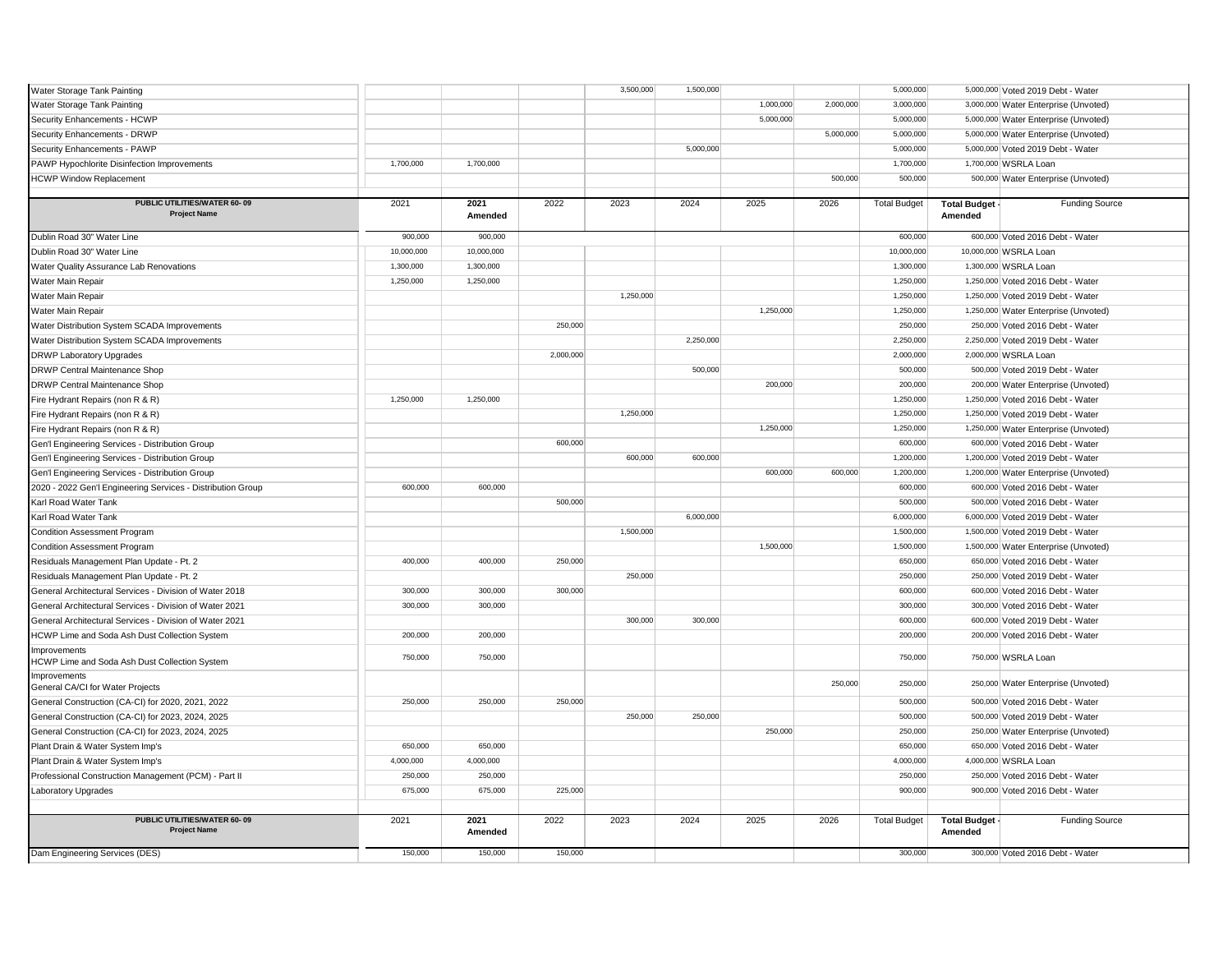| | | | | | | | | | | |
|---|---|---|---|---|---|---|---|---|---|---|
| Water Storage Tank Painting | | | | 3,500,000 | 1,500,000 | | | 5,000,000 | 5,000,000 | Voted 2019 Debt - Water |
| Water Storage Tank Painting | | | | | | 1,000,000 | 2,000,000 | 3,000,000 | 3,000,000 | Water Enterprise (Unvoted) |
| Security Enhancements - HCWP | | | | | | 5,000,000 | | 5,000,000 | 5,000,000 | Water Enterprise (Unvoted) |
| Security Enhancements - DRWP | | | | | | | 5,000,000 | 5,000,000 | 5,000,000 | Water Enterprise (Unvoted) |
| Security Enhancements - PAWP | | | | | 5,000,000 | | | 5,000,000 | 5,000,000 | Voted 2019 Debt - Water |
| PAWP Hypochlorite Disinfection Improvements | 1,700,000 | 1,700,000 | | | | | | 1,700,000 | 1,700,000 | WSRLA Loan |
| HCWP Window Replacement | | | | | | | 500,000 | 500,000 | 500,000 | Water Enterprise (Unvoted) |

| PUBLIC UTILITIES/WATER 60- 09<br>Project Name | 2021 | 2021 Amended | 2022 | 2023 | 2024 | 2025 | 2026 | Total Budget | Total Budget - Amended | Funding Source |
|---|---|---|---|---|---|---|---|---|---|---|
| Dublin Road 30" Water Line | 900,000 | 900,000 | | | | | | 600,000 | 600,000 | Voted 2016 Debt - Water |
| Dublin Road 30" Water Line | 10,000,000 | 10,000,000 | | | | | | 10,000,000 | 10,000,000 | WSRLA Loan |
| Water Quality Assurance Lab Renovations | 1,300,000 | 1,300,000 | | | | | | 1,300,000 | 1,300,000 | WSRLA Loan |
| Water Main Repair | 1,250,000 | 1,250,000 | | | | | | 1,250,000 | 1,250,000 | Voted 2016 Debt - Water |
| Water Main Repair | | | | 1,250,000 | | | | 1,250,000 | 1,250,000 | Voted 2019 Debt - Water |
| Water Main Repair | | | | | | 1,250,000 | | 1,250,000 | 1,250,000 | Water Enterprise (Unvoted) |
| Water Distribution System SCADA Improvements | | | 250,000 | | | | | 250,000 | 250,000 | Voted 2016 Debt - Water |
| Water Distribution System SCADA Improvements | | | | | 2,250,000 | | | 2,250,000 | 2,250,000 | Voted 2019 Debt - Water |
| DRWP Laboratory Upgrades | | | 2,000,000 | | | | | 2,000,000 | 2,000,000 | WSRLA Loan |
| DRWP Central Maintenance Shop | | | | | 500,000 | | | 500,000 | 500,000 | Voted 2019 Debt - Water |
| DRWP Central Maintenance Shop | | | | | | 200,000 | | 200,000 | 200,000 | Water Enterprise (Unvoted) |
| Fire Hydrant Repairs (non R & R) | 1,250,000 | 1,250,000 | | | | | | 1,250,000 | 1,250,000 | Voted 2016 Debt - Water |
| Fire Hydrant Repairs (non R & R) | | | | 1,250,000 | | | | 1,250,000 | 1,250,000 | Voted 2019 Debt - Water |
| Fire Hydrant Repairs (non R & R) | | | | | | 1,250,000 | | 1,250,000 | 1,250,000 | Water Enterprise (Unvoted) |
| Gen'l Engineering Services - Distribution Group | | | 600,000 | | | | | 600,000 | 600,000 | Voted 2016 Debt - Water |
| Gen'l Engineering Services - Distribution Group | | | | 600,000 | 600,000 | | | 1,200,000 | 1,200,000 | Voted 2019 Debt - Water |
| Gen'l Engineering Services - Distribution Group | | | | | | 600,000 | 600,000 | 1,200,000 | 1,200,000 | Water Enterprise (Unvoted) |
| 2020 - 2022 Gen'l Engineering Services - Distribution Group | 600,000 | 600,000 | | | | | | 600,000 | 600,000 | Voted 2016 Debt - Water |
| Karl Road Water Tank | | | 500,000 | | | | | 500,000 | 500,000 | Voted 2016 Debt - Water |
| Karl Road Water Tank | | | | | 6,000,000 | | | 6,000,000 | 6,000,000 | Voted 2019 Debt - Water |
| Condition Assessment Program | | | | 1,500,000 | | | | 1,500,000 | 1,500,000 | Voted 2019 Debt - Water |
| Condition Assessment Program | | | | | | 1,500,000 | | 1,500,000 | 1,500,000 | Water Enterprise (Unvoted) |
| Residuals Management Plan Update - Pt. 2 | 400,000 | 400,000 | 250,000 | | | | | 650,000 | 650,000 | Voted 2016 Debt - Water |
| Residuals Management Plan Update - Pt. 2 | | | | 250,000 | | | | 250,000 | 250,000 | Voted 2019 Debt - Water |
| General Architectural Services - Division of Water 2018 | 300,000 | 300,000 | 300,000 | | | | | 600,000 | 600,000 | Voted 2016 Debt - Water |
| General Architectural Services - Division of Water 2021 | 300,000 | 300,000 | | | | | | 300,000 | 300,000 | Voted 2016 Debt - Water |
| General Architectural Services - Division of Water 2021 | | | | 300,000 | 300,000 | | | 600,000 | 600,000 | Voted 2019 Debt - Water |
| HCWP Lime and Soda Ash Dust Collection System | 200,000 | 200,000 | | | | | | 200,000 | 200,000 | Voted 2016 Debt - Water |
| Improvements<br>HCWP Lime and Soda Ash Dust Collection System | 750,000 | 750,000 | | | | | | 750,000 | 750,000 | WSRLA Loan |
| Improvements<br>General CA/CI for Water Projects | | | | | | | 250,000 | 250,000 | 250,000 | Water Enterprise (Unvoted) |
| General Construction (CA-CI) for 2020, 2021, 2022 | 250,000 | 250,000 | 250,000 | | | | | 500,000 | 500,000 | Voted 2016 Debt - Water |
| General Construction (CA-CI) for 2023, 2024, 2025 | | | | 250,000 | 250,000 | | | 500,000 | 500,000 | Voted 2019 Debt - Water |
| General Construction (CA-CI) for 2023, 2024, 2025 | | | | | | 250,000 | | 250,000 | 250,000 | Water Enterprise (Unvoted) |
| Plant Drain & Water System Imp's | 650,000 | 650,000 | | | | | | 650,000 | 650,000 | Voted 2016 Debt - Water |
| Plant Drain & Water System Imp's | 4,000,000 | 4,000,000 | | | | | | 4,000,000 | 4,000,000 | WSRLA Loan |
| Professional Construction Management (PCM) - Part II | 250,000 | 250,000 | | | | | | 250,000 | 250,000 | Voted 2016 Debt - Water |
| Laboratory Upgrades | 675,000 | 675,000 | 225,000 | | | | | 900,000 | 900,000 | Voted 2016 Debt - Water |

| PUBLIC UTILITIES/WATER 60- 09<br>Project Name | 2021 | 2021 Amended | 2022 | 2023 | 2024 | 2025 | 2026 | Total Budget | Total Budget - Amended | Funding Source |
|---|---|---|---|---|---|---|---|---|---|---|
| Dam Engineering Services (DES) | 150,000 | 150,000 | 150,000 | | | | | 300,000 | 300,000 | Voted 2016 Debt - Water |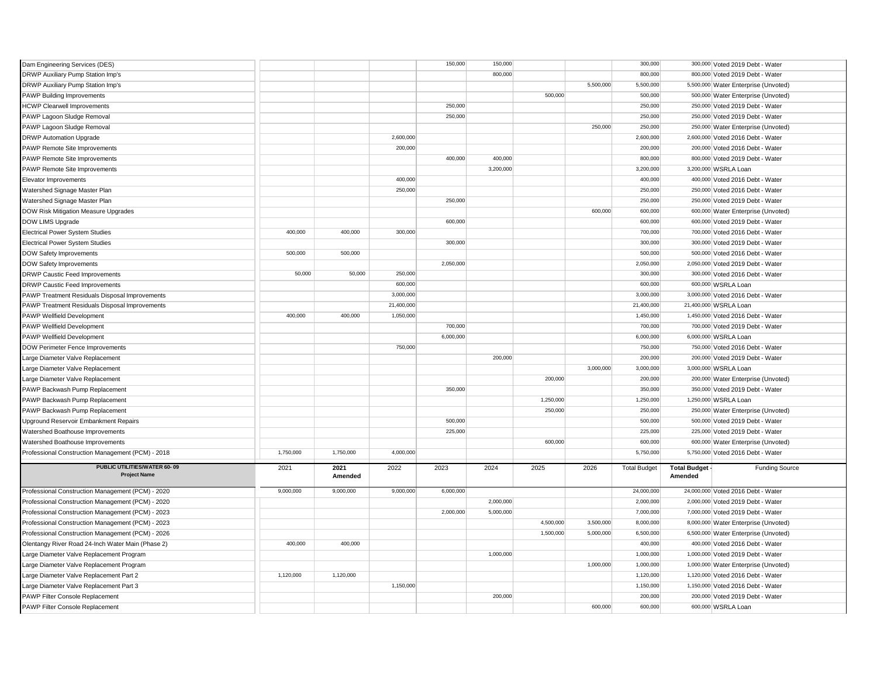| PUBLIC UTILITIES/WATER 60- 09 Project Name | 2021 | 2021 Amended | 2022 | 2023 | 2024 | 2025 | 2026 | Total Budget | Total Budget - Amended | Funding Source |
|---|---|---|---|---|---|---|---|---|---|---|
| Dam Engineering Services (DES) | | | | 150,000 | 150,000 | | | 300,000 | 300,000 | Voted 2019 Debt - Water |
| DRWP Auxiliary Pump Station Imp's | | | | | 800,000 | | | 800,000 | 800,000 | Voted 2019 Debt - Water |
| DRWP Auxiliary Pump Station Imp's | | | | | | | 5,500,000 | 5,500,000 | 5,500,000 | Water Enterprise (Unvoted) |
| PAWP Building Improvements | | | | | | 500,000 | | 500,000 | 500,000 | Water Enterprise (Unvoted) |
| HCWP Clearwell Improvements | | | | 250,000 | | | | 250,000 | 250,000 | Voted 2019 Debt - Water |
| PAWP Lagoon Sludge Removal | | | | 250,000 | | | | 250,000 | 250,000 | Voted 2019 Debt - Water |
| PAWP Lagoon Sludge Removal | | | | | | | 250,000 | 250,000 | 250,000 | Water Enterprise (Unvoted) |
| DRWP Automation Upgrade | | | 2,600,000 | | | | | 2,600,000 | 2,600,000 | Voted 2016 Debt - Water |
| PAWP Remote Site Improvements | | | 200,000 | | | | | 200,000 | 200,000 | Voted 2016 Debt - Water |
| PAWP Remote Site Improvements | | | | 400,000 | 400,000 | | | 800,000 | 800,000 | Voted 2019 Debt - Water |
| PAWP Remote Site Improvements | | | | | 3,200,000 | | | 3,200,000 | 3,200,000 | WSRLA Loan |
| Elevator Improvements | | | 400,000 | | | | | 400,000 | 400,000 | Voted 2016 Debt - Water |
| Watershed Signage Master Plan | | | 250,000 | | | | | 250,000 | 250,000 | Voted 2016 Debt - Water |
| Watershed Signage Master Plan | | | | 250,000 | | | | 250,000 | 250,000 | Voted 2019 Debt - Water |
| DOW Risk Mitigation Measure Upgrades | | | | | | | 600,000 | 600,000 | 600,000 | Water Enterprise (Unvoted) |
| DOW LIMS Upgrade | | | | 600,000 | | | | 600,000 | 600,000 | Voted 2019 Debt - Water |
| Electrical Power System Studies | 400,000 | 400,000 | 300,000 | | | | | 700,000 | 700,000 | Voted 2016 Debt - Water |
| Electrical Power System Studies | | | | 300,000 | | | | 300,000 | 300,000 | Voted 2019 Debt - Water |
| DOW Safety Improvements | 500,000 | 500,000 | | | | | | 500,000 | 500,000 | Voted 2016 Debt - Water |
| DOW Safety Improvements | | | | 2,050,000 | | | | 2,050,000 | 2,050,000 | Voted 2019 Debt - Water |
| DRWP Caustic Feed Improvements | 50,000 | 50,000 | 250,000 | | | | | 300,000 | 300,000 | Voted 2016 Debt - Water |
| DRWP Caustic Feed Improvements | | | 600,000 | | | | | 600,000 | 600,000 | WSRLA Loan |
| PAWP Treatment Residuals Disposal Improvements | | | 3,000,000 | | | | | 3,000,000 | 3,000,000 | Voted 2016 Debt - Water |
| PAWP Treatment Residuals Disposal Improvements | | | 21,400,000 | | | | | 21,400,000 | 21,400,000 | WSRLA Loan |
| PAWP Wellfield Development | 400,000 | 400,000 | 1,050,000 | | | | | 1,450,000 | 1,450,000 | Voted 2016 Debt - Water |
| PAWP Wellfield Development | | | | 700,000 | | | | 700,000 | 700,000 | Voted 2019 Debt - Water |
| PAWP Wellfield Development | | | | 6,000,000 | | | | 6,000,000 | 6,000,000 | WSRLA Loan |
| DOW Perimeter Fence Improvements | | | 750,000 | | | | | 750,000 | 750,000 | Voted 2016 Debt - Water |
| Large Diameter Valve Replacement | | | | | 200,000 | | | 200,000 | 200,000 | Voted 2019 Debt - Water |
| Large Diameter Valve Replacement | | | | | | | 3,000,000 | 3,000,000 | 3,000,000 | WSRLA Loan |
| Large Diameter Valve Replacement | | | | | | 200,000 | | 200,000 | 200,000 | Water Enterprise (Unvoted) |
| PAWP Backwash Pump Replacement | | | | 350,000 | | | | 350,000 | 350,000 | Voted 2019 Debt - Water |
| PAWP Backwash Pump Replacement | | | | | | 1,250,000 | | 1,250,000 | 1,250,000 | WSRLA Loan |
| PAWP Backwash Pump Replacement | | | | | | 250,000 | | 250,000 | 250,000 | Water Enterprise (Unvoted) |
| Upground Reservoir Embankment Repairs | | | | 500,000 | | | | 500,000 | 500,000 | Voted 2019 Debt - Water |
| Watershed Boathouse Improvements | | | | 225,000 | | | | 225,000 | 225,000 | Voted 2019 Debt - Water |
| Watershed Boathouse Improvements | | | | | | 600,000 | | 600,000 | 600,000 | Water Enterprise (Unvoted) |
| Professional Construction Management (PCM) - 2018 | 1,750,000 | 1,750,000 | 4,000,000 | | | | | 5,750,000 | 5,750,000 | Voted 2016 Debt - Water |
| Professional Construction Management (PCM) - 2020 | 9,000,000 | 9,000,000 | 9,000,000 | 6,000,000 | | | | 24,000,000 | 24,000,000 | Voted 2016 Debt - Water |
| Professional Construction Management (PCM) - 2020 | | | | | 2,000,000 | | | 2,000,000 | 2,000,000 | Voted 2019 Debt - Water |
| Professional Construction Management (PCM) - 2023 | | | | 2,000,000 | 5,000,000 | | | 7,000,000 | 7,000,000 | Voted 2019 Debt - Water |
| Professional Construction Management (PCM) - 2023 | | | | | | 4,500,000 | 3,500,000 | 8,000,000 | 8,000,000 | Water Enterprise (Unvoted) |
| Professional Construction Management (PCM) - 2026 | | | | | | 1,500,000 | 5,000,000 | 6,500,000 | 6,500,000 | Water Enterprise (Unvoted) |
| Olentangy River Road 24-Inch Water Main (Phase 2) | 400,000 | 400,000 | | | | | | 400,000 | 400,000 | Voted 2016 Debt - Water |
| Large Diameter Valve Replacement Program | | | | | 1,000,000 | | | 1,000,000 | 1,000,000 | Voted 2019 Debt - Water |
| Large Diameter Valve Replacement Program | | | | | | | 1,000,000 | 1,000,000 | 1,000,000 | Water Enterprise (Unvoted) |
| Large Diameter Valve Replacement Part 2 | 1,120,000 | 1,120,000 | | | | | | 1,120,000 | 1,120,000 | Voted 2016 Debt - Water |
| Large Diameter Valve Replacement Part 3 | | | 1,150,000 | | | | | 1,150,000 | 1,150,000 | Voted 2016 Debt - Water |
| PAWP Filter Console Replacement | | | | | 200,000 | | | 200,000 | 200,000 | Voted 2019 Debt - Water |
| PAWP Filter Console Replacement | | | | | | | 600,000 | 600,000 | 600,000 | WSRLA Loan |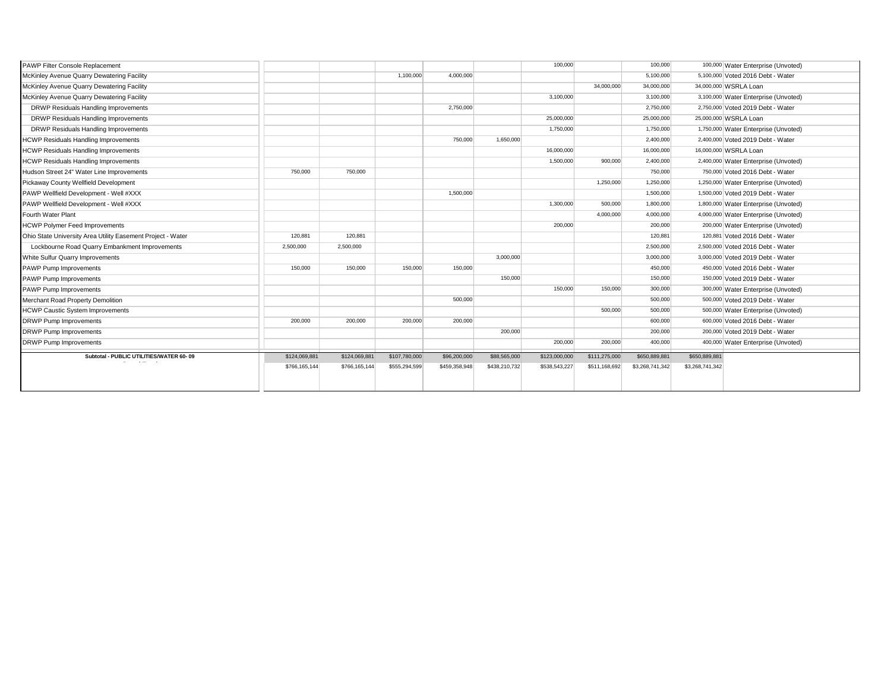| | | | | | | | | | | |
|---|---|---|---|---|---|---|---|---|---|---|
| PAWP Filter Console Replacement | | | | | | 100,000 | | 100,000 | 100,000 | Water Enterprise (Unvoted) |
| McKinley Avenue Quarry Dewatering Facility | | | 1,100,000 | 4,000,000 | | | | 5,100,000 | 5,100,000 | Voted 2016 Debt - Water |
| McKinley Avenue Quarry Dewatering Facility | | | | | | | 34,000,000 | 34,000,000 | 34,000,000 | WSRLA Loan |
| McKinley Avenue Quarry Dewatering Facility | | | | | | 3,100,000 | | 3,100,000 | 3,100,000 | Water Enterprise (Unvoted) |
| DRWP Residuals Handling Improvements | | | | 2,750,000 | | | | 2,750,000 | 2,750,000 | Voted 2019 Debt - Water |
| DRWP Residuals Handling Improvements | | | | | | 25,000,000 | | 25,000,000 | 25,000,000 | WSRLA Loan |
| DRWP Residuals Handling Improvements | | | | | | 1,750,000 | | 1,750,000 | 1,750,000 | Water Enterprise (Unvoted) |
| HCWP Residuals Handling Improvements | | | | 750,000 | 1,650,000 | | | 2,400,000 | 2,400,000 | Voted 2019 Debt - Water |
| HCWP Residuals Handling Improvements | | | | | | 16,000,000 | | 16,000,000 | 16,000,000 | WSRLA Loan |
| HCWP Residuals Handling Improvements | | | | | | 1,500,000 | 900,000 | 2,400,000 | 2,400,000 | Water Enterprise (Unvoted) |
| Hudson Street 24" Water Line Improvements | 750,000 | 750,000 | | | | | | 750,000 | 750,000 | Voted 2016 Debt - Water |
| Pickaway County Wellfield Development | | | | | | | 1,250,000 | 1,250,000 | 1,250,000 | Water Enterprise (Unvoted) |
| PAWP Wellfield Development - Well #XXX | | | | 1,500,000 | | | | 1,500,000 | 1,500,000 | Voted 2019 Debt - Water |
| PAWP Wellfield Development - Well #XXX | | | | | | 1,300,000 | 500,000 | 1,800,000 | 1,800,000 | Water Enterprise (Unvoted) |
| Fourth Water Plant | | | | | | | 4,000,000 | 4,000,000 | 4,000,000 | Water Enterprise (Unvoted) |
| HCWP Polymer Feed Improvements | | | | | | 200,000 | | 200,000 | 200,000 | Water Enterprise (Unvoted) |
| Ohio State University Area Utility Easement Project - Water | 120,881 | 120,881 | | | | | | 120,881 | 120,881 | Voted 2016 Debt - Water |
| Lockbourne Road Quarry Embankment Improvements | 2,500,000 | 2,500,000 | | | | | | 2,500,000 | 2,500,000 | Voted 2016 Debt - Water |
| White Sulfur Quarry Improvements | | | | | 3,000,000 | | | 3,000,000 | 3,000,000 | Voted 2019 Debt - Water |
| PAWP Pump Improvements | 150,000 | 150,000 | 150,000 | 150,000 | | | | 450,000 | 450,000 | Voted 2016 Debt - Water |
| PAWP Pump Improvements | | | | | 150,000 | | | 150,000 | 150,000 | Voted 2019 Debt - Water |
| PAWP Pump Improvements | | | | | | 150,000 | 150,000 | 300,000 | 300,000 | Water Enterprise (Unvoted) |
| Merchant Road Property Demolition | | | | 500,000 | | | | 500,000 | 500,000 | Voted 2019 Debt - Water |
| HCWP Caustic System Improvements | | | | | | | 500,000 | 500,000 | 500,000 | Water Enterprise (Unvoted) |
| DRWP Pump Improvements | 200,000 | 200,000 | 200,000 | 200,000 | | | | 600,000 | 600,000 | Voted 2016 Debt - Water |
| DRWP Pump Improvements | | | | | 200,000 | | | 200,000 | 200,000 | Voted 2019 Debt - Water |
| DRWP Pump Improvements | | | | | | 200,000 | 200,000 | 400,000 | 400,000 | Water Enterprise (Unvoted) |
| **Subtotal - PUBLIC UTILITIES/WATER 60- 09** | $124,069,881 | $124,069,881 | $107,780,000 | $96,200,000 | $88,565,000 | $123,000,000 | $111,275,000 | $650,889,881 | $650,889,881 | |
| | $766,165,144 | $766,165,144 | $555,294,599 | $459,358,948 | $438,210,732 | $538,543,227 | $511,168,692 | $3,268,741,342 | $3,268,741,342 | |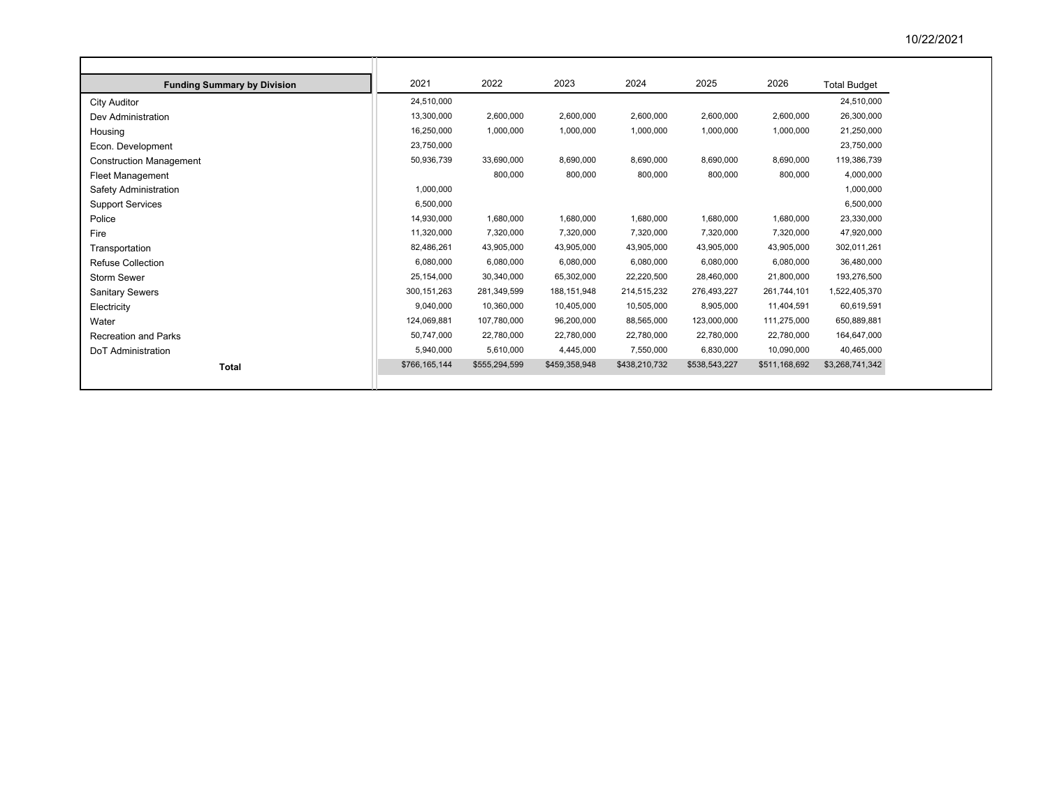| Funding Summary by Division | 2021 | 2022 | 2023 | 2024 | 2025 | 2026 | Total Budget |
|---|---|---|---|---|---|---|---|
| City Auditor | 24,510,000 | | | | | | 24,510,000 |
| Dev Administration | 13,300,000 | 2,600,000 | 2,600,000 | 2,600,000 | 2,600,000 | 2,600,000 | 26,300,000 |
| Housing | 16,250,000 | 1,000,000 | 1,000,000 | 1,000,000 | 1,000,000 | 1,000,000 | 21,250,000 |
| Econ. Development | 23,750,000 | | | | | | 23,750,000 |
| Construction Management | 50,936,739 | 33,690,000 | 8,690,000 | 8,690,000 | 8,690,000 | 8,690,000 | 119,386,739 |
| Fleet Management | | 800,000 | 800,000 | 800,000 | 800,000 | 800,000 | 4,000,000 |
| Safety Administration | 1,000,000 | | | | | | 1,000,000 |
| Support Services | 6,500,000 | | | | | | 6,500,000 |
| Police | 14,930,000 | 1,680,000 | 1,680,000 | 1,680,000 | 1,680,000 | 1,680,000 | 23,330,000 |
| Fire | 11,320,000 | 7,320,000 | 7,320,000 | 7,320,000 | 7,320,000 | 7,320,000 | 47,920,000 |
| Transportation | 82,486,261 | 43,905,000 | 43,905,000 | 43,905,000 | 43,905,000 | 43,905,000 | 302,011,261 |
| Refuse Collection | 6,080,000 | 6,080,000 | 6,080,000 | 6,080,000 | 6,080,000 | 6,080,000 | 36,480,000 |
| Storm Sewer | 25,154,000 | 30,340,000 | 65,302,000 | 22,220,500 | 28,460,000 | 21,800,000 | 193,276,500 |
| Sanitary Sewers | 300,151,263 | 281,349,599 | 188,151,948 | 214,515,232 | 276,493,227 | 261,744,101 | 1,522,405,370 |
| Electricity | 9,040,000 | 10,360,000 | 10,405,000 | 10,505,000 | 8,905,000 | 11,404,591 | 60,619,591 |
| Water | 124,069,881 | 107,780,000 | 96,200,000 | 88,565,000 | 123,000,000 | 111,275,000 | 650,889,881 |
| Recreation and Parks | 50,747,000 | 22,780,000 | 22,780,000 | 22,780,000 | 22,780,000 | 22,780,000 | 164,647,000 |
| DoT Administration | 5,940,000 | 5,610,000 | 4,445,000 | 7,550,000 | 6,830,000 | 10,090,000 | 40,465,000 |
| **Total** | $766,165,144 | $555,294,599 | $459,358,948 | $438,210,732 | $538,543,227 | $511,168,692 | $3,268,741,342 |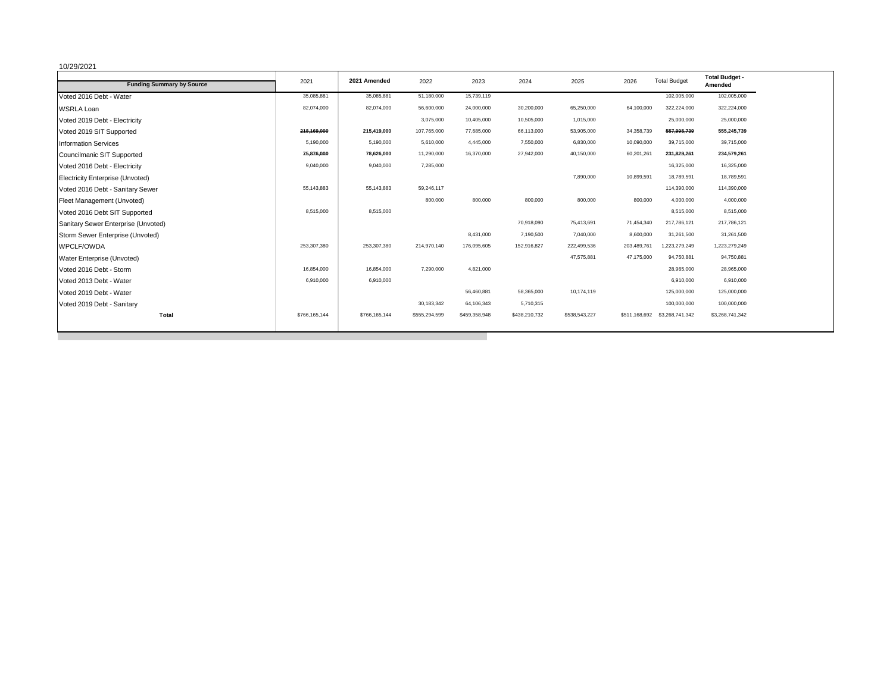10/29/2021

| Funding Summary by Source | 2021 | 2021 Amended | 2022 | 2023 | 2024 | 2025 | 2026 | Total Budget | Total Budget - Amended |
|---|---|---|---|---|---|---|---|---|---|
| Voted 2016 Debt - Water | 35,085,881 | 35,085,881 | 51,180,000 | 15,739,119 | | | | 102,005,000 | 102,005,000 |
| WSRLA Loan | 82,074,000 | 82,074,000 | 56,600,000 | 24,000,000 | 30,200,000 | 65,250,000 | 64,100,000 | 322,224,000 | 322,224,000 |
| Voted 2019 Debt - Electricity | | | 3,075,000 | 10,405,000 | 10,505,000 | 1,015,000 | | 25,000,000 | 25,000,000 |
| Voted 2019 SIT Supported | ~~218,169,000~~ | **215,419,000** | 107,765,000 | 77,685,000 | 66,113,000 | 53,905,000 | 34,358,739 | ~~557,995,739~~ | **555,245,739** |
| Information Services | 5,190,000 | 5,190,000 | 5,610,000 | 4,445,000 | 7,550,000 | 6,830,000 | 10,090,000 | 39,715,000 | 39,715,000 |
| Councilmanic SIT Supported | ~~75,876,000~~ | **78,626,000** | 11,290,000 | 16,370,000 | 27,942,000 | 40,150,000 | 60,201,261 | ~~231,829,261~~ | **234,579,261** |
| Voted 2016 Debt - Electricity | 9,040,000 | 9,040,000 | 7,285,000 | | | | | 16,325,000 | 16,325,000 |
| Electricity Enterprise (Unvoted) | | | | | | 7,890,000 | 10,899,591 | 18,789,591 | 18,789,591 |
| Voted 2016 Debt - Sanitary Sewer | 55,143,883 | 55,143,883 | 59,246,117 | | | | | 114,390,000 | 114,390,000 |
| Fleet Management (Unvoted) | | | 800,000 | 800,000 | 800,000 | 800,000 | 800,000 | 4,000,000 | 4,000,000 |
| Voted 2016 Debt SIT Supported | 8,515,000 | 8,515,000 | | | | | | 8,515,000 | 8,515,000 |
| Sanitary Sewer Enterprise (Unvoted) | | | | | 70,918,090 | 75,413,691 | 71,454,340 | 217,786,121 | 217,786,121 |
| Storm Sewer Enterprise (Unvoted) | | | | 8,431,000 | 7,190,500 | 7,040,000 | 8,600,000 | 31,261,500 | 31,261,500 |
| WPCLF/OWDA | 253,307,380 | 253,307,380 | 214,970,140 | 176,095,605 | 152,916,827 | 222,499,536 | 203,489,761 | 1,223,279,249 | 1,223,279,249 |
| Water Enterprise (Unvoted) | | | | | | 47,575,881 | 47,175,000 | 94,750,881 | 94,750,881 |
| Voted 2016 Debt - Storm | 16,854,000 | 16,854,000 | 7,290,000 | 4,821,000 | | | | 28,965,000 | 28,965,000 |
| Voted 2013 Debt - Water | 6,910,000 | 6,910,000 | | | | | | 6,910,000 | 6,910,000 |
| Voted 2019 Debt - Water | | | | 56,460,881 | 58,365,000 | 10,174,119 | | 125,000,000 | 125,000,000 |
| Voted 2019 Debt - Sanitary | | | 30,183,342 | 64,106,343 | 5,710,315 | | | 100,000,000 | 100,000,000 |
| **Total** | $766,165,144 | $766,165,144 | $555,294,599 | $459,358,948 | $438,210,732 | $538,543,227 | $511,168,692 | $3,268,741,342 | $3,268,741,342 |